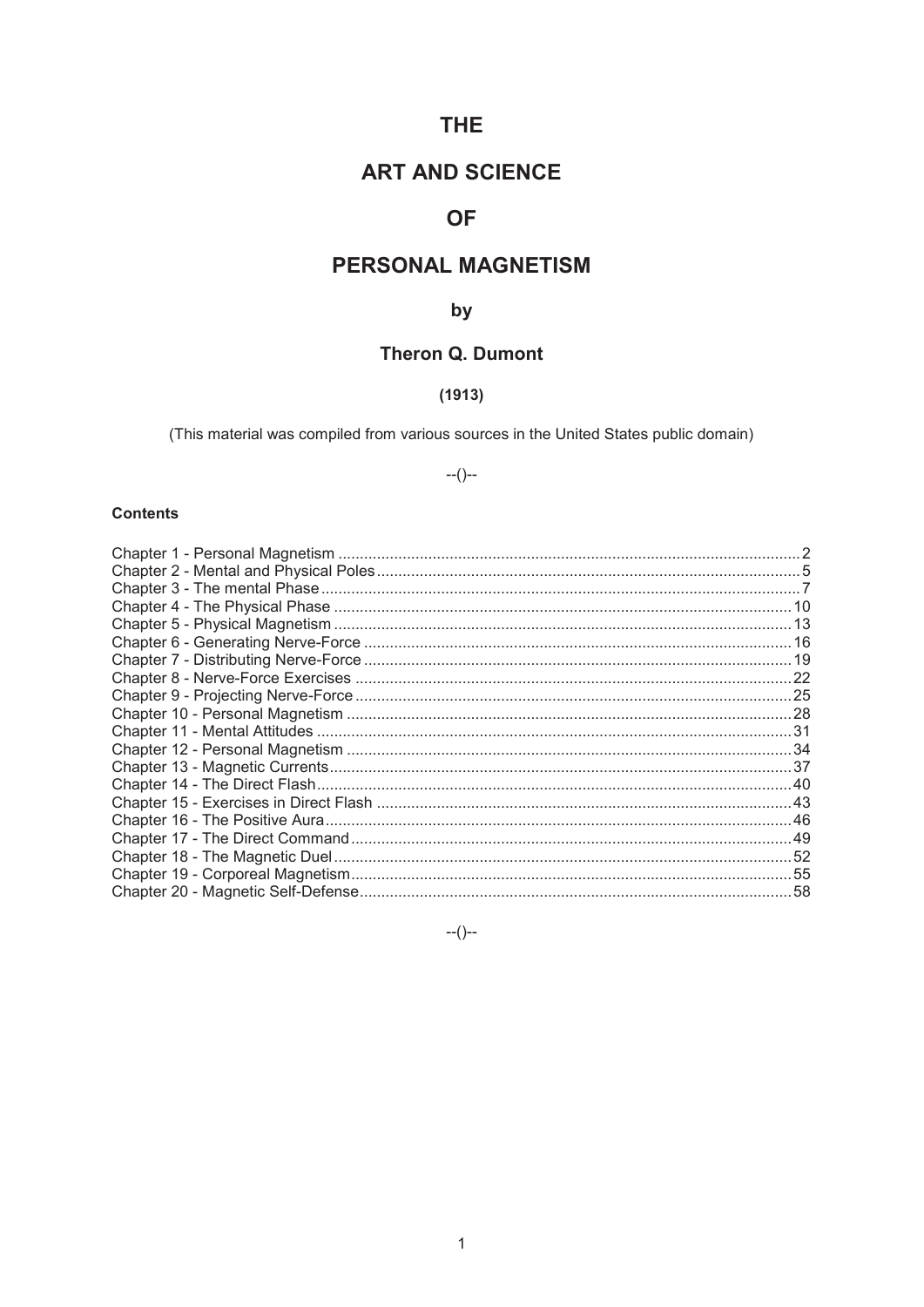# THE

# ART AND SCIENCE

# OF

# PERSONAL MAGNETISM

## by

## Theron Q. Dumont

**(1913)**

(This material was compiled from various sources in the United States public domain)

--()--

**Contents**

Chapter 1 - Personal Magnetism .......... 2
Chapter 2 - Mental and Physical Poles .......... 5
Chapter 3 - The mental Phase .......... 7
Chapter 4 - The Physical Phase .......... 10
Chapter 5 - Physical Magnetism .......... 13
Chapter 6 - Generating Nerve-Force .......... 16
Chapter 7 - Distributing Nerve-Force .......... 19
Chapter 8 - Nerve-Force Exercises .......... 22
Chapter 9 - Projecting Nerve-Force .......... 25
Chapter 10 - Personal Magnetism .......... 28
Chapter 11 - Mental Attitudes .......... 31
Chapter 12 - Personal Magnetism .......... 34
Chapter 13 - Magnetic Currents .......... 37
Chapter 14 - The Direct Flash .......... 40
Chapter 15 - Exercises in Direct Flash .......... 43
Chapter 16 - The Positive Aura .......... 46
Chapter 17 - The Direct Command .......... 49
Chapter 18 - The Magnetic Duel .......... 52
Chapter 19 - Corporeal Magnetism .......... 55
Chapter 20 - Magnetic Self-Defense .......... 58

--()--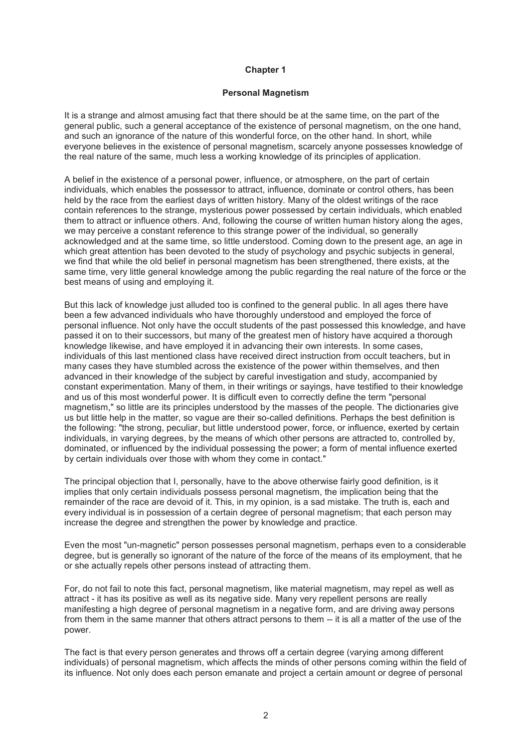# Chapter 1

## Personal Magnetism

It is a strange and almost amusing fact that there should be at the same time, on the part of the general public, such a general acceptance of the existence of personal magnetism, on the one hand, and such an ignorance of the nature of this wonderful force, on the other hand. In short, while everyone believes in the existence of personal magnetism, scarcely anyone possesses knowledge of the real nature of the same, much less a working knowledge of its principles of application.

A belief in the existence of a personal power, influence, or atmosphere, on the part of certain individuals, which enables the possessor to attract, influence, dominate or control others, has been held by the race from the earliest days of written history. Many of the oldest writings of the race contain references to the strange, mysterious power possessed by certain individuals, which enabled them to attract or influence others. And, following the course of written human history along the ages, we may perceive a constant reference to this strange power of the individual, so generally acknowledged and at the same time, so little understood. Coming down to the present age, an age in which great attention has been devoted to the study of psychology and psychic subjects in general, we find that while the old belief in personal magnetism has been strengthened, there exists, at the same time, very little general knowledge among the public regarding the real nature of the force or the best means of using and employing it.

But this lack of knowledge just alluded too is confined to the general public. In all ages there have been a few advanced individuals who have thoroughly understood and employed the force of personal influence. Not only have the occult students of the past possessed this knowledge, and have passed it on to their successors, but many of the greatest men of history have acquired a thorough knowledge likewise, and have employed it in advancing their own interests. In some cases, individuals of this last mentioned class have received direct instruction from occult teachers, but in many cases they have stumbled across the existence of the power within themselves, and then advanced in their knowledge of the subject by careful investigation and study, accompanied by constant experimentation. Many of them, in their writings or sayings, have testified to their knowledge and us of this most wonderful power. It is difficult even to correctly define the term "personal magnetism," so little are its principles understood by the masses of the people. The dictionaries give us but little help in the matter, so vague are their so-called definitions. Perhaps the best definition is the following: "the strong, peculiar, but little understood power, force, or influence, exerted by certain individuals, in varying degrees, by the means of which other persons are attracted to, controlled by, dominated, or influenced by the individual possessing the power; a form of mental influence exerted by certain individuals over those with whom they come in contact."

The principal objection that I, personally, have to the above otherwise fairly good definition, is it implies that only certain individuals possess personal magnetism, the implication being that the remainder of the race are devoid of it. This, in my opinion, is a sad mistake. The truth is, each and every individual is in possession of a certain degree of personal magnetism; that each person may increase the degree and strengthen the power by knowledge and practice.

Even the most "un-magnetic" person possesses personal magnetism, perhaps even to a considerable degree, but is generally so ignorant of the nature of the force of the means of its employment, that he or she actually repels other persons instead of attracting them.

For, do not fail to note this fact, personal magnetism, like material magnetism, may repel as well as attract - it has its positive as well as its negative side. Many very repellent persons are really manifesting a high degree of personal magnetism in a negative form, and are driving away persons from them in the same manner that others attract persons to them -- it is all a matter of the use of the power.

The fact is that every person generates and throws off a certain degree (varying among different individuals) of personal magnetism, which affects the minds of other persons coming within the field of its influence. Not only does each person emanate and project a certain amount or degree of personal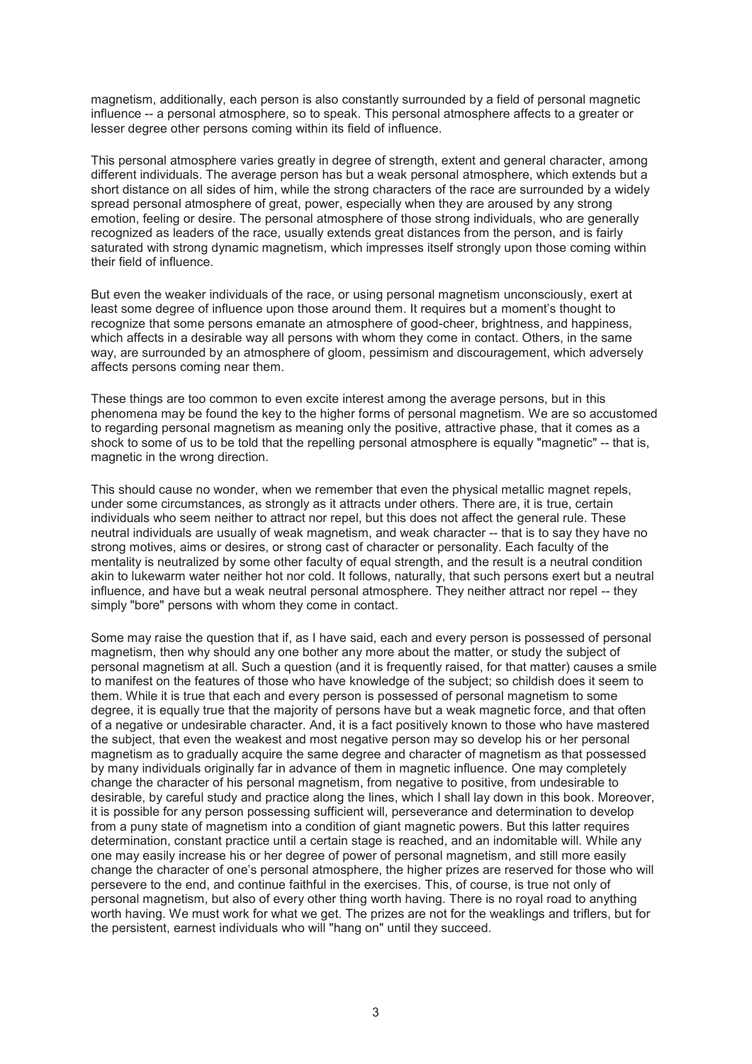magnetism, additionally, each person is also constantly surrounded by a field of personal magnetic influence -- a personal atmosphere, so to speak. This personal atmosphere affects to a greater or lesser degree other persons coming within its field of influence.

This personal atmosphere varies greatly in degree of strength, extent and general character, among different individuals. The average person has but a weak personal atmosphere, which extends but a short distance on all sides of him, while the strong characters of the race are surrounded by a widely spread personal atmosphere of great, power, especially when they are aroused by any strong emotion, feeling or desire. The personal atmosphere of those strong individuals, who are generally recognized as leaders of the race, usually extends great distances from the person, and is fairly saturated with strong dynamic magnetism, which impresses itself strongly upon those coming within their field of influence.

But even the weaker individuals of the race, or using personal magnetism unconsciously, exert at least some degree of influence upon those around them. It requires but a moment's thought to recognize that some persons emanate an atmosphere of good-cheer, brightness, and happiness, which affects in a desirable way all persons with whom they come in contact. Others, in the same way, are surrounded by an atmosphere of gloom, pessimism and discouragement, which adversely affects persons coming near them.

These things are too common to even excite interest among the average persons, but in this phenomena may be found the key to the higher forms of personal magnetism. We are so accustomed to regarding personal magnetism as meaning only the positive, attractive phase, that it comes as a shock to some of us to be told that the repelling personal atmosphere is equally "magnetic" -- that is, magnetic in the wrong direction.

This should cause no wonder, when we remember that even the physical metallic magnet repels, under some circumstances, as strongly as it attracts under others. There are, it is true, certain individuals who seem neither to attract nor repel, but this does not affect the general rule. These neutral individuals are usually of weak magnetism, and weak character -- that is to say they have no strong motives, aims or desires, or strong cast of character or personality. Each faculty of the mentality is neutralized by some other faculty of equal strength, and the result is a neutral condition akin to lukewarm water neither hot nor cold. It follows, naturally, that such persons exert but a neutral influence, and have but a weak neutral personal atmosphere. They neither attract nor repel -- they simply "bore" persons with whom they come in contact.

Some may raise the question that if, as I have said, each and every person is possessed of personal magnetism, then why should any one bother any more about the matter, or study the subject of personal magnetism at all. Such a question (and it is frequently raised, for that matter) causes a smile to manifest on the features of those who have knowledge of the subject; so childish does it seem to them. While it is true that each and every person is possessed of personal magnetism to some degree, it is equally true that the majority of persons have but a weak magnetic force, and that often of a negative or undesirable character. And, it is a fact positively known to those who have mastered the subject, that even the weakest and most negative person may so develop his or her personal magnetism as to gradually acquire the same degree and character of magnetism as that possessed by many individuals originally far in advance of them in magnetic influence. One may completely change the character of his personal magnetism, from negative to positive, from undesirable to desirable, by careful study and practice along the lines, which I shall lay down in this book. Moreover, it is possible for any person possessing sufficient will, perseverance and determination to develop from a puny state of magnetism into a condition of giant magnetic powers. But this latter requires determination, constant practice until a certain stage is reached, and an indomitable will. While any one may easily increase his or her degree of power of personal magnetism, and still more easily change the character of one's personal atmosphere, the higher prizes are reserved for those who will persevere to the end, and continue faithful in the exercises. This, of course, is true not only of personal magnetism, but also of every other thing worth having. There is no royal road to anything worth having. We must work for what we get. The prizes are not for the weaklings and triflers, but for the persistent, earnest individuals who will "hang on" until they succeed.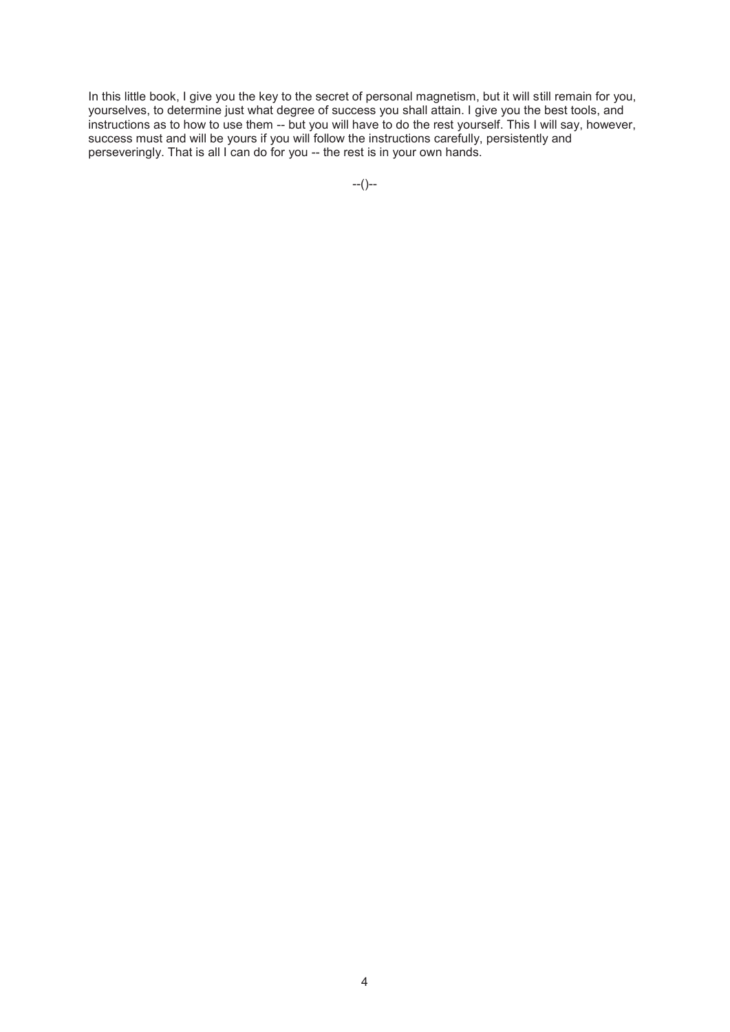In this little book, I give you the key to the secret of personal magnetism, but it will still remain for you, yourselves, to determine just what degree of success you shall attain. I give you the best tools, and instructions as to how to use them -- but you will have to do the rest yourself. This I will say, however, success must and will be yours if you will follow the instructions carefully, persistently and perseveringly. That is all I can do for you -- the rest is in your own hands.

--()--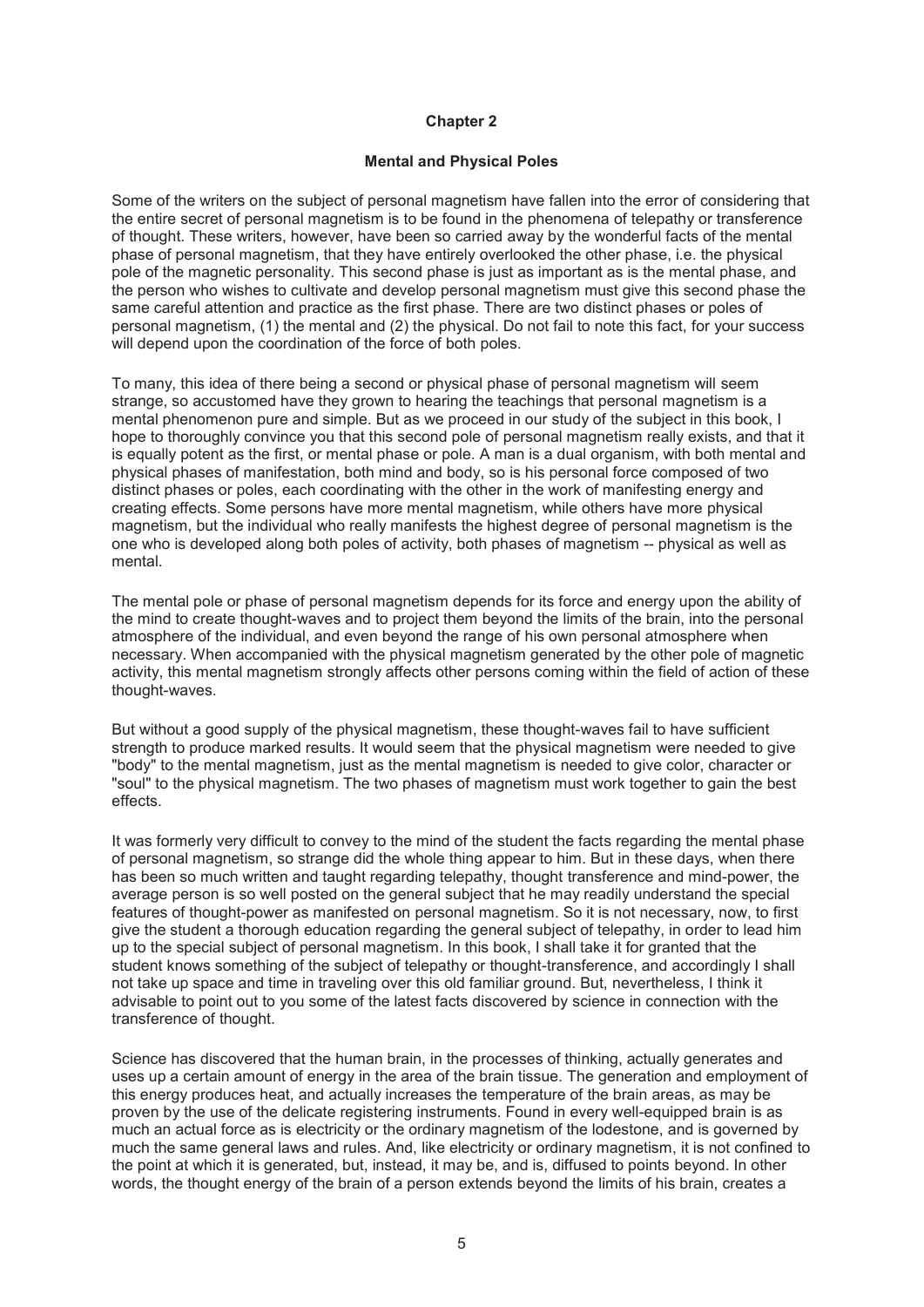## Chapter 2

### Mental and Physical Poles

Some of the writers on the subject of personal magnetism have fallen into the error of considering that the entire secret of personal magnetism is to be found in the phenomena of telepathy or transference of thought. These writers, however, have been so carried away by the wonderful facts of the mental phase of personal magnetism, that they have entirely overlooked the other phase, i.e. the physical pole of the magnetic personality. This second phase is just as important as is the mental phase, and the person who wishes to cultivate and develop personal magnetism must give this second phase the same careful attention and practice as the first phase. There are two distinct phases or poles of personal magnetism, (1) the mental and (2) the physical. Do not fail to note this fact, for your success will depend upon the coordination of the force of both poles.

To many, this idea of there being a second or physical phase of personal magnetism will seem strange, so accustomed have they grown to hearing the teachings that personal magnetism is a mental phenomenon pure and simple. But as we proceed in our study of the subject in this book, I hope to thoroughly convince you that this second pole of personal magnetism really exists, and that it is equally potent as the first, or mental phase or pole. A man is a dual organism, with both mental and physical phases of manifestation, both mind and body, so is his personal force composed of two distinct phases or poles, each coordinating with the other in the work of manifesting energy and creating effects. Some persons have more mental magnetism, while others have more physical magnetism, but the individual who really manifests the highest degree of personal magnetism is the one who is developed along both poles of activity, both phases of magnetism -- physical as well as mental.

The mental pole or phase of personal magnetism depends for its force and energy upon the ability of the mind to create thought-waves and to project them beyond the limits of the brain, into the personal atmosphere of the individual, and even beyond the range of his own personal atmosphere when necessary. When accompanied with the physical magnetism generated by the other pole of magnetic activity, this mental magnetism strongly affects other persons coming within the field of action of these thought-waves.

But without a good supply of the physical magnetism, these thought-waves fail to have sufficient strength to produce marked results. It would seem that the physical magnetism were needed to give "body" to the mental magnetism, just as the mental magnetism is needed to give color, character or "soul" to the physical magnetism. The two phases of magnetism must work together to gain the best effects.

It was formerly very difficult to convey to the mind of the student the facts regarding the mental phase of personal magnetism, so strange did the whole thing appear to him. But in these days, when there has been so much written and taught regarding telepathy, thought transference and mind-power, the average person is so well posted on the general subject that he may readily understand the special features of thought-power as manifested on personal magnetism. So it is not necessary, now, to first give the student a thorough education regarding the general subject of telepathy, in order to lead him up to the special subject of personal magnetism. In this book, I shall take it for granted that the student knows something of the subject of telepathy or thought-transference, and accordingly I shall not take up space and time in traveling over this old familiar ground. But, nevertheless, I think it advisable to point out to you some of the latest facts discovered by science in connection with the transference of thought.

Science has discovered that the human brain, in the processes of thinking, actually generates and uses up a certain amount of energy in the area of the brain tissue. The generation and employment of this energy produces heat, and actually increases the temperature of the brain areas, as may be proven by the use of the delicate registering instruments. Found in every well-equipped brain is as much an actual force as is electricity or the ordinary magnetism of the lodestone, and is governed by much the same general laws and rules. And, like electricity or ordinary magnetism, it is not confined to the point at which it is generated, but, instead, it may be, and is, diffused to points beyond. In other words, the thought energy of the brain of a person extends beyond the limits of his brain, creates a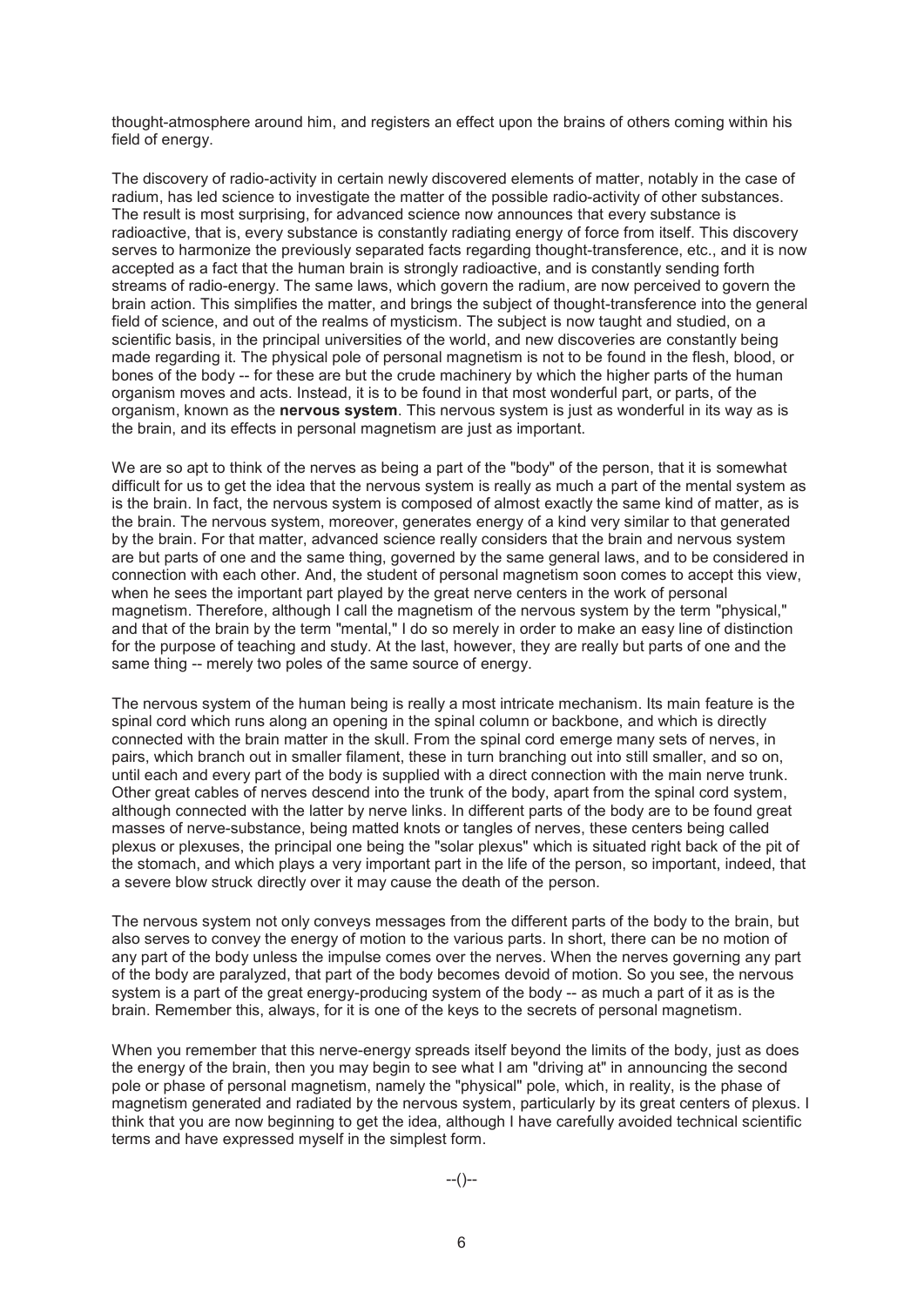thought-atmosphere around him, and registers an effect upon the brains of others coming within his field of energy.

The discovery of radio-activity in certain newly discovered elements of matter, notably in the case of radium, has led science to investigate the matter of the possible radio-activity of other substances. The result is most surprising, for advanced science now announces that every substance is radioactive, that is, every substance is constantly radiating energy of force from itself. This discovery serves to harmonize the previously separated facts regarding thought-transference, etc., and it is now accepted as a fact that the human brain is strongly radioactive, and is constantly sending forth streams of radio-energy. The same laws, which govern the radium, are now perceived to govern the brain action. This simplifies the matter, and brings the subject of thought-transference into the general field of science, and out of the realms of mysticism. The subject is now taught and studied, on a scientific basis, in the principal universities of the world, and new discoveries are constantly being made regarding it. The physical pole of personal magnetism is not to be found in the flesh, blood, or bones of the body -- for these are but the crude machinery by which the higher parts of the human organism moves and acts. Instead, it is to be found in that most wonderful part, or parts, of the organism, known as the **nervous system**. This nervous system is just as wonderful in its way as is the brain, and its effects in personal magnetism are just as important.

We are so apt to think of the nerves as being a part of the "body" of the person, that it is somewhat difficult for us to get the idea that the nervous system is really as much a part of the mental system as is the brain. In fact, the nervous system is composed of almost exactly the same kind of matter, as is the brain. The nervous system, moreover, generates energy of a kind very similar to that generated by the brain. For that matter, advanced science really considers that the brain and nervous system are but parts of one and the same thing, governed by the same general laws, and to be considered in connection with each other. And, the student of personal magnetism soon comes to accept this view, when he sees the important part played by the great nerve centers in the work of personal magnetism. Therefore, although I call the magnetism of the nervous system by the term "physical," and that of the brain by the term "mental," I do so merely in order to make an easy line of distinction for the purpose of teaching and study. At the last, however, they are really but parts of one and the same thing -- merely two poles of the same source of energy.

The nervous system of the human being is really a most intricate mechanism. Its main feature is the spinal cord which runs along an opening in the spinal column or backbone, and which is directly connected with the brain matter in the skull. From the spinal cord emerge many sets of nerves, in pairs, which branch out in smaller filament, these in turn branching out into still smaller, and so on, until each and every part of the body is supplied with a direct connection with the main nerve trunk. Other great cables of nerves descend into the trunk of the body, apart from the spinal cord system, although connected with the latter by nerve links. In different parts of the body are to be found great masses of nerve-substance, being matted knots or tangles of nerves, these centers being called plexus or plexuses, the principal one being the "solar plexus" which is situated right back of the pit of the stomach, and which plays a very important part in the life of the person, so important, indeed, that a severe blow struck directly over it may cause the death of the person.

The nervous system not only conveys messages from the different parts of the body to the brain, but also serves to convey the energy of motion to the various parts. In short, there can be no motion of any part of the body unless the impulse comes over the nerves. When the nerves governing any part of the body are paralyzed, that part of the body becomes devoid of motion. So you see, the nervous system is a part of the great energy-producing system of the body -- as much a part of it as is the brain. Remember this, always, for it is one of the keys to the secrets of personal magnetism.

When you remember that this nerve-energy spreads itself beyond the limits of the body, just as does the energy of the brain, then you may begin to see what I am "driving at" in announcing the second pole or phase of personal magnetism, namely the "physical" pole, which, in reality, is the phase of magnetism generated and radiated by the nervous system, particularly by its great centers of plexus. I think that you are now beginning to get the idea, although I have carefully avoided technical scientific terms and have expressed myself in the simplest form.

--()--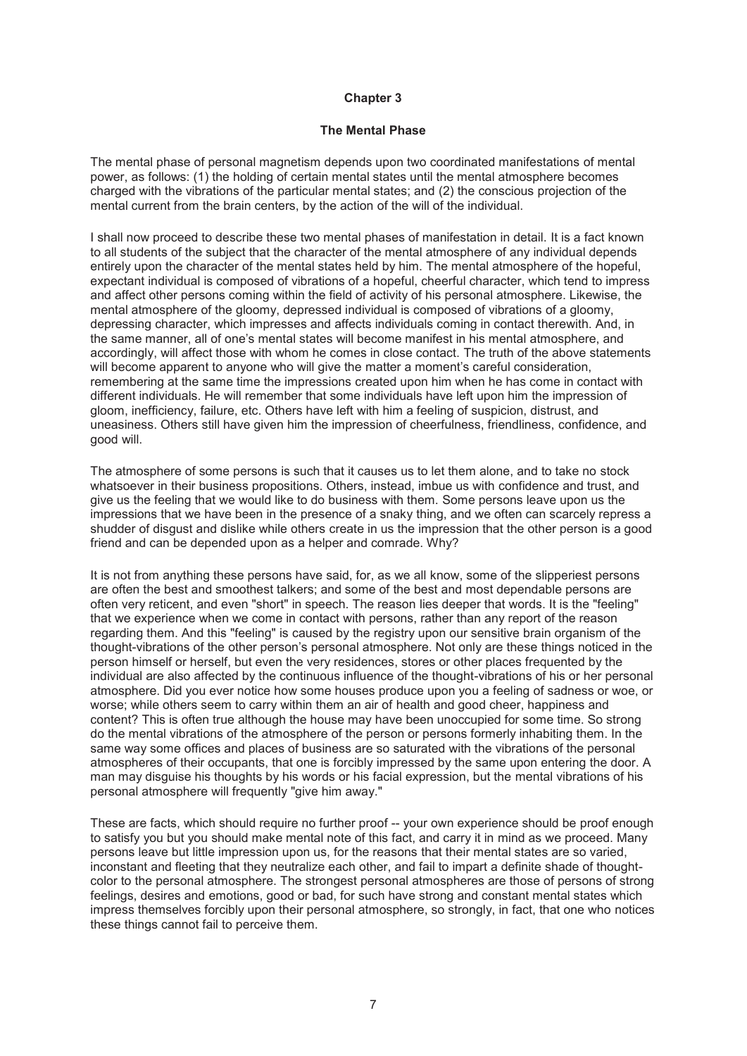## Chapter 3

### The Mental Phase

The mental phase of personal magnetism depends upon two coordinated manifestations of mental power, as follows: (1) the holding of certain mental states until the mental atmosphere becomes charged with the vibrations of the particular mental states; and (2) the conscious projection of the mental current from the brain centers, by the action of the will of the individual.

I shall now proceed to describe these two mental phases of manifestation in detail. It is a fact known to all students of the subject that the character of the mental atmosphere of any individual depends entirely upon the character of the mental states held by him. The mental atmosphere of the hopeful, expectant individual is composed of vibrations of a hopeful, cheerful character, which tend to impress and affect other persons coming within the field of activity of his personal atmosphere. Likewise, the mental atmosphere of the gloomy, depressed individual is composed of vibrations of a gloomy, depressing character, which impresses and affects individuals coming in contact therewith. And, in the same manner, all of one's mental states will become manifest in his mental atmosphere, and accordingly, will affect those with whom he comes in close contact. The truth of the above statements will become apparent to anyone who will give the matter a moment's careful consideration, remembering at the same time the impressions created upon him when he has come in contact with different individuals. He will remember that some individuals have left upon him the impression of gloom, inefficiency, failure, etc. Others have left with him a feeling of suspicion, distrust, and uneasiness. Others still have given him the impression of cheerfulness, friendliness, confidence, and good will.

The atmosphere of some persons is such that it causes us to let them alone, and to take no stock whatsoever in their business propositions. Others, instead, imbue us with confidence and trust, and give us the feeling that we would like to do business with them. Some persons leave upon us the impressions that we have been in the presence of a snaky thing, and we often can scarcely repress a shudder of disgust and dislike while others create in us the impression that the other person is a good friend and can be depended upon as a helper and comrade. Why?

It is not from anything these persons have said, for, as we all know, some of the slipperiest persons are often the best and smoothest talkers; and some of the best and most dependable persons are often very reticent, and even "short" in speech. The reason lies deeper that words. It is the "feeling" that we experience when we come in contact with persons, rather than any report of the reason regarding them. And this "feeling" is caused by the registry upon our sensitive brain organism of the thought-vibrations of the other person's personal atmosphere. Not only are these things noticed in the person himself or herself, but even the very residences, stores or other places frequented by the individual are also affected by the continuous influence of the thought-vibrations of his or her personal atmosphere. Did you ever notice how some houses produce upon you a feeling of sadness or woe, or worse; while others seem to carry within them an air of health and good cheer, happiness and content? This is often true although the house may have been unoccupied for some time. So strong do the mental vibrations of the atmosphere of the person or persons formerly inhabiting them. In the same way some offices and places of business are so saturated with the vibrations of the personal atmospheres of their occupants, that one is forcibly impressed by the same upon entering the door. A man may disguise his thoughts by his words or his facial expression, but the mental vibrations of his personal atmosphere will frequently "give him away."

These are facts, which should require no further proof -- your own experience should be proof enough to satisfy you but you should make mental note of this fact, and carry it in mind as we proceed. Many persons leave but little impression upon us, for the reasons that their mental states are so varied, inconstant and fleeting that they neutralize each other, and fail to impart a definite shade of thought-color to the personal atmosphere. The strongest personal atmospheres are those of persons of strong feelings, desires and emotions, good or bad, for such have strong and constant mental states which impress themselves forcibly upon their personal atmosphere, so strongly, in fact, that one who notices these things cannot fail to perceive them.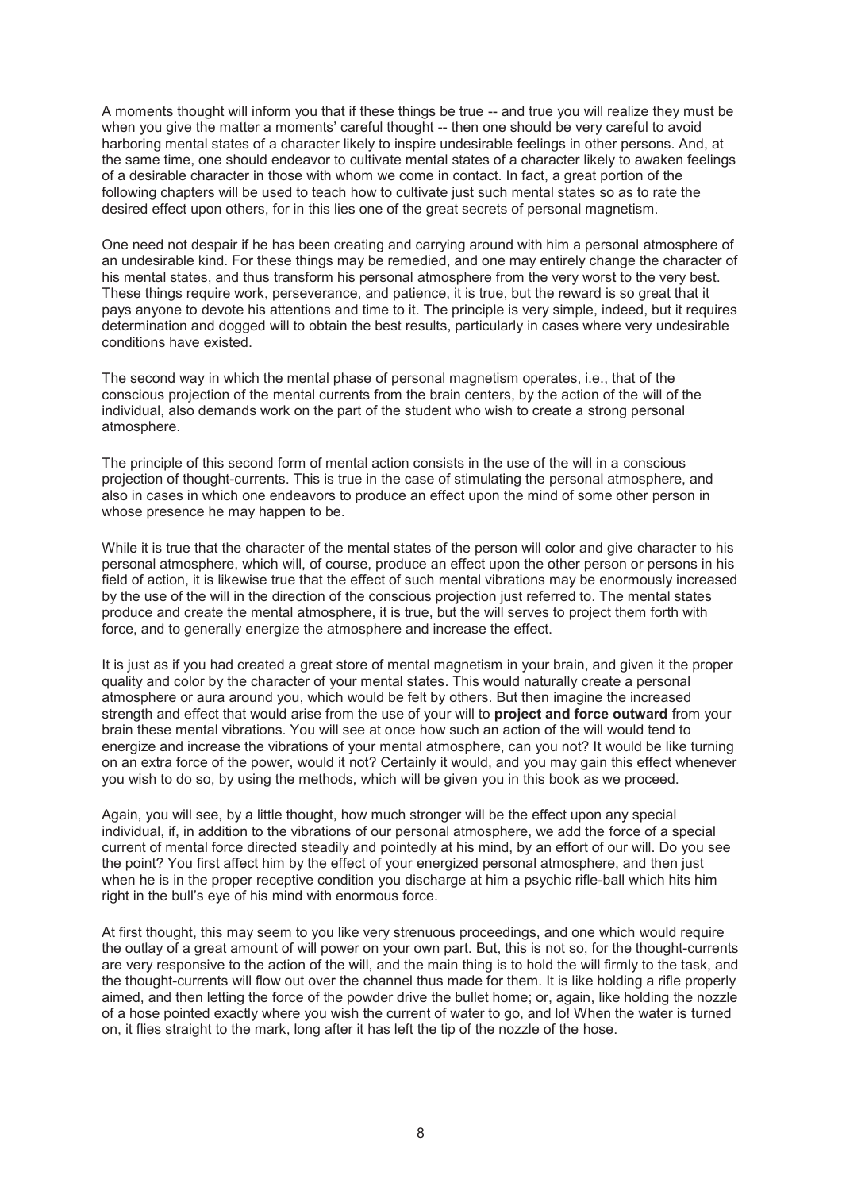A moments thought will inform you that if these things be true -- and true you will realize they must be when you give the matter a moments' careful thought -- then one should be very careful to avoid harboring mental states of a character likely to inspire undesirable feelings in other persons. And, at the same time, one should endeavor to cultivate mental states of a character likely to awaken feelings of a desirable character in those with whom we come in contact. In fact, a great portion of the following chapters will be used to teach how to cultivate just such mental states so as to rate the desired effect upon others, for in this lies one of the great secrets of personal magnetism.

One need not despair if he has been creating and carrying around with him a personal atmosphere of an undesirable kind. For these things may be remedied, and one may entirely change the character of his mental states, and thus transform his personal atmosphere from the very worst to the very best. These things require work, perseverance, and patience, it is true, but the reward is so great that it pays anyone to devote his attentions and time to it. The principle is very simple, indeed, but it requires determination and dogged will to obtain the best results, particularly in cases where very undesirable conditions have existed.

The second way in which the mental phase of personal magnetism operates, i.e., that of the conscious projection of the mental currents from the brain centers, by the action of the will of the individual, also demands work on the part of the student who wish to create a strong personal atmosphere.

The principle of this second form of mental action consists in the use of the will in a conscious projection of thought-currents. This is true in the case of stimulating the personal atmosphere, and also in cases in which one endeavors to produce an effect upon the mind of some other person in whose presence he may happen to be.

While it is true that the character of the mental states of the person will color and give character to his personal atmosphere, which will, of course, produce an effect upon the other person or persons in his field of action, it is likewise true that the effect of such mental vibrations may be enormously increased by the use of the will in the direction of the conscious projection just referred to. The mental states produce and create the mental atmosphere, it is true, but the will serves to project them forth with force, and to generally energize the atmosphere and increase the effect.

It is just as if you had created a great store of mental magnetism in your brain, and given it the proper quality and color by the character of your mental states. This would naturally create a personal atmosphere or aura around you, which would be felt by others. But then imagine the increased strength and effect that would arise from the use of your will to **project and force outward** from your brain these mental vibrations. You will see at once how such an action of the will would tend to energize and increase the vibrations of your mental atmosphere, can you not? It would be like turning on an extra force of the power, would it not? Certainly it would, and you may gain this effect whenever you wish to do so, by using the methods, which will be given you in this book as we proceed.

Again, you will see, by a little thought, how much stronger will be the effect upon any special individual, if, in addition to the vibrations of our personal atmosphere, we add the force of a special current of mental force directed steadily and pointedly at his mind, by an effort of our will. Do you see the point? You first affect him by the effect of your energized personal atmosphere, and then just when he is in the proper receptive condition you discharge at him a psychic rifle-ball which hits him right in the bull's eye of his mind with enormous force.

At first thought, this may seem to you like very strenuous proceedings, and one which would require the outlay of a great amount of will power on your own part. But, this is not so, for the thought-currents are very responsive to the action of the will, and the main thing is to hold the will firmly to the task, and the thought-currents will flow out over the channel thus made for them. It is like holding a rifle properly aimed, and then letting the force of the powder drive the bullet home; or, again, like holding the nozzle of a hose pointed exactly where you wish the current of water to go, and lo! When the water is turned on, it flies straight to the mark, long after it has left the tip of the nozzle of the hose.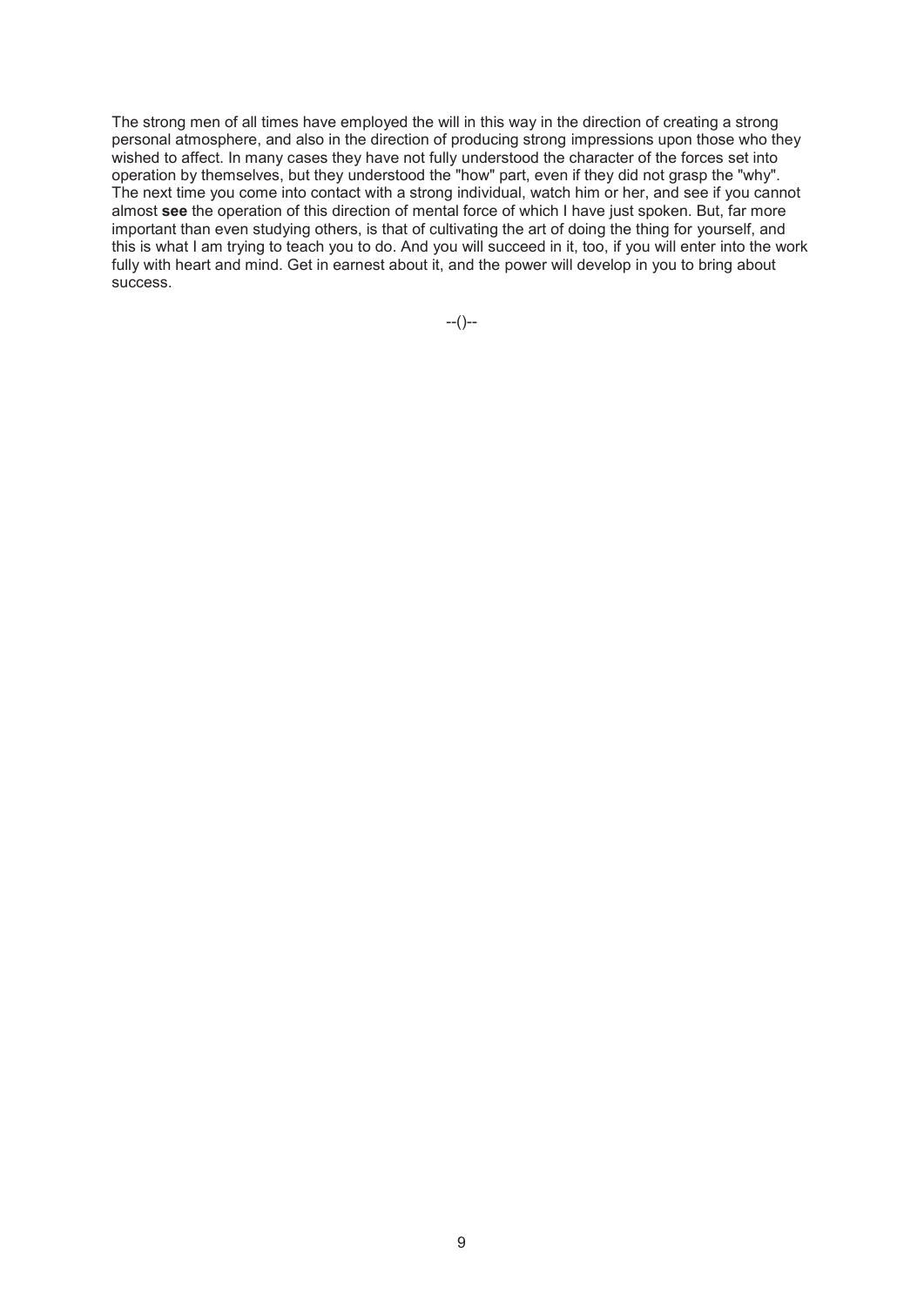The strong men of all times have employed the will in this way in the direction of creating a strong personal atmosphere, and also in the direction of producing strong impressions upon those who they wished to affect. In many cases they have not fully understood the character of the forces set into operation by themselves, but they understood the "how" part, even if they did not grasp the "why". The next time you come into contact with a strong individual, watch him or her, and see if you cannot almost **see** the operation of this direction of mental force of which I have just spoken. But, far more important than even studying others, is that of cultivating the art of doing the thing for yourself, and this is what I am trying to teach you to do. And you will succeed in it, too, if you will enter into the work fully with heart and mind. Get in earnest about it, and the power will develop in you to bring about success.

--()--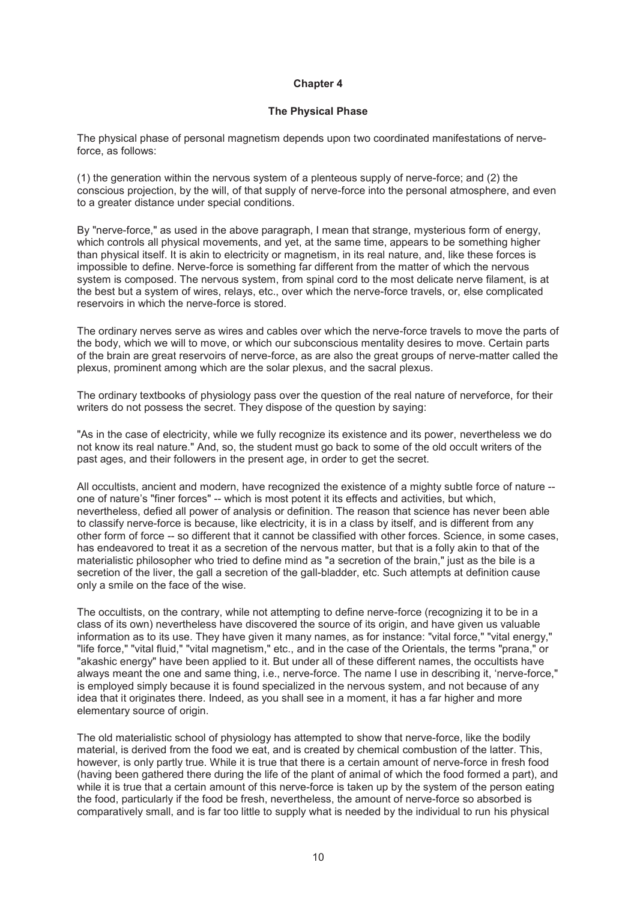# Chapter 4

## The Physical Phase

The physical phase of personal magnetism depends upon two coordinated manifestations of nerve-force, as follows:

(1) the generation within the nervous system of a plenteous supply of nerve-force; and (2) the conscious projection, by the will, of that supply of nerve-force into the personal atmosphere, and even to a greater distance under special conditions.

By "nerve-force," as used in the above paragraph, I mean that strange, mysterious form of energy, which controls all physical movements, and yet, at the same time, appears to be something higher than physical itself. It is akin to electricity or magnetism, in its real nature, and, like these forces is impossible to define. Nerve-force is something far different from the matter of which the nervous system is composed. The nervous system, from spinal cord to the most delicate nerve filament, is at the best but a system of wires, relays, etc., over which the nerve-force travels, or, else complicated reservoirs in which the nerve-force is stored.

The ordinary nerves serve as wires and cables over which the nerve-force travels to move the parts of the body, which we will to move, or which our subconscious mentality desires to move. Certain parts of the brain are great reservoirs of nerve-force, as are also the great groups of nerve-matter called the plexus, prominent among which are the solar plexus, and the sacral plexus.

The ordinary textbooks of physiology pass over the question of the real nature of nerveforce, for their writers do not possess the secret. They dispose of the question by saying:

"As in the case of electricity, while we fully recognize its existence and its power, nevertheless we do not know its real nature." And, so, the student must go back to some of the old occult writers of the past ages, and their followers in the present age, in order to get the secret.

All occultists, ancient and modern, have recognized the existence of a mighty subtle force of nature -- one of nature's "finer forces" -- which is most potent it its effects and activities, but which, nevertheless, defied all power of analysis or definition. The reason that science has never been able to classify nerve-force is because, like electricity, it is in a class by itself, and is different from any other form of force -- so different that it cannot be classified with other forces. Science, in some cases, has endeavored to treat it as a secretion of the nervous matter, but that is a folly akin to that of the materialistic philosopher who tried to define mind as "a secretion of the brain," just as the bile is a secretion of the liver, the gall a secretion of the gall-bladder, etc. Such attempts at definition cause only a smile on the face of the wise.

The occultists, on the contrary, while not attempting to define nerve-force (recognizing it to be in a class of its own) nevertheless have discovered the source of its origin, and have given us valuable information as to its use. They have given it many names, as for instance: "vital force," "vital energy," "life force," "vital fluid," "vital magnetism," etc., and in the case of the Orientals, the terms "prana," or "akashic energy" have been applied to it. But under all of these different names, the occultists have always meant the one and same thing, i.e., nerve-force. The name I use in describing it, 'nerve-force," is employed simply because it is found specialized in the nervous system, and not because of any idea that it originates there. Indeed, as you shall see in a moment, it has a far higher and more elementary source of origin.

The old materialistic school of physiology has attempted to show that nerve-force, like the bodily material, is derived from the food we eat, and is created by chemical combustion of the latter. This, however, is only partly true. While it is true that there is a certain amount of nerve-force in fresh food (having been gathered there during the life of the plant of animal of which the food formed a part), and while it is true that a certain amount of this nerve-force is taken up by the system of the person eating the food, particularly if the food be fresh, nevertheless, the amount of nerve-force so absorbed is comparatively small, and is far too little to supply what is needed by the individual to run his physical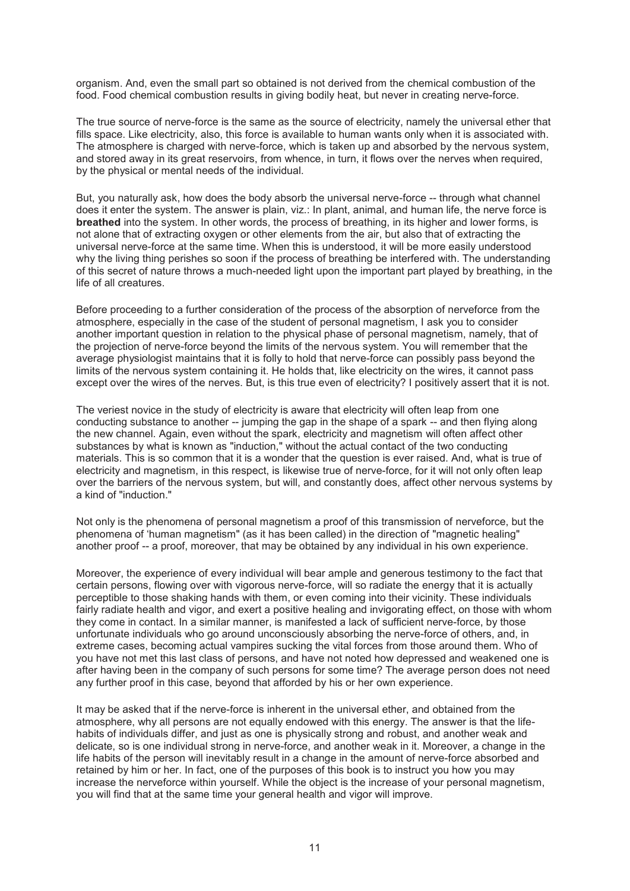organism. And, even the small part so obtained is not derived from the chemical combustion of the food. Food chemical combustion results in giving bodily heat, but never in creating nerve-force.

The true source of nerve-force is the same as the source of electricity, namely the universal ether that fills space. Like electricity, also, this force is available to human wants only when it is associated with. The atmosphere is charged with nerve-force, which is taken up and absorbed by the nervous system, and stored away in its great reservoirs, from whence, in turn, it flows over the nerves when required, by the physical or mental needs of the individual.

But, you naturally ask, how does the body absorb the universal nerve-force -- through what channel does it enter the system. The answer is plain, viz.: In plant, animal, and human life, the nerve force is **breathed** into the system. In other words, the process of breathing, in its higher and lower forms, is not alone that of extracting oxygen or other elements from the air, but also that of extracting the universal nerve-force at the same time. When this is understood, it will be more easily understood why the living thing perishes so soon if the process of breathing be interfered with. The understanding of this secret of nature throws a much-needed light upon the important part played by breathing, in the life of all creatures.

Before proceeding to a further consideration of the process of the absorption of nerveforce from the atmosphere, especially in the case of the student of personal magnetism, I ask you to consider another important question in relation to the physical phase of personal magnetism, namely, that of the projection of nerve-force beyond the limits of the nervous system. You will remember that the average physiologist maintains that it is folly to hold that nerve-force can possibly pass beyond the limits of the nervous system containing it. He holds that, like electricity on the wires, it cannot pass except over the wires of the nerves. But, is this true even of electricity? I positively assert that it is not.

The veriest novice in the study of electricity is aware that electricity will often leap from one conducting substance to another -- jumping the gap in the shape of a spark -- and then flying along the new channel. Again, even without the spark, electricity and magnetism will often affect other substances by what is known as "induction," without the actual contact of the two conducting materials. This is so common that it is a wonder that the question is ever raised. And, what is true of electricity and magnetism, in this respect, is likewise true of nerve-force, for it will not only often leap over the barriers of the nervous system, but will, and constantly does, affect other nervous systems by a kind of "induction."

Not only is the phenomena of personal magnetism a proof of this transmission of nerveforce, but the phenomena of 'human magnetism" (as it has been called) in the direction of "magnetic healing" another proof -- a proof, moreover, that may be obtained by any individual in his own experience.

Moreover, the experience of every individual will bear ample and generous testimony to the fact that certain persons, flowing over with vigorous nerve-force, will so radiate the energy that it is actually perceptible to those shaking hands with them, or even coming into their vicinity. These individuals fairly radiate health and vigor, and exert a positive healing and invigorating effect, on those with whom they come in contact. In a similar manner, is manifested a lack of sufficient nerve-force, by those unfortunate individuals who go around unconsciously absorbing the nerve-force of others, and, in extreme cases, becoming actual vampires sucking the vital forces from those around them. Who of you have not met this last class of persons, and have not noted how depressed and weakened one is after having been in the company of such persons for some time? The average person does not need any further proof in this case, beyond that afforded by his or her own experience.

It may be asked that if the nerve-force is inherent in the universal ether, and obtained from the atmosphere, why all persons are not equally endowed with this energy. The answer is that the life-habits of individuals differ, and just as one is physically strong and robust, and another weak and delicate, so is one individual strong in nerve-force, and another weak in it. Moreover, a change in the life habits of the person will inevitably result in a change in the amount of nerve-force absorbed and retained by him or her. In fact, one of the purposes of this book is to instruct you how you may increase the nerveforce within yourself. While the object is the increase of your personal magnetism, you will find that at the same time your general health and vigor will improve.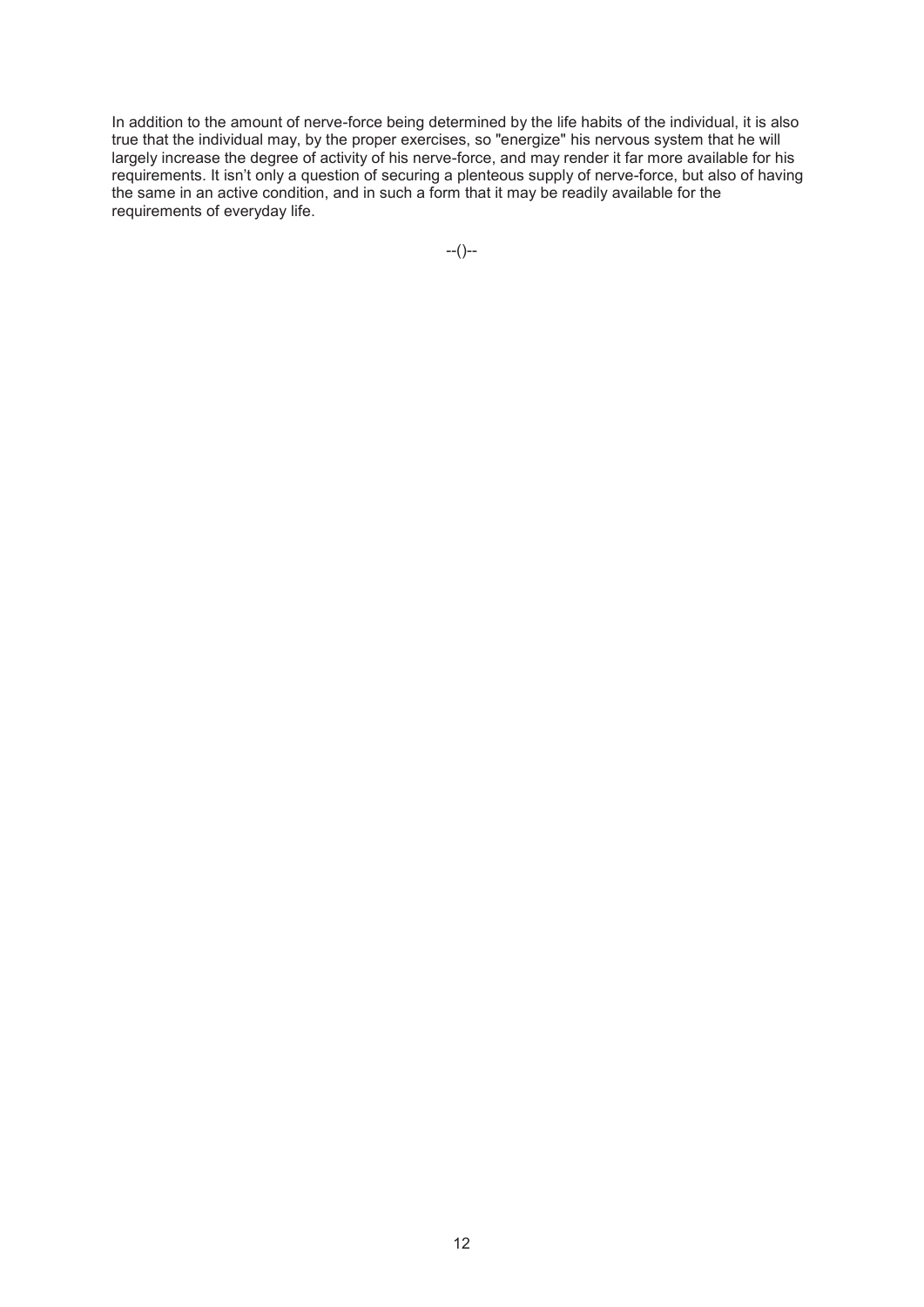In addition to the amount of nerve-force being determined by the life habits of the individual, it is also true that the individual may, by the proper exercises, so "energize" his nervous system that he will largely increase the degree of activity of his nerve-force, and may render it far more available for his requirements. It isn't only a question of securing a plenteous supply of nerve-force, but also of having the same in an active condition, and in such a form that it may be readily available for the requirements of everyday life.

--()--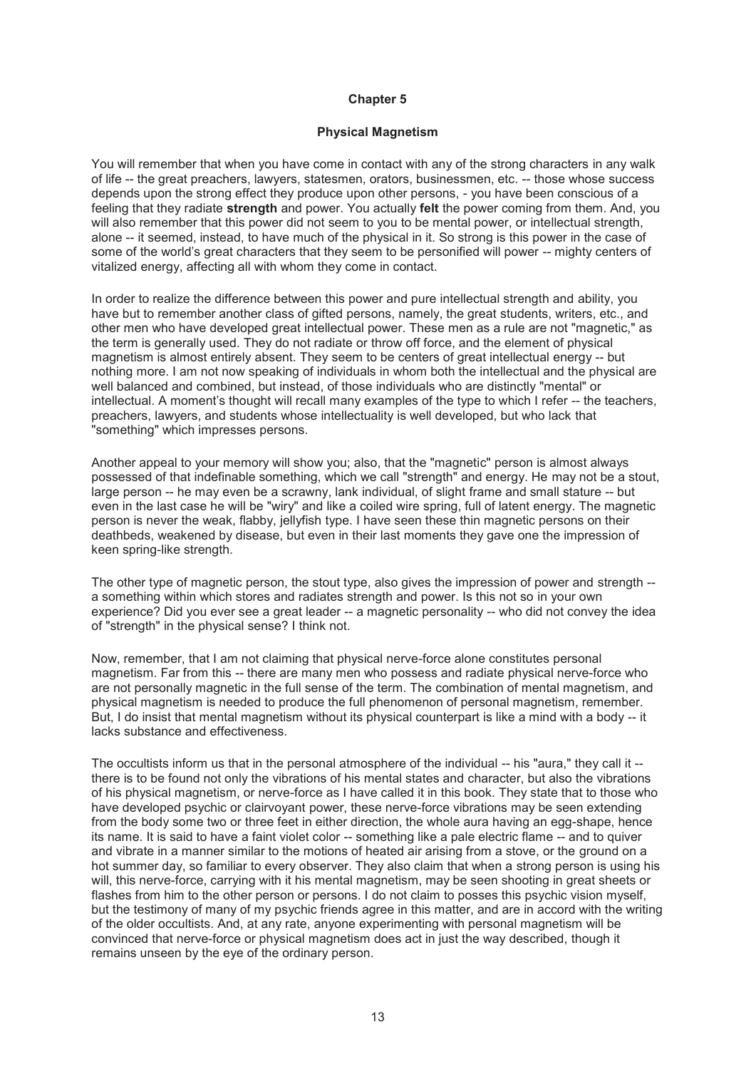# Chapter 5

## Physical Magnetism

You will remember that when you have come in contact with any of the strong characters in any walk of life -- the great preachers, lawyers, statesmen, orators, businessmen, etc. -- those whose success depends upon the strong effect they produce upon other persons, - you have been conscious of a feeling that they radiate **strength** and power. You actually **felt** the power coming from them. And, you will also remember that this power did not seem to you to be mental power, or intellectual strength, alone -- it seemed, instead, to have much of the physical in it. So strong is this power in the case of some of the world's great characters that they seem to be personified will power -- mighty centers of vitalized energy, affecting all with whom they come in contact.

In order to realize the difference between this power and pure intellectual strength and ability, you have but to remember another class of gifted persons, namely, the great students, writers, etc., and other men who have developed great intellectual power. These men as a rule are not "magnetic," as the term is generally used. They do not radiate or throw off force, and the element of physical magnetism is almost entirely absent. They seem to be centers of great intellectual energy -- but nothing more. I am not now speaking of individuals in whom both the intellectual and the physical are well balanced and combined, but instead, of those individuals who are distinctly "mental" or intellectual. A moment's thought will recall many examples of the type to which I refer -- the teachers, preachers, lawyers, and students whose intellectuality is well developed, but who lack that "something" which impresses persons.

Another appeal to your memory will show you; also, that the "magnetic" person is almost always possessed of that indefinable something, which we call "strength" and energy. He may not be a stout, large person -- he may even be a scrawny, lank individual, of slight frame and small stature -- but even in the last case he will be "wiry" and like a coiled wire spring, full of latent energy. The magnetic person is never the weak, flabby, jellyfish type. I have seen these thin magnetic persons on their deathbeds, weakened by disease, but even in their last moments they gave one the impression of keen spring-like strength.

The other type of magnetic person, the stout type, also gives the impression of power and strength -- a something within which stores and radiates strength and power. Is this not so in your own experience? Did you ever see a great leader -- a magnetic personality -- who did not convey the idea of "strength" in the physical sense? I think not.

Now, remember, that I am not claiming that physical nerve-force alone constitutes personal magnetism. Far from this -- there are many men who possess and radiate physical nerve-force who are not personally magnetic in the full sense of the term. The combination of mental magnetism, and physical magnetism is needed to produce the full phenomenon of personal magnetism, remember. But, I do insist that mental magnetism without its physical counterpart is like a mind with a body -- it lacks substance and effectiveness.

The occultists inform us that in the personal atmosphere of the individual -- his "aura," they call it -- there is to be found not only the vibrations of his mental states and character, but also the vibrations of his physical magnetism, or nerve-force as I have called it in this book. They state that to those who have developed psychic or clairvoyant power, these nerve-force vibrations may be seen extending from the body some two or three feet in either direction, the whole aura having an egg-shape, hence its name. It is said to have a faint violet color -- something like a pale electric flame -- and to quiver and vibrate in a manner similar to the motions of heated air arising from a stove, or the ground on a hot summer day, so familiar to every observer. They also claim that when a strong person is using his will, this nerve-force, carrying with it his mental magnetism, may be seen shooting in great sheets or flashes from him to the other person or persons. I do not claim to posses this psychic vision myself, but the testimony of many of my psychic friends agree in this matter, and are in accord with the writing of the older occultists. And, at any rate, anyone experimenting with personal magnetism will be convinced that nerve-force or physical magnetism does act in just the way described, though it remains unseen by the eye of the ordinary person.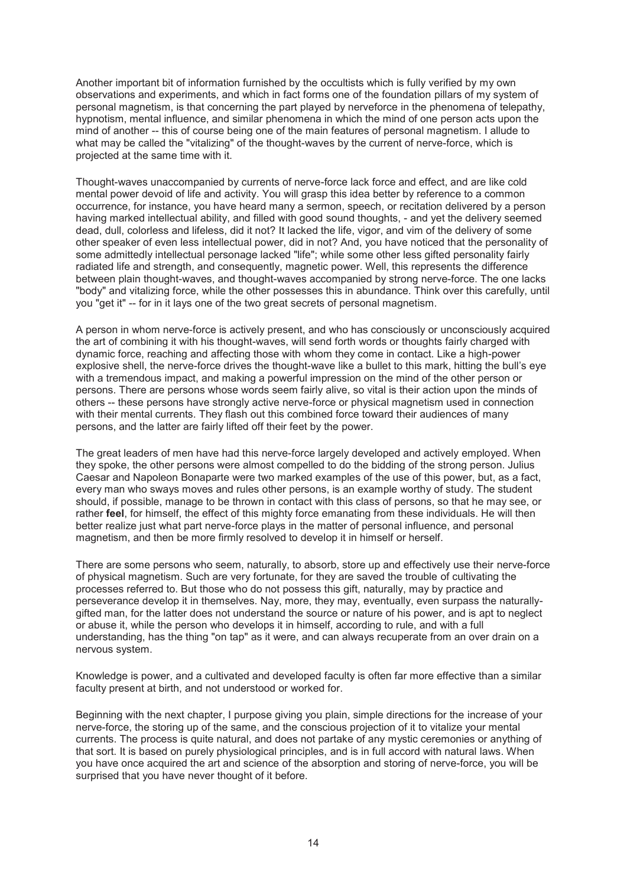Another important bit of information furnished by the occultists which is fully verified by my own observations and experiments, and which in fact forms one of the foundation pillars of my system of personal magnetism, is that concerning the part played by nerveforce in the phenomena of telepathy, hypnotism, mental influence, and similar phenomena in which the mind of one person acts upon the mind of another -- this of course being one of the main features of personal magnetism. I allude to what may be called the "vitalizing" of the thought-waves by the current of nerve-force, which is projected at the same time with it.

Thought-waves unaccompanied by currents of nerve-force lack force and effect, and are like cold mental power devoid of life and activity. You will grasp this idea better by reference to a common occurrence, for instance, you have heard many a sermon, speech, or recitation delivered by a person having marked intellectual ability, and filled with good sound thoughts, - and yet the delivery seemed dead, dull, colorless and lifeless, did it not? It lacked the life, vigor, and vim of the delivery of some other speaker of even less intellectual power, did in not? And, you have noticed that the personality of some admittedly intellectual personage lacked "life"; while some other less gifted personality fairly radiated life and strength, and consequently, magnetic power. Well, this represents the difference between plain thought-waves, and thought-waves accompanied by strong nerve-force. The one lacks "body" and vitalizing force, while the other possesses this in abundance. Think over this carefully, until you "get it" -- for in it lays one of the two great secrets of personal magnetism.

A person in whom nerve-force is actively present, and who has consciously or unconsciously acquired the art of combining it with his thought-waves, will send forth words or thoughts fairly charged with dynamic force, reaching and affecting those with whom they come in contact. Like a high-power explosive shell, the nerve-force drives the thought-wave like a bullet to this mark, hitting the bull's eye with a tremendous impact, and making a powerful impression on the mind of the other person or persons. There are persons whose words seem fairly alive, so vital is their action upon the minds of others -- these persons have strongly active nerve-force or physical magnetism used in connection with their mental currents. They flash out this combined force toward their audiences of many persons, and the latter are fairly lifted off their feet by the power.

The great leaders of men have had this nerve-force largely developed and actively employed. When they spoke, the other persons were almost compelled to do the bidding of the strong person. Julius Caesar and Napoleon Bonaparte were two marked examples of the use of this power, but, as a fact, every man who sways moves and rules other persons, is an example worthy of study. The student should, if possible, manage to be thrown in contact with this class of persons, so that he may see, or rather **feel**, for himself, the effect of this mighty force emanating from these individuals. He will then better realize just what part nerve-force plays in the matter of personal influence, and personal magnetism, and then be more firmly resolved to develop it in himself or herself.

There are some persons who seem, naturally, to absorb, store up and effectively use their nerve-force of physical magnetism. Such are very fortunate, for they are saved the trouble of cultivating the processes referred to. But those who do not possess this gift, naturally, may by practice and perseverance develop it in themselves. Nay, more, they may, eventually, even surpass the naturally-gifted man, for the latter does not understand the source or nature of his power, and is apt to neglect or abuse it, while the person who develops it in himself, according to rule, and with a full understanding, has the thing "on tap" as it were, and can always recuperate from an over drain on a nervous system.

Knowledge is power, and a cultivated and developed faculty is often far more effective than a similar faculty present at birth, and not understood or worked for.

Beginning with the next chapter, I purpose giving you plain, simple directions for the increase of your nerve-force, the storing up of the same, and the conscious projection of it to vitalize your mental currents. The process is quite natural, and does not partake of any mystic ceremonies or anything of that sort. It is based on purely physiological principles, and is in full accord with natural laws. When you have once acquired the art and science of the absorption and storing of nerve-force, you will be surprised that you have never thought of it before.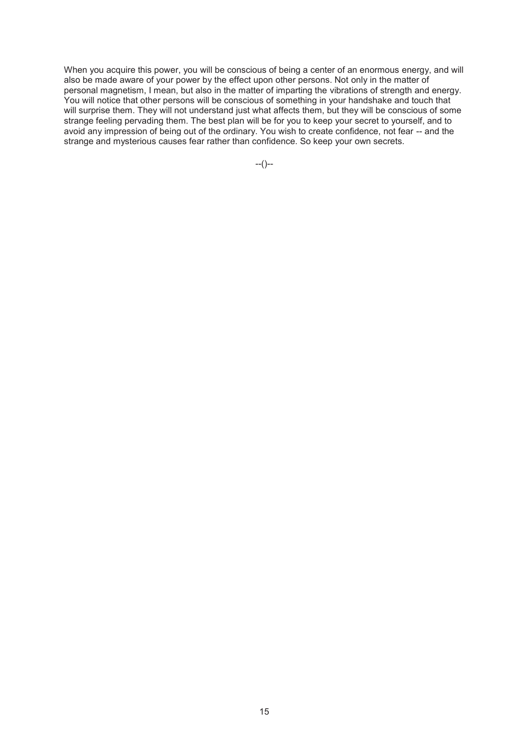When you acquire this power, you will be conscious of being a center of an enormous energy, and will also be made aware of your power by the effect upon other persons. Not only in the matter of personal magnetism, I mean, but also in the matter of imparting the vibrations of strength and energy. You will notice that other persons will be conscious of something in your handshake and touch that will surprise them. They will not understand just what affects them, but they will be conscious of some strange feeling pervading them. The best plan will be for you to keep your secret to yourself, and to avoid any impression of being out of the ordinary. You wish to create confidence, not fear -- and the strange and mysterious causes fear rather than confidence. So keep your own secrets.

--()--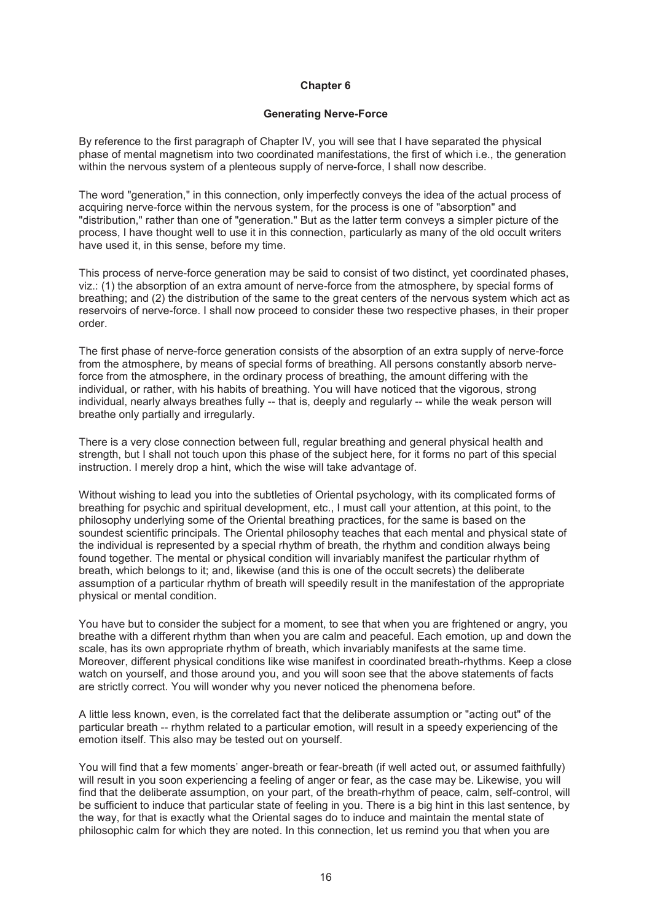# Chapter 6

## Generating Nerve-Force

By reference to the first paragraph of Chapter IV, you will see that I have separated the physical phase of mental magnetism into two coordinated manifestations, the first of which i.e., the generation within the nervous system of a plenteous supply of nerve-force, I shall now describe.

The word "generation," in this connection, only imperfectly conveys the idea of the actual process of acquiring nerve-force within the nervous system, for the process is one of "absorption" and "distribution," rather than one of "generation." But as the latter term conveys a simpler picture of the process, I have thought well to use it in this connection, particularly as many of the old occult writers have used it, in this sense, before my time.

This process of nerve-force generation may be said to consist of two distinct, yet coordinated phases, viz.: (1) the absorption of an extra amount of nerve-force from the atmosphere, by special forms of breathing; and (2) the distribution of the same to the great centers of the nervous system which act as reservoirs of nerve-force. I shall now proceed to consider these two respective phases, in their proper order.

The first phase of nerve-force generation consists of the absorption of an extra supply of nerve-force from the atmosphere, by means of special forms of breathing. All persons constantly absorb nerve-force from the atmosphere, in the ordinary process of breathing, the amount differing with the individual, or rather, with his habits of breathing. You will have noticed that the vigorous, strong individual, nearly always breathes fully -- that is, deeply and regularly -- while the weak person will breathe only partially and irregularly.

There is a very close connection between full, regular breathing and general physical health and strength, but I shall not touch upon this phase of the subject here, for it forms no part of this special instruction. I merely drop a hint, which the wise will take advantage of.

Without wishing to lead you into the subtleties of Oriental psychology, with its complicated forms of breathing for psychic and spiritual development, etc., I must call your attention, at this point, to the philosophy underlying some of the Oriental breathing practices, for the same is based on the soundest scientific principals. The Oriental philosophy teaches that each mental and physical state of the individual is represented by a special rhythm of breath, the rhythm and condition always being found together. The mental or physical condition will invariably manifest the particular rhythm of breath, which belongs to it; and, likewise (and this is one of the occult secrets) the deliberate assumption of a particular rhythm of breath will speedily result in the manifestation of the appropriate physical or mental condition.

You have but to consider the subject for a moment, to see that when you are frightened or angry, you breathe with a different rhythm than when you are calm and peaceful. Each emotion, up and down the scale, has its own appropriate rhythm of breath, which invariably manifests at the same time. Moreover, different physical conditions like wise manifest in coordinated breath-rhythms. Keep a close watch on yourself, and those around you, and you will soon see that the above statements of facts are strictly correct. You will wonder why you never noticed the phenomena before.

A little less known, even, is the correlated fact that the deliberate assumption or "acting out" of the particular breath -- rhythm related to a particular emotion, will result in a speedy experiencing of the emotion itself. This also may be tested out on yourself.

You will find that a few moments' anger-breath or fear-breath (if well acted out, or assumed faithfully) will result in you soon experiencing a feeling of anger or fear, as the case may be. Likewise, you will find that the deliberate assumption, on your part, of the breath-rhythm of peace, calm, self-control, will be sufficient to induce that particular state of feeling in you. There is a big hint in this last sentence, by the way, for that is exactly what the Oriental sages do to induce and maintain the mental state of philosophic calm for which they are noted. In this connection, let us remind you that when you are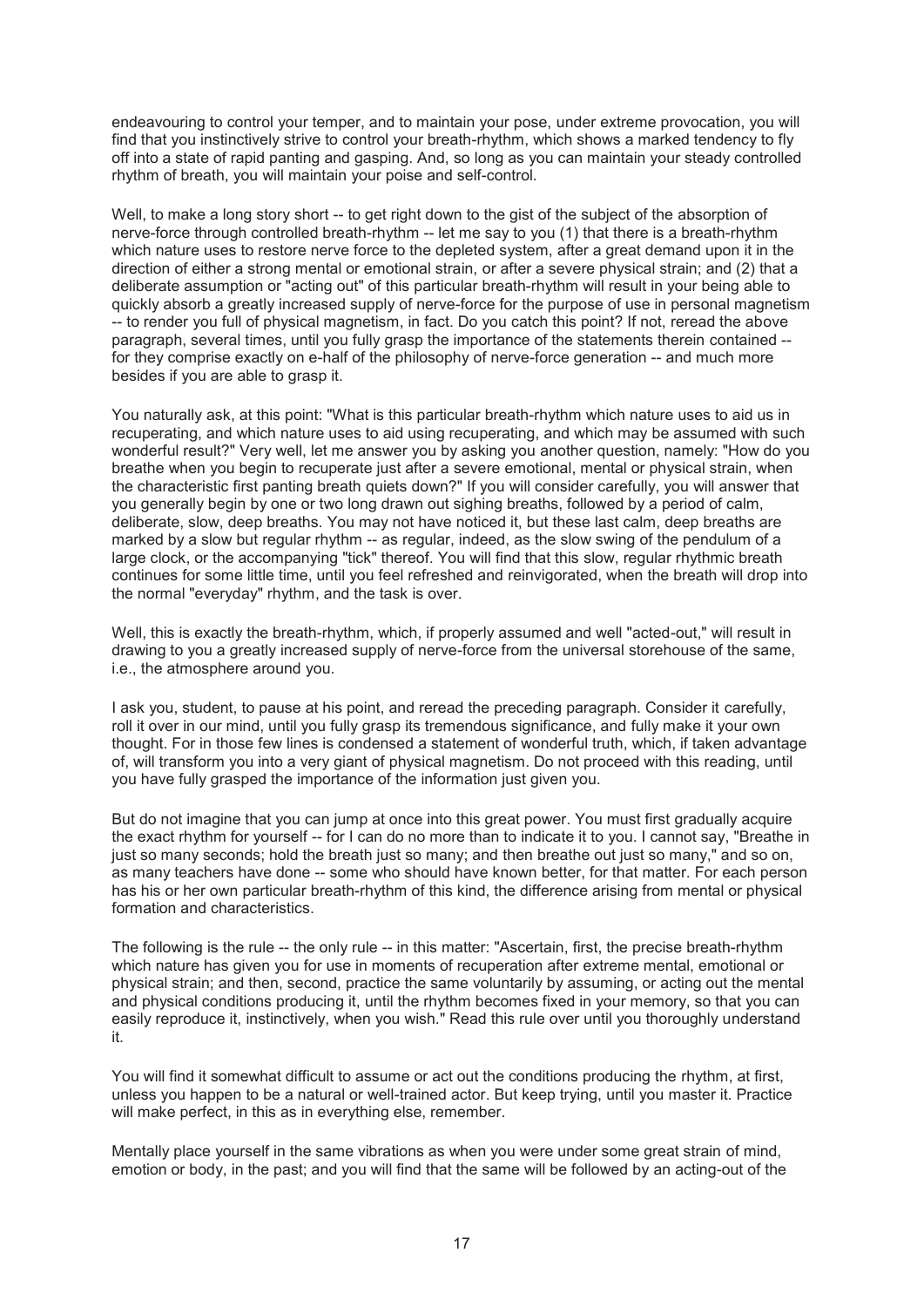endeavouring to control your temper, and to maintain your pose, under extreme provocation, you will find that you instinctively strive to control your breath-rhythm, which shows a marked tendency to fly off into a state of rapid panting and gasping. And, so long as you can maintain your steady controlled rhythm of breath, you will maintain your poise and self-control.

Well, to make a long story short -- to get right down to the gist of the subject of the absorption of nerve-force through controlled breath-rhythm -- let me say to you (1) that there is a breath-rhythm which nature uses to restore nerve force to the depleted system, after a great demand upon it in the direction of either a strong mental or emotional strain, or after a severe physical strain; and (2) that a deliberate assumption or "acting out" of this particular breath-rhythm will result in your being able to quickly absorb a greatly increased supply of nerve-force for the purpose of use in personal magnetism -- to render you full of physical magnetism, in fact. Do you catch this point? If not, reread the above paragraph, several times, until you fully grasp the importance of the statements therein contained -- for they comprise exactly on e-half of the philosophy of nerve-force generation -- and much more besides if you are able to grasp it.

You naturally ask, at this point: "What is this particular breath-rhythm which nature uses to aid us in recuperating, and which nature uses to aid using recuperating, and which may be assumed with such wonderful result?" Very well, let me answer you by asking you another question, namely: "How do you breathe when you begin to recuperate just after a severe emotional, mental or physical strain, when the characteristic first panting breath quiets down?" If you will consider carefully, you will answer that you generally begin by one or two long drawn out sighing breaths, followed by a period of calm, deliberate, slow, deep breaths. You may not have noticed it, but these last calm, deep breaths are marked by a slow but regular rhythm -- as regular, indeed, as the slow swing of the pendulum of a large clock, or the accompanying "tick" thereof. You will find that this slow, regular rhythmic breath continues for some little time, until you feel refreshed and reinvigorated, when the breath will drop into the normal "everyday" rhythm, and the task is over.

Well, this is exactly the breath-rhythm, which, if properly assumed and well "acted-out," will result in drawing to you a greatly increased supply of nerve-force from the universal storehouse of the same, i.e., the atmosphere around you.

I ask you, student, to pause at his point, and reread the preceding paragraph. Consider it carefully, roll it over in our mind, until you fully grasp its tremendous significance, and fully make it your own thought. For in those few lines is condensed a statement of wonderful truth, which, if taken advantage of, will transform you into a very giant of physical magnetism. Do not proceed with this reading, until you have fully grasped the importance of the information just given you.

But do not imagine that you can jump at once into this great power. You must first gradually acquire the exact rhythm for yourself -- for I can do no more than to indicate it to you. I cannot say, "Breathe in just so many seconds; hold the breath just so many; and then breathe out just so many," and so on, as many teachers have done -- some who should have known better, for that matter. For each person has his or her own particular breath-rhythm of this kind, the difference arising from mental or physical formation and characteristics.

The following is the rule -- the only rule -- in this matter: "Ascertain, first, the precise breath-rhythm which nature has given you for use in moments of recuperation after extreme mental, emotional or physical strain; and then, second, practice the same voluntarily by assuming, or acting out the mental and physical conditions producing it, until the rhythm becomes fixed in your memory, so that you can easily reproduce it, instinctively, when you wish." Read this rule over until you thoroughly understand it.

You will find it somewhat difficult to assume or act out the conditions producing the rhythm, at first, unless you happen to be a natural or well-trained actor. But keep trying, until you master it. Practice will make perfect, in this as in everything else, remember.

Mentally place yourself in the same vibrations as when you were under some great strain of mind, emotion or body, in the past; and you will find that the same will be followed by an acting-out of the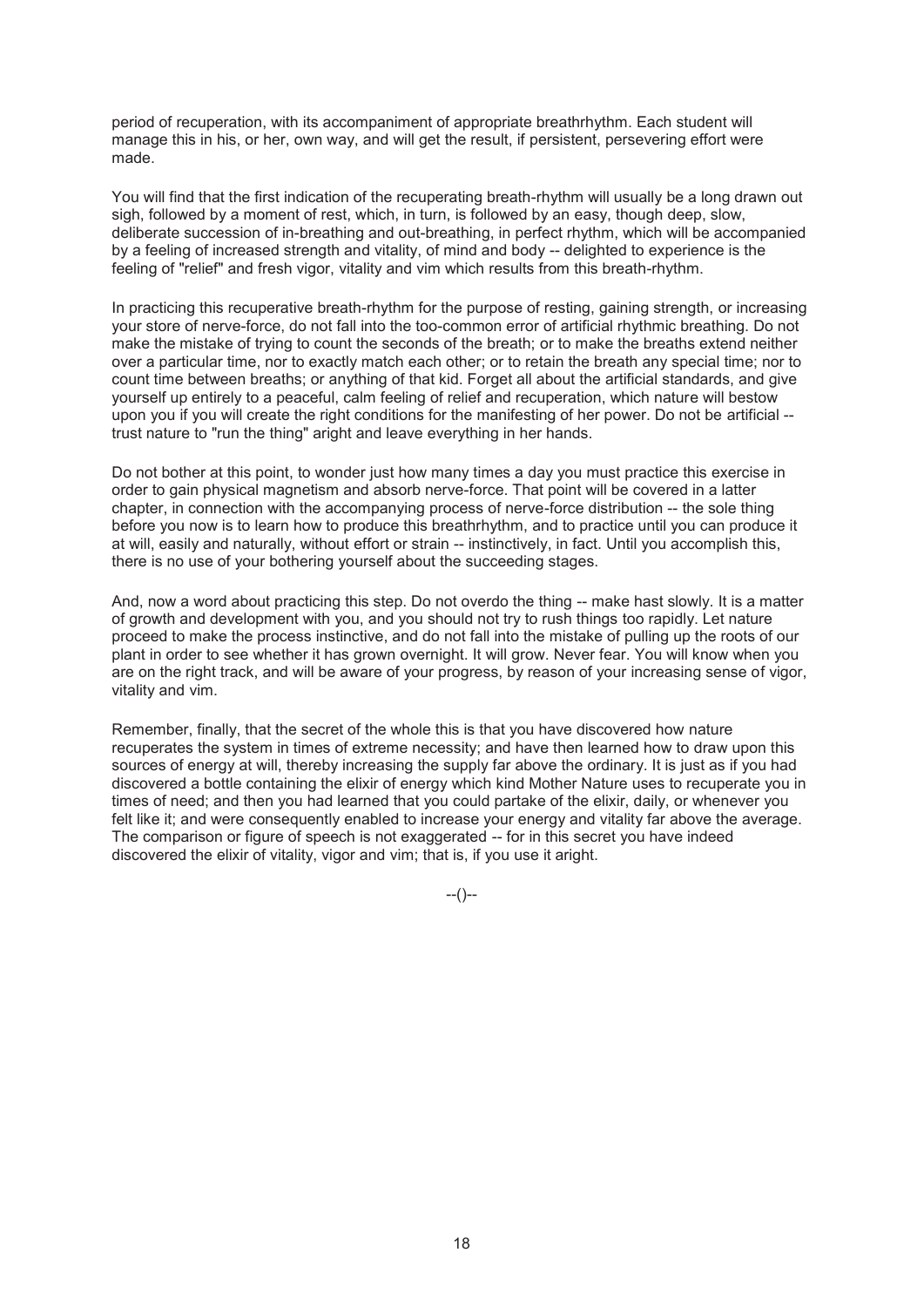period of recuperation, with its accompaniment of appropriate breathrhythm. Each student will manage this in his, or her, own way, and will get the result, if persistent, persevering effort were made.

You will find that the first indication of the recuperating breath-rhythm will usually be a long drawn out sigh, followed by a moment of rest, which, in turn, is followed by an easy, though deep, slow, deliberate succession of in-breathing and out-breathing, in perfect rhythm, which will be accompanied by a feeling of increased strength and vitality, of mind and body -- delighted to experience is the feeling of "relief" and fresh vigor, vitality and vim which results from this breath-rhythm.

In practicing this recuperative breath-rhythm for the purpose of resting, gaining strength, or increasing your store of nerve-force, do not fall into the too-common error of artificial rhythmic breathing. Do not make the mistake of trying to count the seconds of the breath; or to make the breaths extend neither over a particular time, nor to exactly match each other; or to retain the breath any special time; nor to count time between breaths; or anything of that kid. Forget all about the artificial standards, and give yourself up entirely to a peaceful, calm feeling of relief and recuperation, which nature will bestow upon you if you will create the right conditions for the manifesting of her power. Do not be artificial -- trust nature to "run the thing" aright and leave everything in her hands.

Do not bother at this point, to wonder just how many times a day you must practice this exercise in order to gain physical magnetism and absorb nerve-force. That point will be covered in a latter chapter, in connection with the accompanying process of nerve-force distribution -- the sole thing before you now is to learn how to produce this breathrhythm, and to practice until you can produce it at will, easily and naturally, without effort or strain -- instinctively, in fact. Until you accomplish this, there is no use of your bothering yourself about the succeeding stages.

And, now a word about practicing this step. Do not overdo the thing -- make hast slowly. It is a matter of growth and development with you, and you should not try to rush things too rapidly. Let nature proceed to make the process instinctive, and do not fall into the mistake of pulling up the roots of our plant in order to see whether it has grown overnight. It will grow. Never fear. You will know when you are on the right track, and will be aware of your progress, by reason of your increasing sense of vigor, vitality and vim.

Remember, finally, that the secret of the whole this is that you have discovered how nature recuperates the system in times of extreme necessity; and have then learned how to draw upon this sources of energy at will, thereby increasing the supply far above the ordinary. It is just as if you had discovered a bottle containing the elixir of energy which kind Mother Nature uses to recuperate you in times of need; and then you had learned that you could partake of the elixir, daily, or whenever you felt like it; and were consequently enabled to increase your energy and vitality far above the average. The comparison or figure of speech is not exaggerated -- for in this secret you have indeed discovered the elixir of vitality, vigor and vim; that is, if you use it aright.

--()--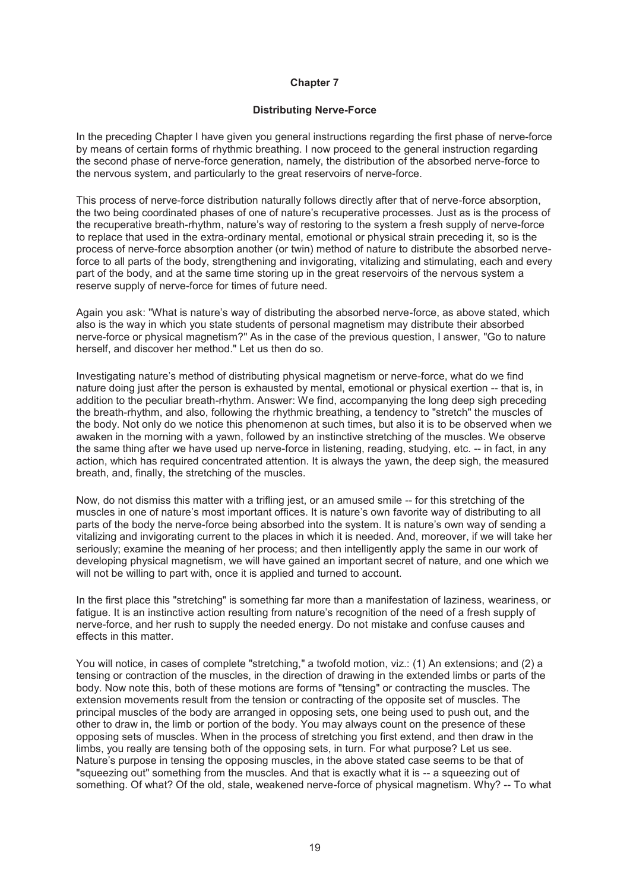## Chapter 7

### Distributing Nerve-Force

In the preceding Chapter I have given you general instructions regarding the first phase of nerve-force by means of certain forms of rhythmic breathing. I now proceed to the general instruction regarding the second phase of nerve-force generation, namely, the distribution of the absorbed nerve-force to the nervous system, and particularly to the great reservoirs of nerve-force.

This process of nerve-force distribution naturally follows directly after that of nerve-force absorption, the two being coordinated phases of one of nature's recuperative processes. Just as is the process of the recuperative breath-rhythm, nature's way of restoring to the system a fresh supply of nerve-force to replace that used in the extra-ordinary mental, emotional or physical strain preceding it, so is the process of nerve-force absorption another (or twin) method of nature to distribute the absorbed nerve-force to all parts of the body, strengthening and invigorating, vitalizing and stimulating, each and every part of the body, and at the same time storing up in the great reservoirs of the nervous system a reserve supply of nerve-force for times of future need.

Again you ask: "What is nature's way of distributing the absorbed nerve-force, as above stated, which also is the way in which you state students of personal magnetism may distribute their absorbed nerve-force or physical magnetism?" As in the case of the previous question, I answer, "Go to nature herself, and discover her method." Let us then do so.

Investigating nature's method of distributing physical magnetism or nerve-force, what do we find nature doing just after the person is exhausted by mental, emotional or physical exertion -- that is, in addition to the peculiar breath-rhythm. Answer: We find, accompanying the long deep sigh preceding the breath-rhythm, and also, following the rhythmic breathing, a tendency to "stretch" the muscles of the body. Not only do we notice this phenomenon at such times, but also it is to be observed when we awaken in the morning with a yawn, followed by an instinctive stretching of the muscles. We observe the same thing after we have used up nerve-force in listening, reading, studying, etc. -- in fact, in any action, which has required concentrated attention. It is always the yawn, the deep sigh, the measured breath, and, finally, the stretching of the muscles.

Now, do not dismiss this matter with a trifling jest, or an amused smile -- for this stretching of the muscles in one of nature's most important offices. It is nature's own favorite way of distributing to all parts of the body the nerve-force being absorbed into the system. It is nature's own way of sending a vitalizing and invigorating current to the places in which it is needed. And, moreover, if we will take her seriously; examine the meaning of her process; and then intelligently apply the same in our work of developing physical magnetism, we will have gained an important secret of nature, and one which we will not be willing to part with, once it is applied and turned to account.

In the first place this "stretching" is something far more than a manifestation of laziness, weariness, or fatigue. It is an instinctive action resulting from nature's recognition of the need of a fresh supply of nerve-force, and her rush to supply the needed energy. Do not mistake and confuse causes and effects in this matter.

You will notice, in cases of complete "stretching," a twofold motion, viz.: (1) An extensions; and (2) a tensing or contraction of the muscles, in the direction of drawing in the extended limbs or parts of the body. Now note this, both of these motions are forms of "tensing" or contracting the muscles. The extension movements result from the tension or contracting of the opposite set of muscles. The principal muscles of the body are arranged in opposing sets, one being used to push out, and the other to draw in, the limb or portion of the body. You may always count on the presence of these opposing sets of muscles. When in the process of stretching you first extend, and then draw in the limbs, you really are tensing both of the opposing sets, in turn. For what purpose? Let us see. Nature's purpose in tensing the opposing muscles, in the above stated case seems to be that of "squeezing out" something from the muscles. And that is exactly what it is -- a squeezing out of something. Of what? Of the old, stale, weakened nerve-force of physical magnetism. Why? -- To what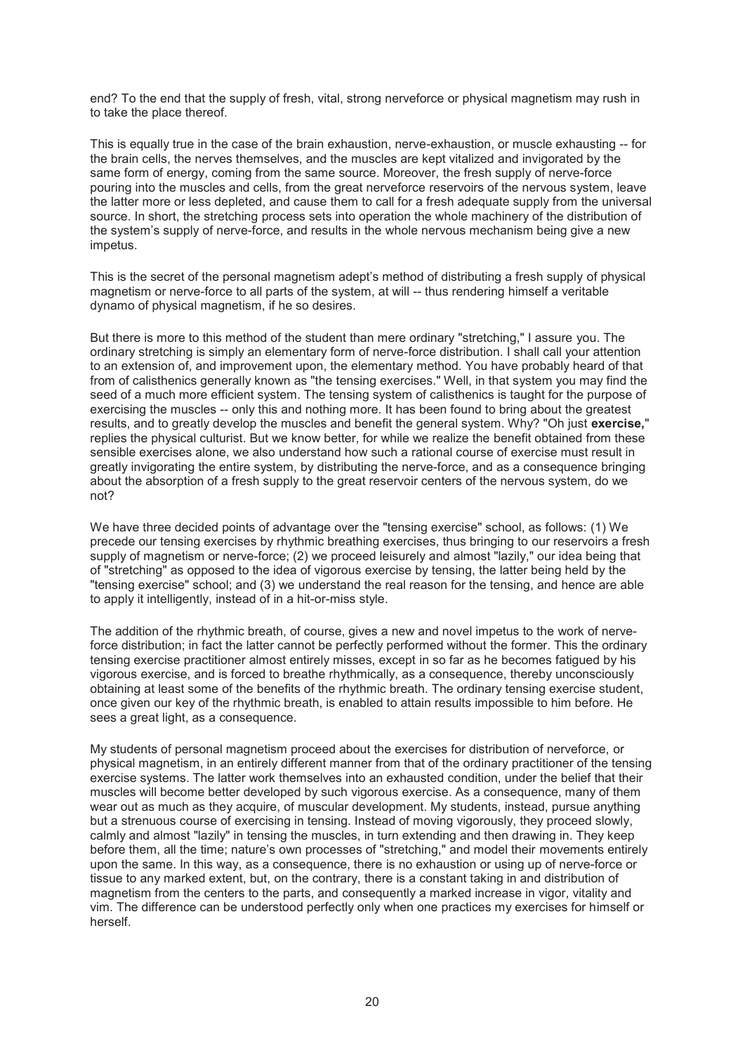end? To the end that the supply of fresh, vital, strong nerveforce or physical magnetism may rush in to take the place thereof.

This is equally true in the case of the brain exhaustion, nerve-exhaustion, or muscle exhausting -- for the brain cells, the nerves themselves, and the muscles are kept vitalized and invigorated by the same form of energy, coming from the same source. Moreover, the fresh supply of nerve-force pouring into the muscles and cells, from the great nerveforce reservoirs of the nervous system, leave the latter more or less depleted, and cause them to call for a fresh adequate supply from the universal source. In short, the stretching process sets into operation the whole machinery of the distribution of the system's supply of nerve-force, and results in the whole nervous mechanism being give a new impetus.

This is the secret of the personal magnetism adept's method of distributing a fresh supply of physical magnetism or nerve-force to all parts of the system, at will -- thus rendering himself a veritable dynamo of physical magnetism, if he so desires.

But there is more to this method of the student than mere ordinary "stretching," I assure you. The ordinary stretching is simply an elementary form of nerve-force distribution. I shall call your attention to an extension of, and improvement upon, the elementary method. You have probably heard of that from of calisthenics generally known as "the tensing exercises." Well, in that system you may find the seed of a much more efficient system. The tensing system of calisthenics is taught for the purpose of exercising the muscles -- only this and nothing more. It has been found to bring about the greatest results, and to greatly develop the muscles and benefit the general system. Why? "Oh just **exercise,**" replies the physical culturist. But we know better, for while we realize the benefit obtained from these sensible exercises alone, we also understand how such a rational course of exercise must result in greatly invigorating the entire system, by distributing the nerve-force, and as a consequence bringing about the absorption of a fresh supply to the great reservoir centers of the nervous system, do we not?

We have three decided points of advantage over the "tensing exercise" school, as follows: (1) We precede our tensing exercises by rhythmic breathing exercises, thus bringing to our reservoirs a fresh supply of magnetism or nerve-force; (2) we proceed leisurely and almost "lazily," our idea being that of "stretching" as opposed to the idea of vigorous exercise by tensing, the latter being held by the "tensing exercise" school; and (3) we understand the real reason for the tensing, and hence are able to apply it intelligently, instead of in a hit-or-miss style.

The addition of the rhythmic breath, of course, gives a new and novel impetus to the work of nerve-force distribution; in fact the latter cannot be perfectly performed without the former. This the ordinary tensing exercise practitioner almost entirely misses, except in so far as he becomes fatigued by his vigorous exercise, and is forced to breathe rhythmically, as a consequence, thereby unconsciously obtaining at least some of the benefits of the rhythmic breath. The ordinary tensing exercise student, once given our key of the rhythmic breath, is enabled to attain results impossible to him before. He sees a great light, as a consequence.

My students of personal magnetism proceed about the exercises for distribution of nerveforce, or physical magnetism, in an entirely different manner from that of the ordinary practitioner of the tensing exercise systems. The latter work themselves into an exhausted condition, under the belief that their muscles will become better developed by such vigorous exercise. As a consequence, many of them wear out as much as they acquire, of muscular development. My students, instead, pursue anything but a strenuous course of exercising in tensing. Instead of moving vigorously, they proceed slowly, calmly and almost "lazily" in tensing the muscles, in turn extending and then drawing in. They keep before them, all the time; nature's own processes of "stretching," and model their movements entirely upon the same. In this way, as a consequence, there is no exhaustion or using up of nerve-force or tissue to any marked extent, but, on the contrary, there is a constant taking in and distribution of magnetism from the centers to the parts, and consequently a marked increase in vigor, vitality and vim. The difference can be understood perfectly only when one practices my exercises for himself or herself.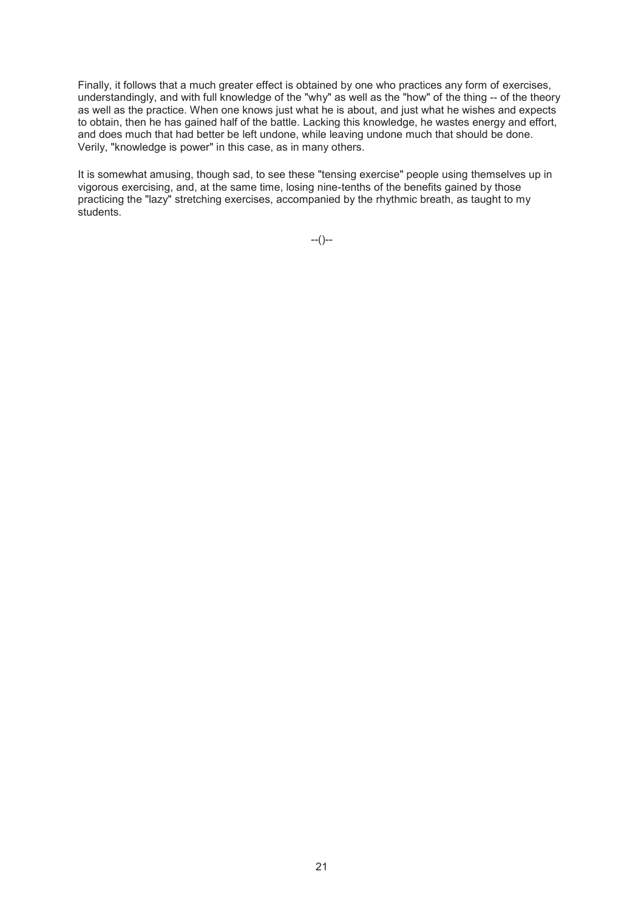Finally, it follows that a much greater effect is obtained by one who practices any form of exercises, understandingly, and with full knowledge of the "why" as well as the "how" of the thing -- of the theory as well as the practice. When one knows just what he is about, and just what he wishes and expects to obtain, then he has gained half of the battle. Lacking this knowledge, he wastes energy and effort, and does much that had better be left undone, while leaving undone much that should be done. Verily, "knowledge is power" in this case, as in many others.

It is somewhat amusing, though sad, to see these "tensing exercise" people using themselves up in vigorous exercising, and, at the same time, losing nine-tenths of the benefits gained by those practicing the "lazy" stretching exercises, accompanied by the rhythmic breath, as taught to my students.

--()--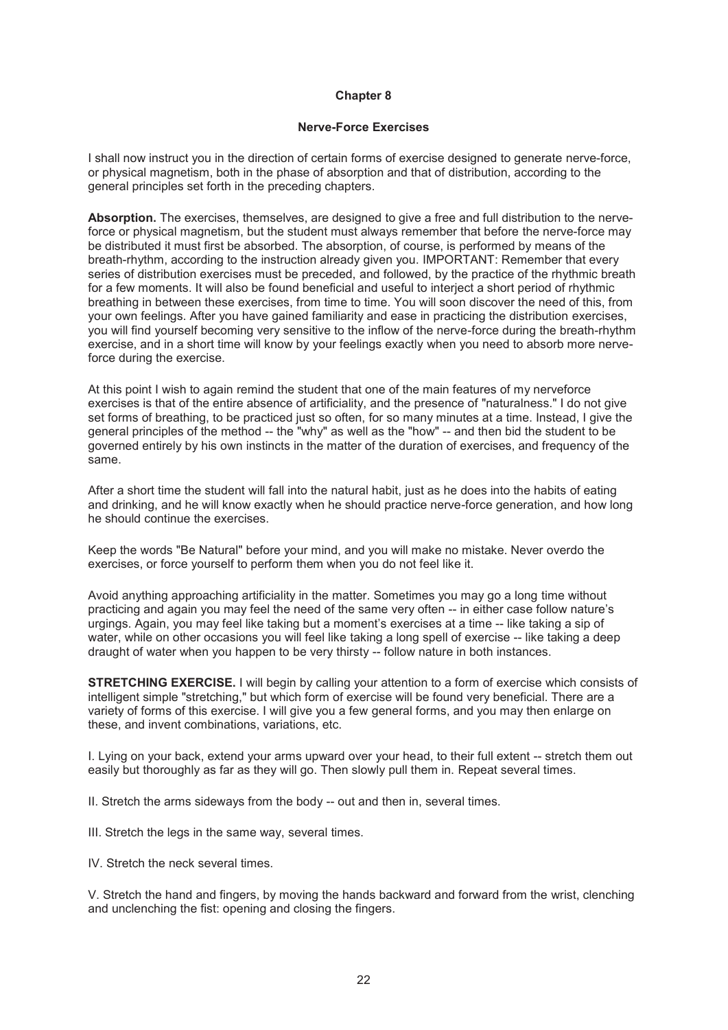## Chapter 8

### Nerve-Force Exercises

I shall now instruct you in the direction of certain forms of exercise designed to generate nerve-force, or physical magnetism, both in the phase of absorption and that of distribution, according to the general principles set forth in the preceding chapters.

**Absorption.** The exercises, themselves, are designed to give a free and full distribution to the nerve-force or physical magnetism, but the student must always remember that before the nerve-force may be distributed it must first be absorbed. The absorption, of course, is performed by means of the breath-rhythm, according to the instruction already given you. IMPORTANT: Remember that every series of distribution exercises must be preceded, and followed, by the practice of the rhythmic breath for a few moments. It will also be found beneficial and useful to interject a short period of rhythmic breathing in between these exercises, from time to time. You will soon discover the need of this, from your own feelings. After you have gained familiarity and ease in practicing the distribution exercises, you will find yourself becoming very sensitive to the inflow of the nerve-force during the breath-rhythm exercise, and in a short time will know by your feelings exactly when you need to absorb more nerve-force during the exercise.

At this point I wish to again remind the student that one of the main features of my nerveforce exercises is that of the entire absence of artificiality, and the presence of "naturalness." I do not give set forms of breathing, to be practiced just so often, for so many minutes at a time. Instead, I give the general principles of the method -- the "why" as well as the "how" -- and then bid the student to be governed entirely by his own instincts in the matter of the duration of exercises, and frequency of the same.

After a short time the student will fall into the natural habit, just as he does into the habits of eating and drinking, and he will know exactly when he should practice nerve-force generation, and how long he should continue the exercises.

Keep the words "Be Natural" before your mind, and you will make no mistake. Never overdo the exercises, or force yourself to perform them when you do not feel like it.

Avoid anything approaching artificiality in the matter. Sometimes you may go a long time without practicing and again you may feel the need of the same very often -- in either case follow nature's urgings. Again, you may feel like taking but a moment's exercises at a time -- like taking a sip of water, while on other occasions you will feel like taking a long spell of exercise -- like taking a deep draught of water when you happen to be very thirsty -- follow nature in both instances.

**STRETCHING EXERCISE.** I will begin by calling your attention to a form of exercise which consists of intelligent simple "stretching," but which form of exercise will be found very beneficial. There are a variety of forms of this exercise. I will give you a few general forms, and you may then enlarge on these, and invent combinations, variations, etc.

I. Lying on your back, extend your arms upward over your head, to their full extent -- stretch them out easily but thoroughly as far as they will go. Then slowly pull them in. Repeat several times.

II. Stretch the arms sideways from the body -- out and then in, several times.

III. Stretch the legs in the same way, several times.

IV. Stretch the neck several times.

V. Stretch the hand and fingers, by moving the hands backward and forward from the wrist, clenching and unclenching the fist: opening and closing the fingers.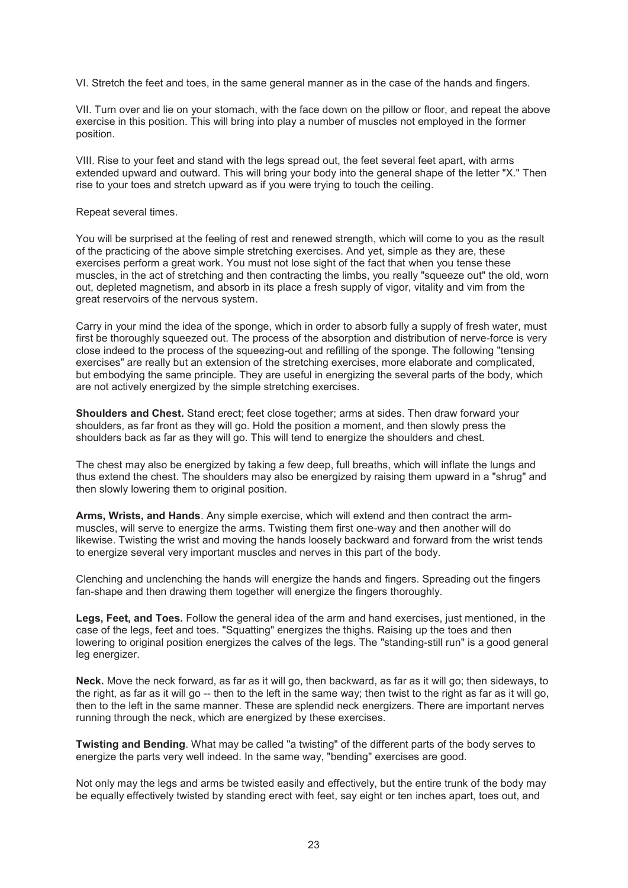VI. Stretch the feet and toes, in the same general manner as in the case of the hands and fingers.

VII. Turn over and lie on your stomach, with the face down on the pillow or floor, and repeat the above exercise in this position. This will bring into play a number of muscles not employed in the former position.

VIII. Rise to your feet and stand with the legs spread out, the feet several feet apart, with arms extended upward and outward. This will bring your body into the general shape of the letter "X." Then rise to your toes and stretch upward as if you were trying to touch the ceiling.

Repeat several times.

You will be surprised at the feeling of rest and renewed strength, which will come to you as the result of the practicing of the above simple stretching exercises. And yet, simple as they are, these exercises perform a great work. You must not lose sight of the fact that when you tense these muscles, in the act of stretching and then contracting the limbs, you really "squeeze out" the old, worn out, depleted magnetism, and absorb in its place a fresh supply of vigor, vitality and vim from the great reservoirs of the nervous system.

Carry in your mind the idea of the sponge, which in order to absorb fully a supply of fresh water, must first be thoroughly squeezed out. The process of the absorption and distribution of nerve-force is very close indeed to the process of the squeezing-out and refilling of the sponge. The following "tensing exercises" are really but an extension of the stretching exercises, more elaborate and complicated, but embodying the same principle. They are useful in energizing the several parts of the body, which are not actively energized by the simple stretching exercises.

**Shoulders and Chest.** Stand erect; feet close together; arms at sides. Then draw forward your shoulders, as far front as they will go. Hold the position a moment, and then slowly press the shoulders back as far as they will go. This will tend to energize the shoulders and chest.

The chest may also be energized by taking a few deep, full breaths, which will inflate the lungs and thus extend the chest. The shoulders may also be energized by raising them upward in a "shrug" and then slowly lowering them to original position.

**Arms, Wrists, and Hands**. Any simple exercise, which will extend and then contract the arm-muscles, will serve to energize the arms. Twisting them first one-way and then another will do likewise. Twisting the wrist and moving the hands loosely backward and forward from the wrist tends to energize several very important muscles and nerves in this part of the body.

Clenching and unclenching the hands will energize the hands and fingers. Spreading out the fingers fan-shape and then drawing them together will energize the fingers thoroughly.

**Legs, Feet, and Toes.** Follow the general idea of the arm and hand exercises, just mentioned, in the case of the legs, feet and toes. "Squatting" energizes the thighs. Raising up the toes and then lowering to original position energizes the calves of the legs. The "standing-still run" is a good general leg energizer.

**Neck.** Move the neck forward, as far as it will go, then backward, as far as it will go; then sideways, to the right, as far as it will go -- then to the left in the same way; then twist to the right as far as it will go, then to the left in the same manner. These are splendid neck energizers. There are important nerves running through the neck, which are energized by these exercises.

**Twisting and Bending**. What may be called "a twisting" of the different parts of the body serves to energize the parts very well indeed. In the same way, "bending" exercises are good.

Not only may the legs and arms be twisted easily and effectively, but the entire trunk of the body may be equally effectively twisted by standing erect with feet, say eight or ten inches apart, toes out, and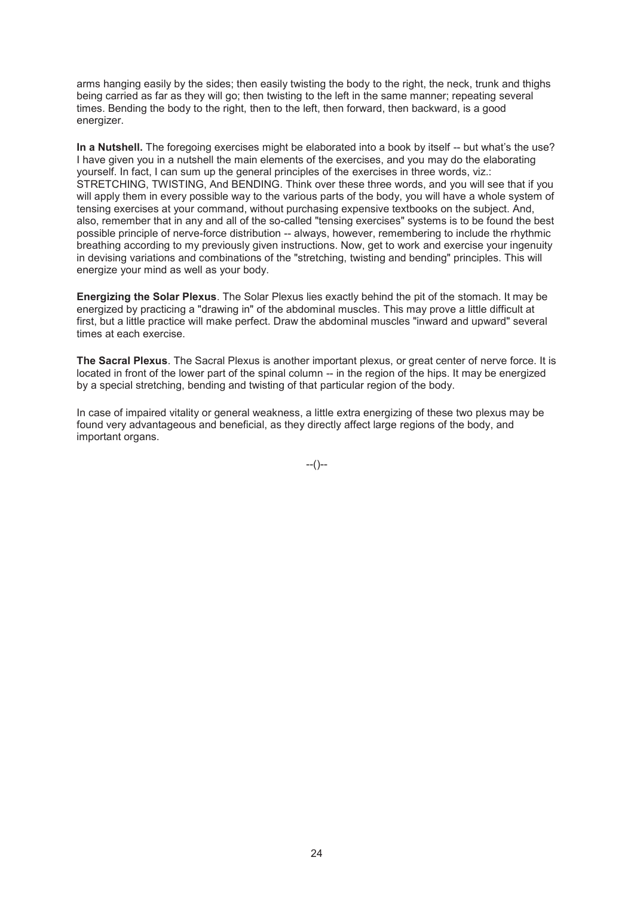arms hanging easily by the sides; then easily twisting the body to the right, the neck, trunk and thighs being carried as far as they will go; then twisting to the left in the same manner; repeating several times. Bending the body to the right, then to the left, then forward, then backward, is a good energizer.

**In a Nutshell.** The foregoing exercises might be elaborated into a book by itself -- but what's the use? I have given you in a nutshell the main elements of the exercises, and you may do the elaborating yourself. In fact, I can sum up the general principles of the exercises in three words, viz.: STRETCHING, TWISTING, And BENDING. Think over these three words, and you will see that if you will apply them in every possible way to the various parts of the body, you will have a whole system of tensing exercises at your command, without purchasing expensive textbooks on the subject. And, also, remember that in any and all of the so-called "tensing exercises" systems is to be found the best possible principle of nerve-force distribution -- always, however, remembering to include the rhythmic breathing according to my previously given instructions. Now, get to work and exercise your ingenuity in devising variations and combinations of the "stretching, twisting and bending" principles. This will energize your mind as well as your body.

**Energizing the Solar Plexus**. The Solar Plexus lies exactly behind the pit of the stomach. It may be energized by practicing a "drawing in" of the abdominal muscles. This may prove a little difficult at first, but a little practice will make perfect. Draw the abdominal muscles "inward and upward" several times at each exercise.

**The Sacral Plexus**. The Sacral Plexus is another important plexus, or great center of nerve force. It is located in front of the lower part of the spinal column -- in the region of the hips. It may be energized by a special stretching, bending and twisting of that particular region of the body.

In case of impaired vitality or general weakness, a little extra energizing of these two plexus may be found very advantageous and beneficial, as they directly affect large regions of the body, and important organs.

--()--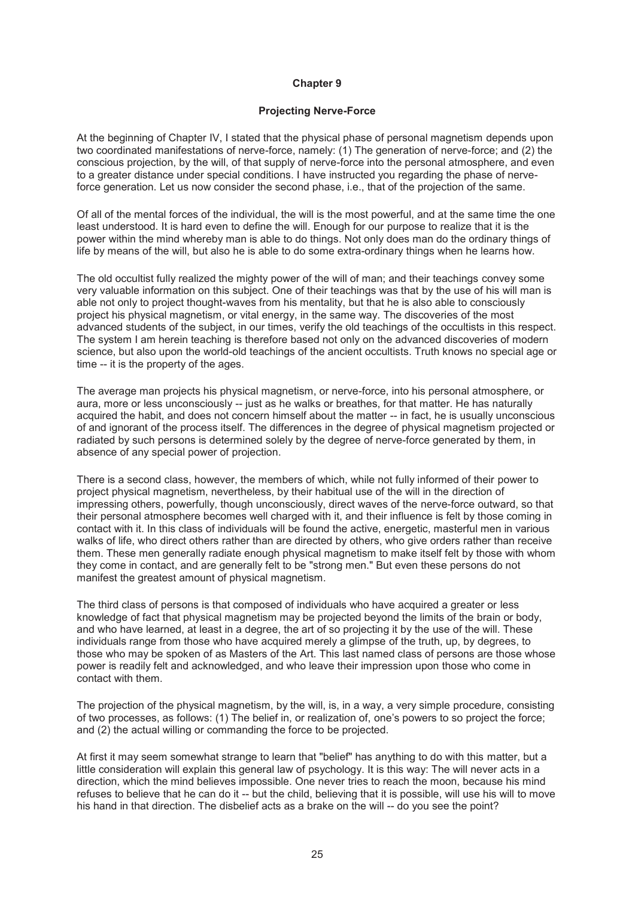# Chapter 9

## Projecting Nerve-Force

At the beginning of Chapter IV, I stated that the physical phase of personal magnetism depends upon two coordinated manifestations of nerve-force, namely: (1) The generation of nerve-force; and (2) the conscious projection, by the will, of that supply of nerve-force into the personal atmosphere, and even to a greater distance under special conditions. I have instructed you regarding the phase of nerve-force generation. Let us now consider the second phase, i.e., that of the projection of the same.

Of all of the mental forces of the individual, the will is the most powerful, and at the same time the one least understood. It is hard even to define the will. Enough for our purpose to realize that it is the power within the mind whereby man is able to do things. Not only does man do the ordinary things of life by means of the will, but also he is able to do some extra-ordinary things when he learns how.

The old occultist fully realized the mighty power of the will of man; and their teachings convey some very valuable information on this subject. One of their teachings was that by the use of his will man is able not only to project thought-waves from his mentality, but that he is also able to consciously project his physical magnetism, or vital energy, in the same way. The discoveries of the most advanced students of the subject, in our times, verify the old teachings of the occultists in this respect. The system I am herein teaching is therefore based not only on the advanced discoveries of modern science, but also upon the world-old teachings of the ancient occultists. Truth knows no special age or time -- it is the property of the ages.

The average man projects his physical magnetism, or nerve-force, into his personal atmosphere, or aura, more or less unconsciously -- just as he walks or breathes, for that matter. He has naturally acquired the habit, and does not concern himself about the matter -- in fact, he is usually unconscious of and ignorant of the process itself. The differences in the degree of physical magnetism projected or radiated by such persons is determined solely by the degree of nerve-force generated by them, in absence of any special power of projection.

There is a second class, however, the members of which, while not fully informed of their power to project physical magnetism, nevertheless, by their habitual use of the will in the direction of impressing others, powerfully, though unconsciously, direct waves of the nerve-force outward, so that their personal atmosphere becomes well charged with it, and their influence is felt by those coming in contact with it. In this class of individuals will be found the active, energetic, masterful men in various walks of life, who direct others rather than are directed by others, who give orders rather than receive them. These men generally radiate enough physical magnetism to make itself felt by those with whom they come in contact, and are generally felt to be "strong men." But even these persons do not manifest the greatest amount of physical magnetism.

The third class of persons is that composed of individuals who have acquired a greater or less knowledge of fact that physical magnetism may be projected beyond the limits of the brain or body, and who have learned, at least in a degree, the art of so projecting it by the use of the will. These individuals range from those who have acquired merely a glimpse of the truth, up, by degrees, to those who may be spoken of as Masters of the Art. This last named class of persons are those whose power is readily felt and acknowledged, and who leave their impression upon those who come in contact with them.

The projection of the physical magnetism, by the will, is, in a way, a very simple procedure, consisting of two processes, as follows: (1) The belief in, or realization of, one's powers to so project the force; and (2) the actual willing or commanding the force to be projected.

At first it may seem somewhat strange to learn that "belief" has anything to do with this matter, but a little consideration will explain this general law of psychology. It is this way: The will never acts in a direction, which the mind believes impossible. One never tries to reach the moon, because his mind refuses to believe that he can do it -- but the child, believing that it is possible, will use his will to move his hand in that direction. The disbelief acts as a brake on the will -- do you see the point?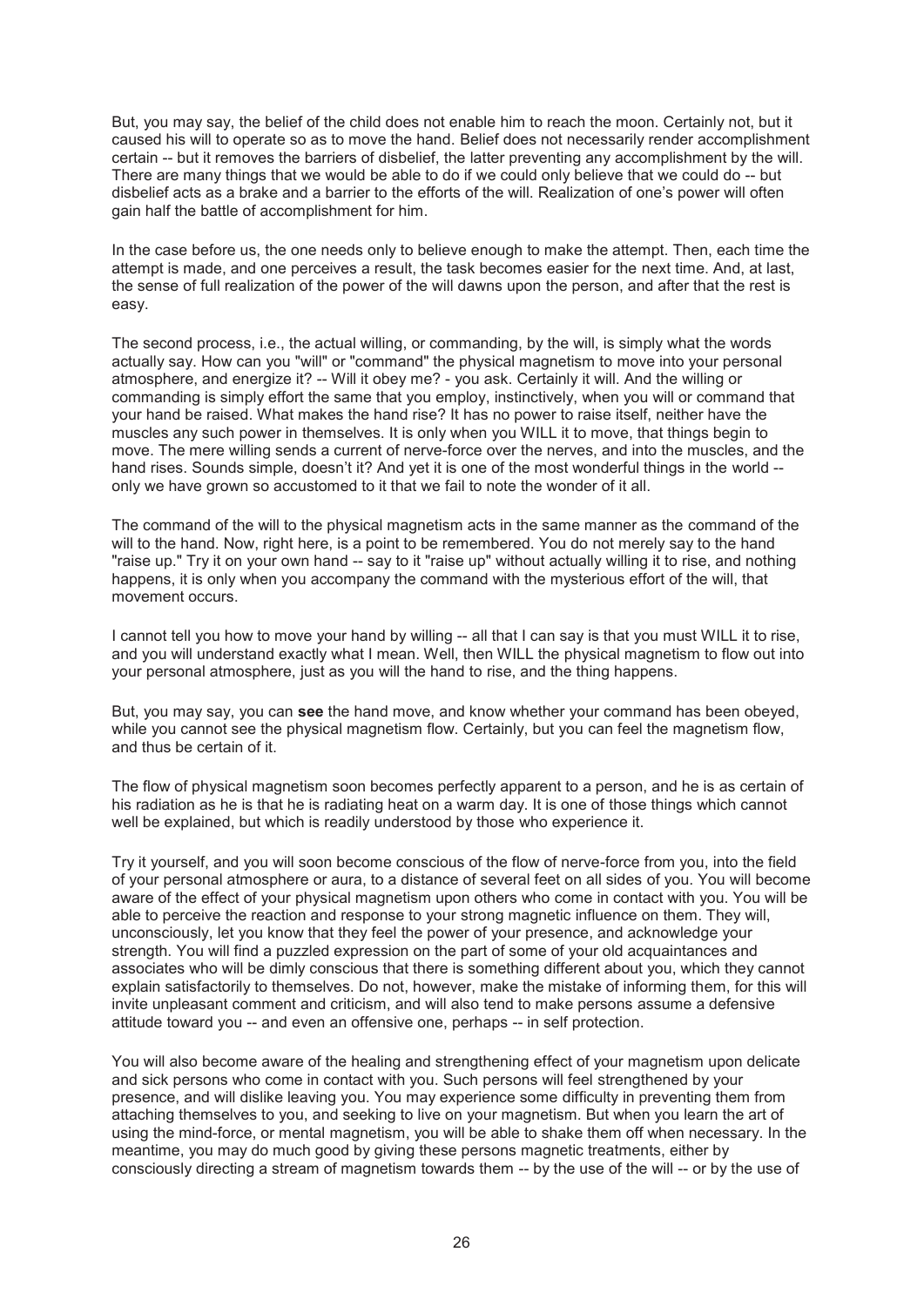But, you may say, the belief of the child does not enable him to reach the moon. Certainly not, but it caused his will to operate so as to move the hand. Belief does not necessarily render accomplishment certain -- but it removes the barriers of disbelief, the latter preventing any accomplishment by the will. There are many things that we would be able to do if we could only believe that we could do -- but disbelief acts as a brake and a barrier to the efforts of the will. Realization of one's power will often gain half the battle of accomplishment for him.

In the case before us, the one needs only to believe enough to make the attempt. Then, each time the attempt is made, and one perceives a result, the task becomes easier for the next time. And, at last, the sense of full realization of the power of the will dawns upon the person, and after that the rest is easy.

The second process, i.e., the actual willing, or commanding, by the will, is simply what the words actually say. How can you "will" or "command" the physical magnetism to move into your personal atmosphere, and energize it? -- Will it obey me? - you ask. Certainly it will. And the willing or commanding is simply effort the same that you employ, instinctively, when you will or command that your hand be raised. What makes the hand rise? It has no power to raise itself, neither have the muscles any such power in themselves. It is only when you WILL it to move, that things begin to move. The mere willing sends a current of nerve-force over the nerves, and into the muscles, and the hand rises. Sounds simple, doesn't it? And yet it is one of the most wonderful things in the world -- only we have grown so accustomed to it that we fail to note the wonder of it all.

The command of the will to the physical magnetism acts in the same manner as the command of the will to the hand. Now, right here, is a point to be remembered. You do not merely say to the hand "raise up." Try it on your own hand -- say to it "raise up" without actually willing it to rise, and nothing happens, it is only when you accompany the command with the mysterious effort of the will, that movement occurs.

I cannot tell you how to move your hand by willing -- all that I can say is that you must WILL it to rise, and you will understand exactly what I mean. Well, then WILL the physical magnetism to flow out into your personal atmosphere, just as you will the hand to rise, and the thing happens.

But, you may say, you can **see** the hand move, and know whether your command has been obeyed, while you cannot see the physical magnetism flow. Certainly, but you can feel the magnetism flow, and thus be certain of it.

The flow of physical magnetism soon becomes perfectly apparent to a person, and he is as certain of his radiation as he is that he is radiating heat on a warm day. It is one of those things which cannot well be explained, but which is readily understood by those who experience it.

Try it yourself, and you will soon become conscious of the flow of nerve-force from you, into the field of your personal atmosphere or aura, to a distance of several feet on all sides of you. You will become aware of the effect of your physical magnetism upon others who come in contact with you. You will be able to perceive the reaction and response to your strong magnetic influence on them. They will, unconsciously, let you know that they feel the power of your presence, and acknowledge your strength. You will find a puzzled expression on the part of some of your old acquaintances and associates who will be dimly conscious that there is something different about you, which they cannot explain satisfactorily to themselves. Do not, however, make the mistake of informing them, for this will invite unpleasant comment and criticism, and will also tend to make persons assume a defensive attitude toward you -- and even an offensive one, perhaps -- in self protection.

You will also become aware of the healing and strengthening effect of your magnetism upon delicate and sick persons who come in contact with you. Such persons will feel strengthened by your presence, and will dislike leaving you. You may experience some difficulty in preventing them from attaching themselves to you, and seeking to live on your magnetism. But when you learn the art of using the mind-force, or mental magnetism, you will be able to shake them off when necessary. In the meantime, you may do much good by giving these persons magnetic treatments, either by consciously directing a stream of magnetism towards them -- by the use of the will -- or by the use of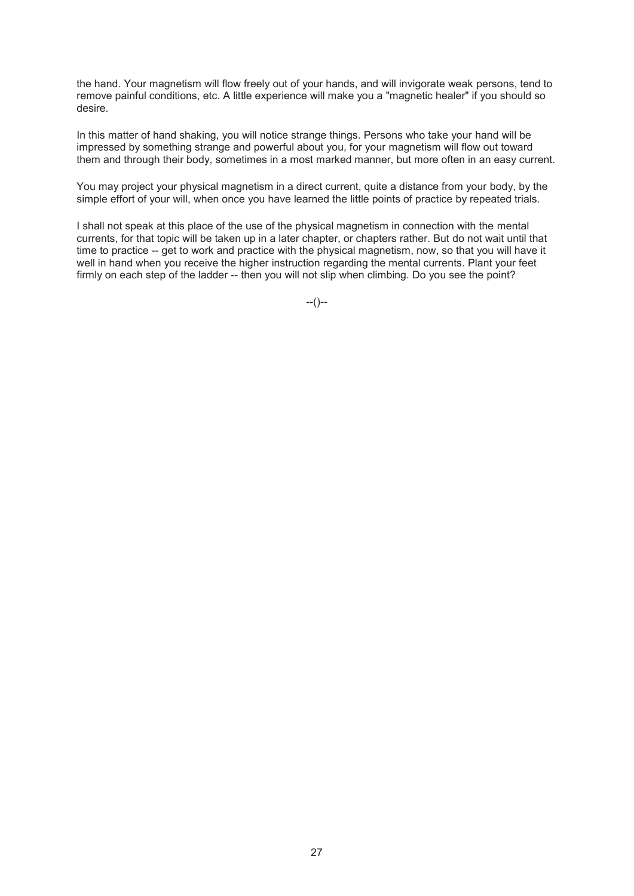the hand. Your magnetism will flow freely out of your hands, and will invigorate weak persons, tend to remove painful conditions, etc. A little experience will make you a "magnetic healer" if you should so desire.

In this matter of hand shaking, you will notice strange things. Persons who take your hand will be impressed by something strange and powerful about you, for your magnetism will flow out toward them and through their body, sometimes in a most marked manner, but more often in an easy current.

You may project your physical magnetism in a direct current, quite a distance from your body, by the simple effort of your will, when once you have learned the little points of practice by repeated trials.

I shall not speak at this place of the use of the physical magnetism in connection with the mental currents, for that topic will be taken up in a later chapter, or chapters rather. But do not wait until that time to practice -- get to work and practice with the physical magnetism, now, so that you will have it well in hand when you receive the higher instruction regarding the mental currents. Plant your feet firmly on each step of the ladder -- then you will not slip when climbing. Do you see the point?

--()--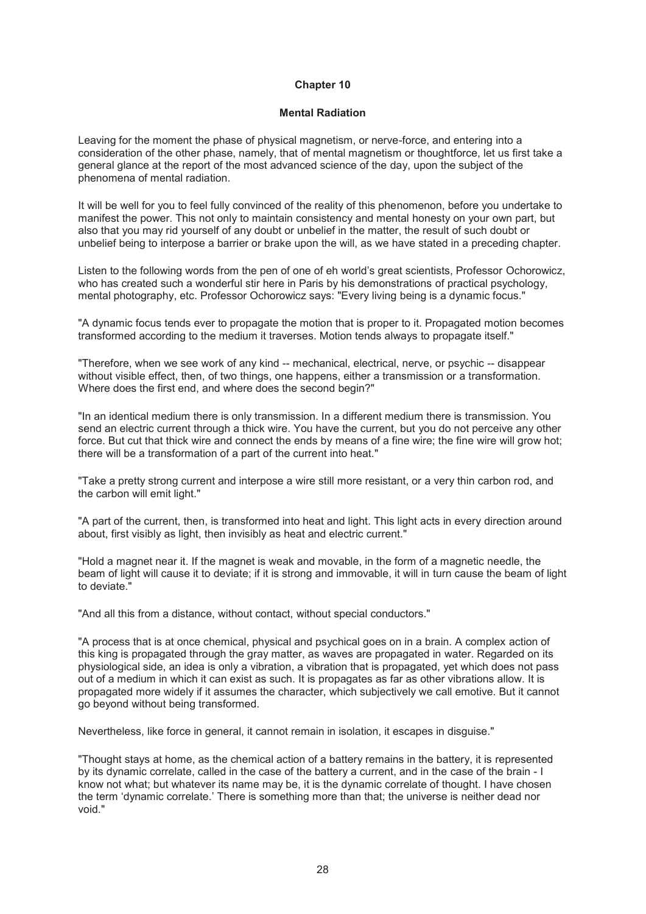# Chapter 10

## Mental Radiation

Leaving for the moment the phase of physical magnetism, or nerve-force, and entering into a consideration of the other phase, namely, that of mental magnetism or thoughtforce, let us first take a general glance at the report of the most advanced science of the day, upon the subject of the phenomena of mental radiation.

It will be well for you to feel fully convinced of the reality of this phenomenon, before you undertake to manifest the power. This not only to maintain consistency and mental honesty on your own part, but also that you may rid yourself of any doubt or unbelief in the matter, the result of such doubt or unbelief being to interpose a barrier or brake upon the will, as we have stated in a preceding chapter.

Listen to the following words from the pen of one of eh world's great scientists, Professor Ochorowicz, who has created such a wonderful stir here in Paris by his demonstrations of practical psychology, mental photography, etc. Professor Ochorowicz says: "Every living being is a dynamic focus."

"A dynamic focus tends ever to propagate the motion that is proper to it. Propagated motion becomes transformed according to the medium it traverses. Motion tends always to propagate itself."

"Therefore, when we see work of any kind -- mechanical, electrical, nerve, or psychic -- disappear without visible effect, then, of two things, one happens, either a transmission or a transformation. Where does the first end, and where does the second begin?"

"In an identical medium there is only transmission. In a different medium there is transmission. You send an electric current through a thick wire. You have the current, but you do not perceive any other force. But cut that thick wire and connect the ends by means of a fine wire; the fine wire will grow hot; there will be a transformation of a part of the current into heat."

"Take a pretty strong current and interpose a wire still more resistant, or a very thin carbon rod, and the carbon will emit light."

"A part of the current, then, is transformed into heat and light. This light acts in every direction around about, first visibly as light, then invisibly as heat and electric current."

"Hold a magnet near it. If the magnet is weak and movable, in the form of a magnetic needle, the beam of light will cause it to deviate; if it is strong and immovable, it will in turn cause the beam of light to deviate."

"And all this from a distance, without contact, without special conductors."

"A process that is at once chemical, physical and psychical goes on in a brain. A complex action of this king is propagated through the gray matter, as waves are propagated in water. Regarded on its physiological side, an idea is only a vibration, a vibration that is propagated, yet which does not pass out of a medium in which it can exist as such. It is propagates as far as other vibrations allow. It is propagated more widely if it assumes the character, which subjectively we call emotive. But it cannot go beyond without being transformed.

Nevertheless, like force in general, it cannot remain in isolation, it escapes in disguise."

"Thought stays at home, as the chemical action of a battery remains in the battery, it is represented by its dynamic correlate, called in the case of the battery a current, and in the case of the brain - I know not what; but whatever its name may be, it is the dynamic correlate of thought. I have chosen the term 'dynamic correlate.' There is something more than that; the universe is neither dead nor void."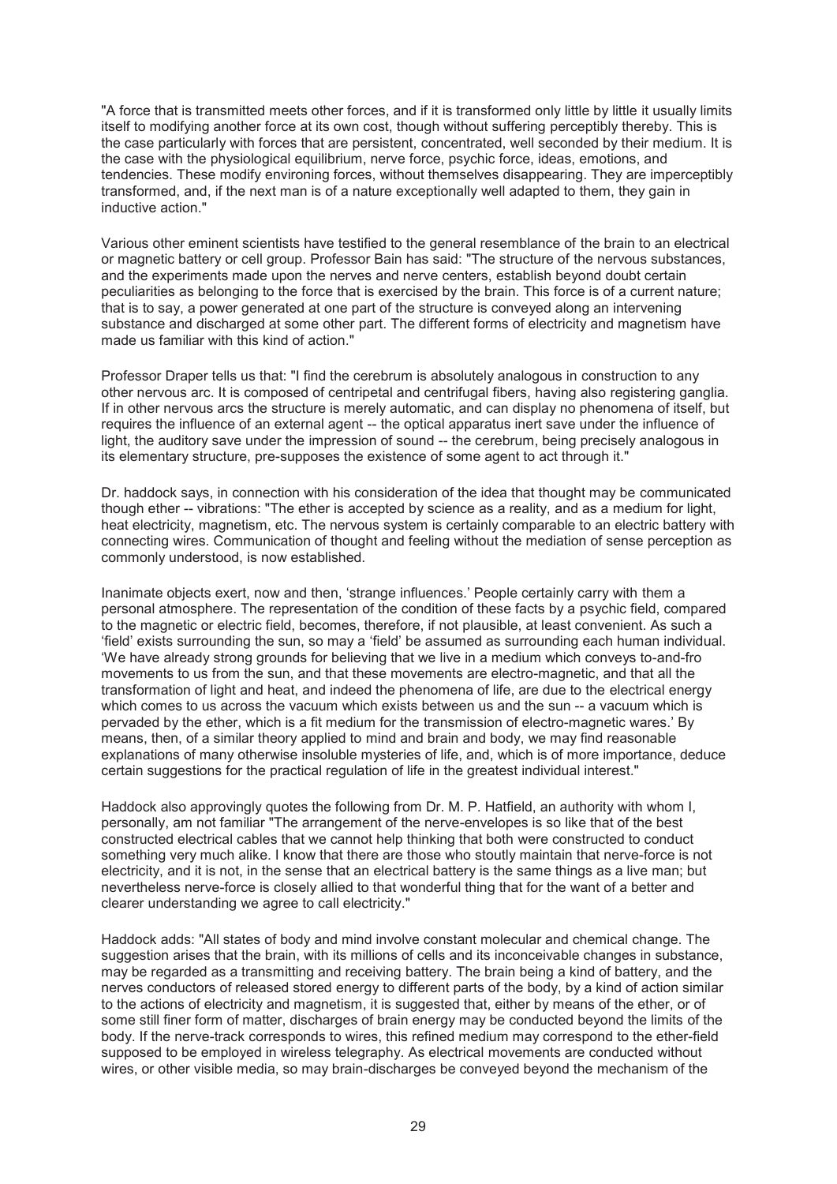"A force that is transmitted meets other forces, and if it is transformed only little by little it usually limits itself to modifying another force at its own cost, though without suffering perceptibly thereby. This is the case particularly with forces that are persistent, concentrated, well seconded by their medium. It is the case with the physiological equilibrium, nerve force, psychic force, ideas, emotions, and tendencies. These modify environing forces, without themselves disappearing. They are imperceptibly transformed, and, if the next man is of a nature exceptionally well adapted to them, they gain in inductive action."

Various other eminent scientists have testified to the general resemblance of the brain to an electrical or magnetic battery or cell group. Professor Bain has said: "The structure of the nervous substances, and the experiments made upon the nerves and nerve centers, establish beyond doubt certain peculiarities as belonging to the force that is exercised by the brain. This force is of a current nature; that is to say, a power generated at one part of the structure is conveyed along an intervening substance and discharged at some other part. The different forms of electricity and magnetism have made us familiar with this kind of action."

Professor Draper tells us that: "I find the cerebrum is absolutely analogous in construction to any other nervous arc. It is composed of centripetal and centrifugal fibers, having also registering ganglia. If in other nervous arcs the structure is merely automatic, and can display no phenomena of itself, but requires the influence of an external agent -- the optical apparatus inert save under the influence of light, the auditory save under the impression of sound -- the cerebrum, being precisely analogous in its elementary structure, pre-supposes the existence of some agent to act through it."

Dr. haddock says, in connection with his consideration of the idea that thought may be communicated though ether -- vibrations: "The ether is accepted by science as a reality, and as a medium for light, heat electricity, magnetism, etc. The nervous system is certainly comparable to an electric battery with connecting wires. Communication of thought and feeling without the mediation of sense perception as commonly understood, is now established.

Inanimate objects exert, now and then, 'strange influences.' People certainly carry with them a personal atmosphere. The representation of the condition of these facts by a psychic field, compared to the magnetic or electric field, becomes, therefore, if not plausible, at least convenient. As such a 'field' exists surrounding the sun, so may a 'field' be assumed as surrounding each human individual. 'We have already strong grounds for believing that we live in a medium which conveys to-and-fro movements to us from the sun, and that these movements are electro-magnetic, and that all the transformation of light and heat, and indeed the phenomena of life, are due to the electrical energy which comes to us across the vacuum which exists between us and the sun -- a vacuum which is pervaded by the ether, which is a fit medium for the transmission of electro-magnetic wares.' By means, then, of a similar theory applied to mind and brain and body, we may find reasonable explanations of many otherwise insoluble mysteries of life, and, which is of more importance, deduce certain suggestions for the practical regulation of life in the greatest individual interest."

Haddock also approvingly quotes the following from Dr. M. P. Hatfield, an authority with whom I, personally, am not familiar "The arrangement of the nerve-envelopes is so like that of the best constructed electrical cables that we cannot help thinking that both were constructed to conduct something very much alike. I know that there are those who stoutly maintain that nerve-force is not electricity, and it is not, in the sense that an electrical battery is the same things as a live man; but nevertheless nerve-force is closely allied to that wonderful thing that for the want of a better and clearer understanding we agree to call electricity."

Haddock adds: "All states of body and mind involve constant molecular and chemical change. The suggestion arises that the brain, with its millions of cells and its inconceivable changes in substance, may be regarded as a transmitting and receiving battery. The brain being a kind of battery, and the nerves conductors of released stored energy to different parts of the body, by a kind of action similar to the actions of electricity and magnetism, it is suggested that, either by means of the ether, or of some still finer form of matter, discharges of brain energy may be conducted beyond the limits of the body. If the nerve-track corresponds to wires, this refined medium may correspond to the ether-field supposed to be employed in wireless telegraphy. As electrical movements are conducted without wires, or other visible media, so may brain-discharges be conveyed beyond the mechanism of the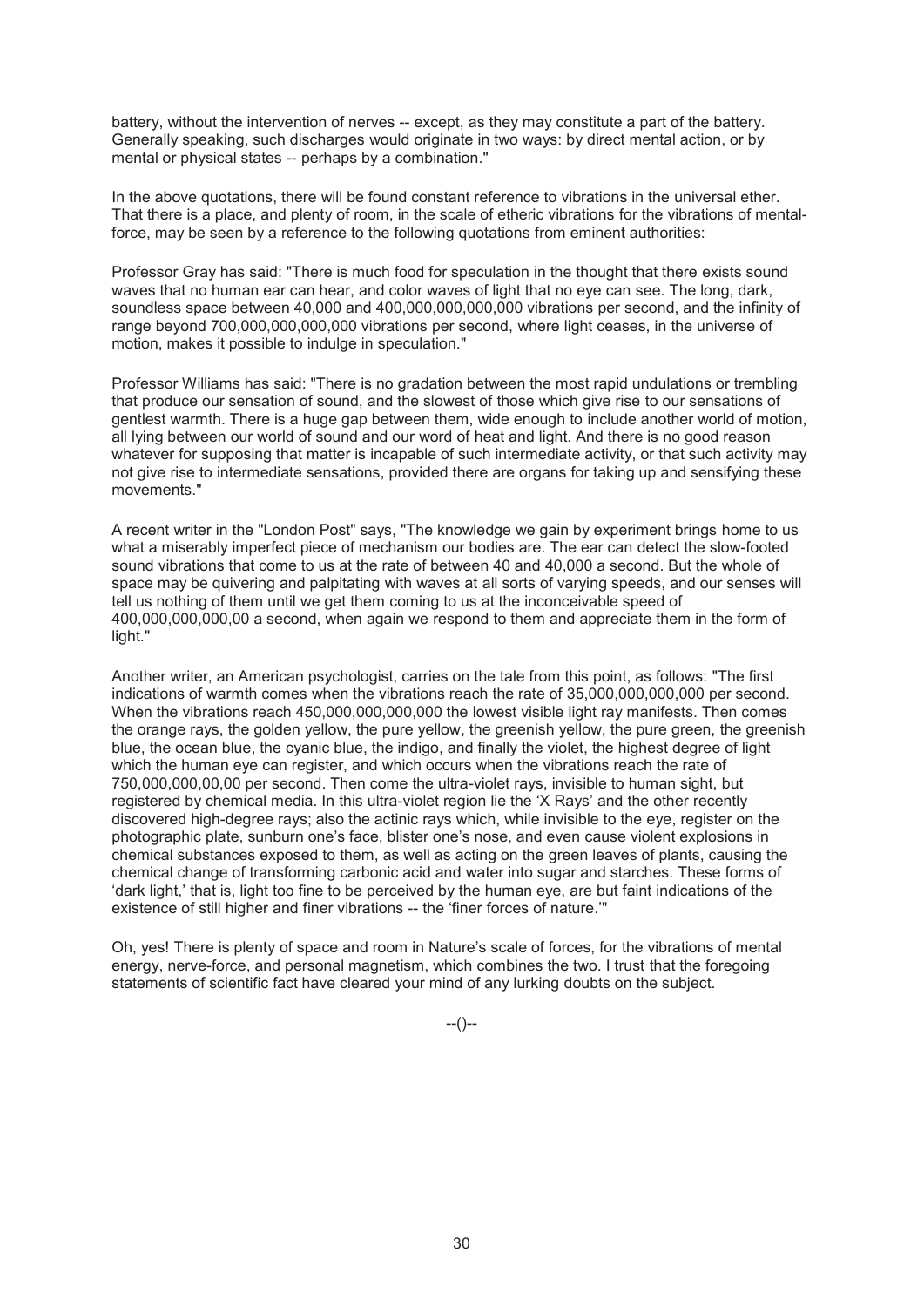battery, without the intervention of nerves -- except, as they may constitute a part of the battery. Generally speaking, such discharges would originate in two ways: by direct mental action, or by mental or physical states -- perhaps by a combination."

In the above quotations, there will be found constant reference to vibrations in the universal ether. That there is a place, and plenty of room, in the scale of etheric vibrations for the vibrations of mental-force, may be seen by a reference to the following quotations from eminent authorities:

Professor Gray has said: "There is much food for speculation in the thought that there exists sound waves that no human ear can hear, and color waves of light that no eye can see. The long, dark, soundless space between 40,000 and 400,000,000,000,000 vibrations per second, and the infinity of range beyond 700,000,000,000,000 vibrations per second, where light ceases, in the universe of motion, makes it possible to indulge in speculation."

Professor Williams has said: "There is no gradation between the most rapid undulations or trembling that produce our sensation of sound, and the slowest of those which give rise to our sensations of gentlest warmth. There is a huge gap between them, wide enough to include another world of motion, all lying between our world of sound and our word of heat and light. And there is no good reason whatever for supposing that matter is incapable of such intermediate activity, or that such activity may not give rise to intermediate sensations, provided there are organs for taking up and sensifying these movements."

A recent writer in the "London Post" says, "The knowledge we gain by experiment brings home to us what a miserably imperfect piece of mechanism our bodies are. The ear can detect the slow-footed sound vibrations that come to us at the rate of between 40 and 40,000 a second. But the whole of space may be quivering and palpitating with waves at all sorts of varying speeds, and our senses will tell us nothing of them until we get them coming to us at the inconceivable speed of 400,000,000,000,00 a second, when again we respond to them and appreciate them in the form of light."

Another writer, an American psychologist, carries on the tale from this point, as follows: "The first indications of warmth comes when the vibrations reach the rate of 35,000,000,000,000 per second. When the vibrations reach 450,000,000,000,000 the lowest visible light ray manifests. Then comes the orange rays, the golden yellow, the pure yellow, the greenish yellow, the pure green, the greenish blue, the ocean blue, the cyanic blue, the indigo, and finally the violet, the highest degree of light which the human eye can register, and which occurs when the vibrations reach the rate of 750,000,000,00,00 per second. Then come the ultra-violet rays, invisible to human sight, but registered by chemical media. In this ultra-violet region lie the 'X Rays' and the other recently discovered high-degree rays; also the actinic rays which, while invisible to the eye, register on the photographic plate, sunburn one's face, blister one's nose, and even cause violent explosions in chemical substances exposed to them, as well as acting on the green leaves of plants, causing the chemical change of transforming carbonic acid and water into sugar and starches. These forms of 'dark light,' that is, light too fine to be perceived by the human eye, are but faint indications of the existence of still higher and finer vibrations -- the 'finer forces of nature.'"

Oh, yes! There is plenty of space and room in Nature's scale of forces, for the vibrations of mental energy, nerve-force, and personal magnetism, which combines the two. I trust that the foregoing statements of scientific fact have cleared your mind of any lurking doubts on the subject.

--()--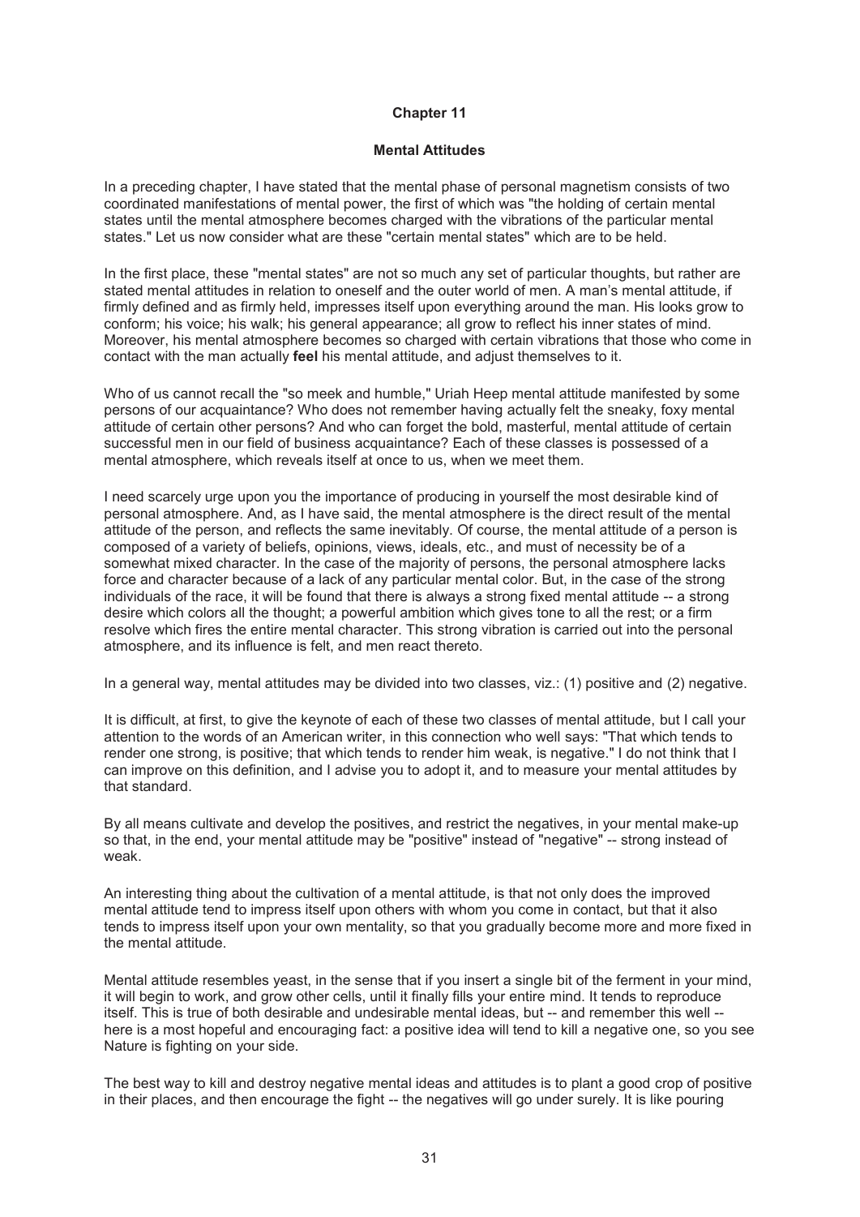# Chapter 11

## Mental Attitudes

In a preceding chapter, I have stated that the mental phase of personal magnetism consists of two coordinated manifestations of mental power, the first of which was "the holding of certain mental states until the mental atmosphere becomes charged with the vibrations of the particular mental states." Let us now consider what are these "certain mental states" which are to be held.

In the first place, these "mental states" are not so much any set of particular thoughts, but rather are stated mental attitudes in relation to oneself and the outer world of men. A man's mental attitude, if firmly defined and as firmly held, impresses itself upon everything around the man. His looks grow to conform; his voice; his walk; his general appearance; all grow to reflect his inner states of mind. Moreover, his mental atmosphere becomes so charged with certain vibrations that those who come in contact with the man actually **feel** his mental attitude, and adjust themselves to it.

Who of us cannot recall the "so meek and humble," Uriah Heep mental attitude manifested by some persons of our acquaintance? Who does not remember having actually felt the sneaky, foxy mental attitude of certain other persons? And who can forget the bold, masterful, mental attitude of certain successful men in our field of business acquaintance? Each of these classes is possessed of a mental atmosphere, which reveals itself at once to us, when we meet them.

I need scarcely urge upon you the importance of producing in yourself the most desirable kind of personal atmosphere. And, as I have said, the mental atmosphere is the direct result of the mental attitude of the person, and reflects the same inevitably. Of course, the mental attitude of a person is composed of a variety of beliefs, opinions, views, ideals, etc., and must of necessity be of a somewhat mixed character. In the case of the majority of persons, the personal atmosphere lacks force and character because of a lack of any particular mental color. But, in the case of the strong individuals of the race, it will be found that there is always a strong fixed mental attitude -- a strong desire which colors all the thought; a powerful ambition which gives tone to all the rest; or a firm resolve which fires the entire mental character. This strong vibration is carried out into the personal atmosphere, and its influence is felt, and men react thereto.

In a general way, mental attitudes may be divided into two classes, viz.: (1) positive and (2) negative.

It is difficult, at first, to give the keynote of each of these two classes of mental attitude, but I call your attention to the words of an American writer, in this connection who well says: "That which tends to render one strong, is positive; that which tends to render him weak, is negative." I do not think that I can improve on this definition, and I advise you to adopt it, and to measure your mental attitudes by that standard.

By all means cultivate and develop the positives, and restrict the negatives, in your mental make-up so that, in the end, your mental attitude may be "positive" instead of "negative" -- strong instead of weak.

An interesting thing about the cultivation of a mental attitude, is that not only does the improved mental attitude tend to impress itself upon others with whom you come in contact, but that it also tends to impress itself upon your own mentality, so that you gradually become more and more fixed in the mental attitude.

Mental attitude resembles yeast, in the sense that if you insert a single bit of the ferment in your mind, it will begin to work, and grow other cells, until it finally fills your entire mind. It tends to reproduce itself. This is true of both desirable and undesirable mental ideas, but -- and remember this well -- here is a most hopeful and encouraging fact: a positive idea will tend to kill a negative one, so you see Nature is fighting on your side.

The best way to kill and destroy negative mental ideas and attitudes is to plant a good crop of positive in their places, and then encourage the fight -- the negatives will go under surely. It is like pouring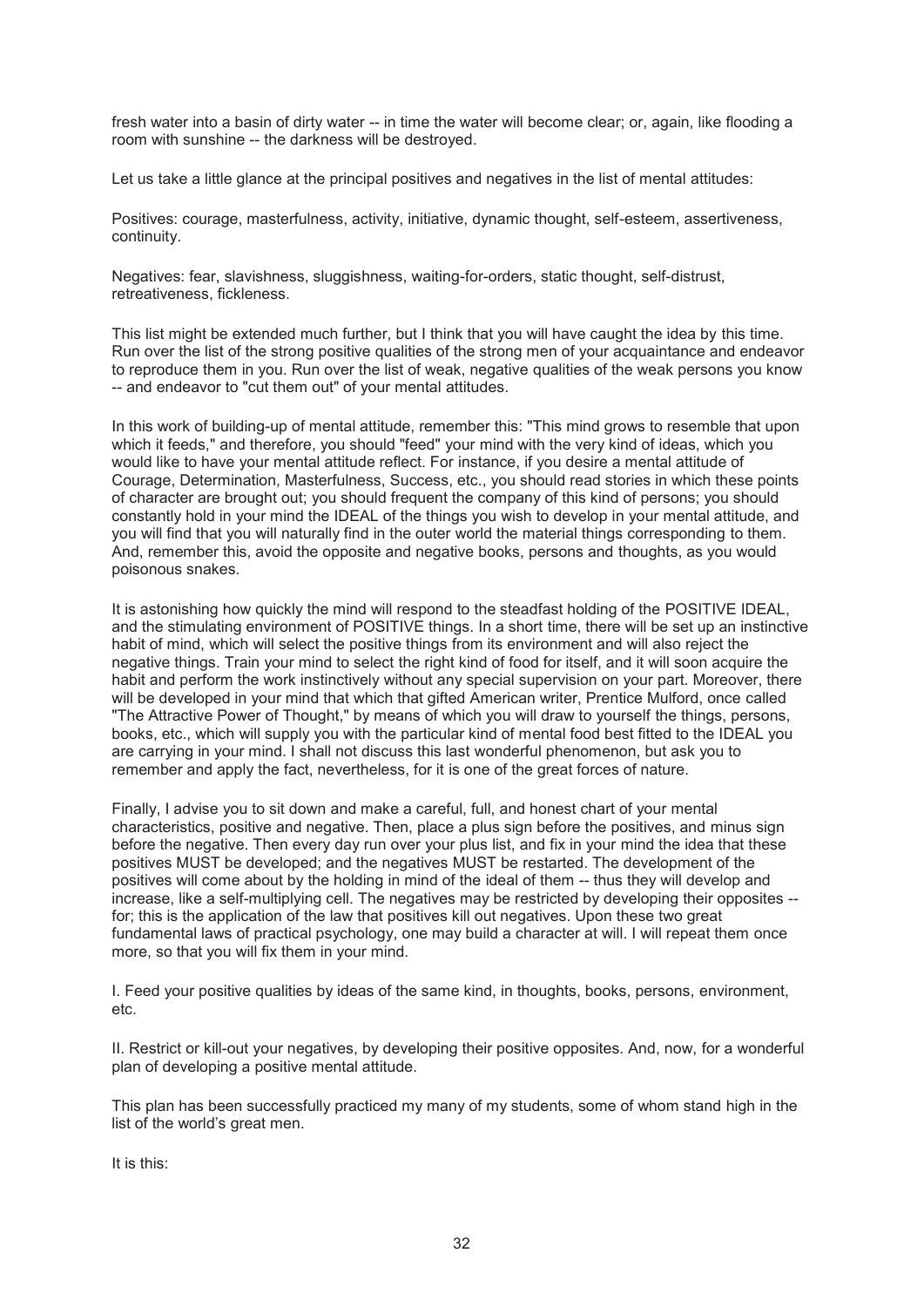fresh water into a basin of dirty water -- in time the water will become clear; or, again, like flooding a room with sunshine -- the darkness will be destroyed.

Let us take a little glance at the principal positives and negatives in the list of mental attitudes:

Positives: courage, masterfulness, activity, initiative, dynamic thought, self-esteem, assertiveness, continuity.

Negatives: fear, slavishness, sluggishness, waiting-for-orders, static thought, self-distrust, retreativeness, fickleness.

This list might be extended much further, but I think that you will have caught the idea by this time. Run over the list of the strong positive qualities of the strong men of your acquaintance and endeavor to reproduce them in you. Run over the list of weak, negative qualities of the weak persons you know -- and endeavor to "cut them out" of your mental attitudes.

In this work of building-up of mental attitude, remember this: "This mind grows to resemble that upon which it feeds," and therefore, you should "feed" your mind with the very kind of ideas, which you would like to have your mental attitude reflect. For instance, if you desire a mental attitude of Courage, Determination, Masterfulness, Success, etc., you should read stories in which these points of character are brought out; you should frequent the company of this kind of persons; you should constantly hold in your mind the IDEAL of the things you wish to develop in your mental attitude, and you will find that you will naturally find in the outer world the material things corresponding to them. And, remember this, avoid the opposite and negative books, persons and thoughts, as you would poisonous snakes.

It is astonishing how quickly the mind will respond to the steadfast holding of the POSITIVE IDEAL, and the stimulating environment of POSITIVE things. In a short time, there will be set up an instinctive habit of mind, which will select the positive things from its environment and will also reject the negative things. Train your mind to select the right kind of food for itself, and it will soon acquire the habit and perform the work instinctively without any special supervision on your part. Moreover, there will be developed in your mind that which that gifted American writer, Prentice Mulford, once called "The Attractive Power of Thought," by means of which you will draw to yourself the things, persons, books, etc., which will supply you with the particular kind of mental food best fitted to the IDEAL you are carrying in your mind. I shall not discuss this last wonderful phenomenon, but ask you to remember and apply the fact, nevertheless, for it is one of the great forces of nature.

Finally, I advise you to sit down and make a careful, full, and honest chart of your mental characteristics, positive and negative. Then, place a plus sign before the positives, and minus sign before the negative. Then every day run over your plus list, and fix in your mind the idea that these positives MUST be developed; and the negatives MUST be restarted. The development of the positives will come about by the holding in mind of the ideal of them -- thus they will develop and increase, like a self-multiplying cell. The negatives may be restricted by developing their opposites -- for; this is the application of the law that positives kill out negatives. Upon these two great fundamental laws of practical psychology, one may build a character at will. I will repeat them once more, so that you will fix them in your mind.

I. Feed your positive qualities by ideas of the same kind, in thoughts, books, persons, environment, etc.

II. Restrict or kill-out your negatives, by developing their positive opposites. And, now, for a wonderful plan of developing a positive mental attitude.

This plan has been successfully practiced my many of my students, some of whom stand high in the list of the world's great men.

It is this: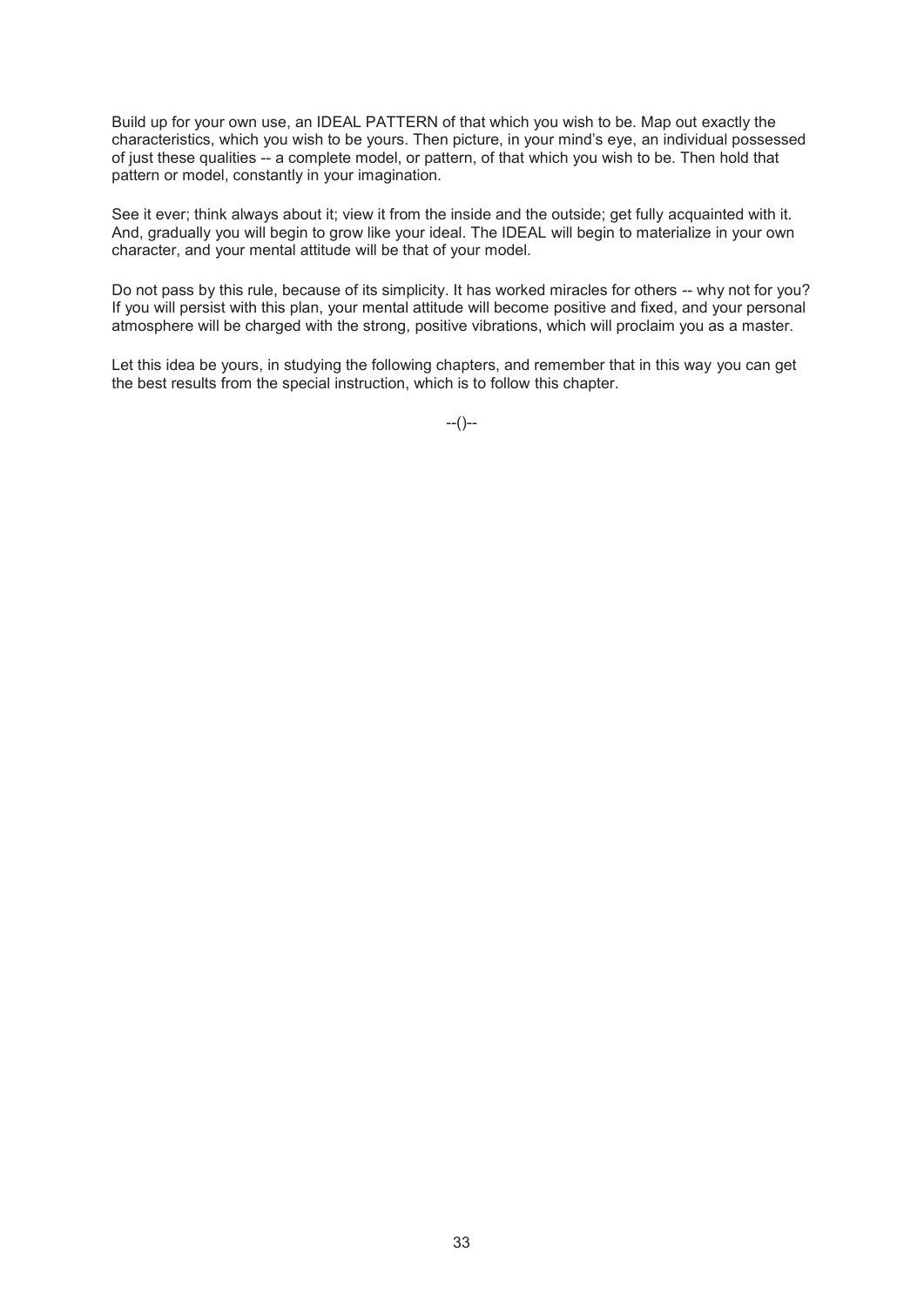Build up for your own use, an IDEAL PATTERN of that which you wish to be. Map out exactly the characteristics, which you wish to be yours. Then picture, in your mind's eye, an individual possessed of just these qualities -- a complete model, or pattern, of that which you wish to be. Then hold that pattern or model, constantly in your imagination.

See it ever; think always about it; view it from the inside and the outside; get fully acquainted with it. And, gradually you will begin to grow like your ideal. The IDEAL will begin to materialize in your own character, and your mental attitude will be that of your model.

Do not pass by this rule, because of its simplicity. It has worked miracles for others -- why not for you? If you will persist with this plan, your mental attitude will become positive and fixed, and your personal atmosphere will be charged with the strong, positive vibrations, which will proclaim you as a master.

Let this idea be yours, in studying the following chapters, and remember that in this way you can get the best results from the special instruction, which is to follow this chapter.

--()--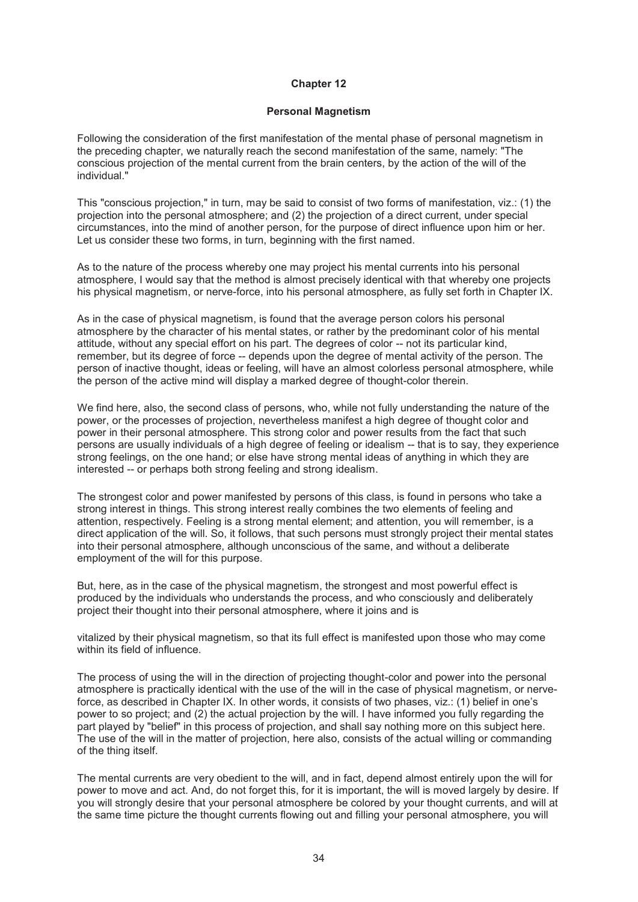# Chapter 12

## Personal Magnetism

Following the consideration of the first manifestation of the mental phase of personal magnetism in the preceding chapter, we naturally reach the second manifestation of the same, namely: "The conscious projection of the mental current from the brain centers, by the action of the will of the individual."

This "conscious projection," in turn, may be said to consist of two forms of manifestation, viz.: (1) the projection into the personal atmosphere; and (2) the projection of a direct current, under special circumstances, into the mind of another person, for the purpose of direct influence upon him or her. Let us consider these two forms, in turn, beginning with the first named.

As to the nature of the process whereby one may project his mental currents into his personal atmosphere, I would say that the method is almost precisely identical with that whereby one projects his physical magnetism, or nerve-force, into his personal atmosphere, as fully set forth in Chapter IX.

As in the case of physical magnetism, is found that the average person colors his personal atmosphere by the character of his mental states, or rather by the predominant color of his mental attitude, without any special effort on his part. The degrees of color -- not its particular kind, remember, but its degree of force -- depends upon the degree of mental activity of the person. The person of inactive thought, ideas or feeling, will have an almost colorless personal atmosphere, while the person of the active mind will display a marked degree of thought-color therein.

We find here, also, the second class of persons, who, while not fully understanding the nature of the power, or the processes of projection, nevertheless manifest a high degree of thought color and power in their personal atmosphere. This strong color and power results from the fact that such persons are usually individuals of a high degree of feeling or idealism -- that is to say, they experience strong feelings, on the one hand; or else have strong mental ideas of anything in which they are interested -- or perhaps both strong feeling and strong idealism.

The strongest color and power manifested by persons of this class, is found in persons who take a strong interest in things. This strong interest really combines the two elements of feeling and attention, respectively. Feeling is a strong mental element; and attention, you will remember, is a direct application of the will. So, it follows, that such persons must strongly project their mental states into their personal atmosphere, although unconscious of the same, and without a deliberate employment of the will for this purpose.

But, here, as in the case of the physical magnetism, the strongest and most powerful effect is produced by the individuals who understands the process, and who consciously and deliberately project their thought into their personal atmosphere, where it joins and is vitalized by their physical magnetism, so that its full effect is manifested upon those who may come within its field of influence.

The process of using the will in the direction of projecting thought-color and power into the personal atmosphere is practically identical with the use of the will in the case of physical magnetism, or nerve-force, as described in Chapter IX. In other words, it consists of two phases, viz.: (1) belief in one's power to so project; and (2) the actual projection by the will. I have informed you fully regarding the part played by "belief" in this process of projection, and shall say nothing more on this subject here. The use of the will in the matter of projection, here also, consists of the actual willing or commanding of the thing itself.

The mental currents are very obedient to the will, and in fact, depend almost entirely upon the will for power to move and act. And, do not forget this, for it is important, the will is moved largely by desire. If you will strongly desire that your personal atmosphere be colored by your thought currents, and will at the same time picture the thought currents flowing out and filling your personal atmosphere, you will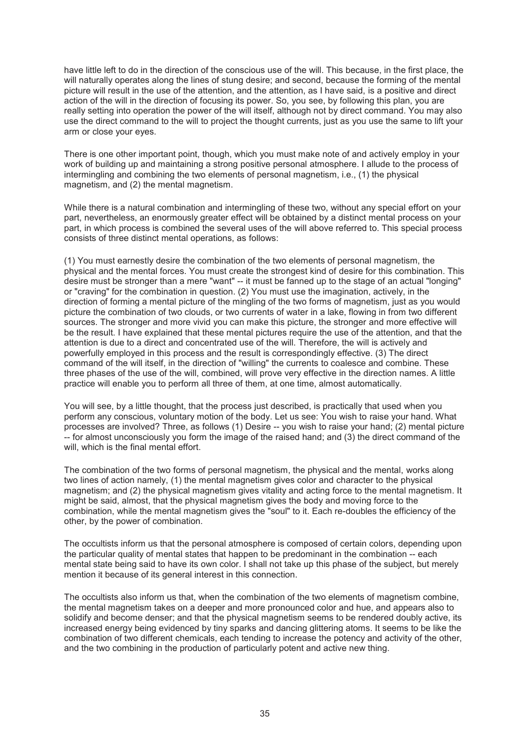have little left to do in the direction of the conscious use of the will. This because, in the first place, the will naturally operates along the lines of stung desire; and second, because the forming of the mental picture will result in the use of the attention, and the attention, as I have said, is a positive and direct action of the will in the direction of focusing its power. So, you see, by following this plan, you are really setting into operation the power of the will itself, although not by direct command. You may also use the direct command to the will to project the thought currents, just as you use the same to lift your arm or close your eyes.

There is one other important point, though, which you must make note of and actively employ in your work of building up and maintaining a strong positive personal atmosphere. I allude to the process of intermingling and combining the two elements of personal magnetism, i.e., (1) the physical magnetism, and (2) the mental magnetism.

While there is a natural combination and intermingling of these two, without any special effort on your part, nevertheless, an enormously greater effect will be obtained by a distinct mental process on your part, in which process is combined the several uses of the will above referred to. This special process consists of three distinct mental operations, as follows:

(1) You must earnestly desire the combination of the two elements of personal magnetism, the physical and the mental forces. You must create the strongest kind of desire for this combination. This desire must be stronger than a mere "want" -- it must be fanned up to the stage of an actual "longing" or "craving" for the combination in question. (2) You must use the imagination, actively, in the direction of forming a mental picture of the mingling of the two forms of magnetism, just as you would picture the combination of two clouds, or two currents of water in a lake, flowing in from two different sources. The stronger and more vivid you can make this picture, the stronger and more effective will be the result. I have explained that these mental pictures require the use of the attention, and that the attention is due to a direct and concentrated use of the will. Therefore, the will is actively and powerfully employed in this process and the result is correspondingly effective. (3) The direct command of the will itself, in the direction of "willing" the currents to coalesce and combine. These three phases of the use of the will, combined, will prove very effective in the direction names. A little practice will enable you to perform all three of them, at one time, almost automatically.

You will see, by a little thought, that the process just described, is practically that used when you perform any conscious, voluntary motion of the body. Let us see: You wish to raise your hand. What processes are involved? Three, as follows (1) Desire -- you wish to raise your hand; (2) mental picture -- for almost unconsciously you form the image of the raised hand; and (3) the direct command of the will, which is the final mental effort.

The combination of the two forms of personal magnetism, the physical and the mental, works along two lines of action namely, (1) the mental magnetism gives color and character to the physical magnetism; and (2) the physical magnetism gives vitality and acting force to the mental magnetism. It might be said, almost, that the physical magnetism gives the body and moving force to the combination, while the mental magnetism gives the "soul" to it. Each re-doubles the efficiency of the other, by the power of combination.

The occultists inform us that the personal atmosphere is composed of certain colors, depending upon the particular quality of mental states that happen to be predominant in the combination -- each mental state being said to have its own color. I shall not take up this phase of the subject, but merely mention it because of its general interest in this connection.

The occultists also inform us that, when the combination of the two elements of magnetism combine, the mental magnetism takes on a deeper and more pronounced color and hue, and appears also to solidify and become denser; and that the physical magnetism seems to be rendered doubly active, its increased energy being evidenced by tiny sparks and dancing glittering atoms. It seems to be like the combination of two different chemicals, each tending to increase the potency and activity of the other, and the two combining in the production of particularly potent and active new thing.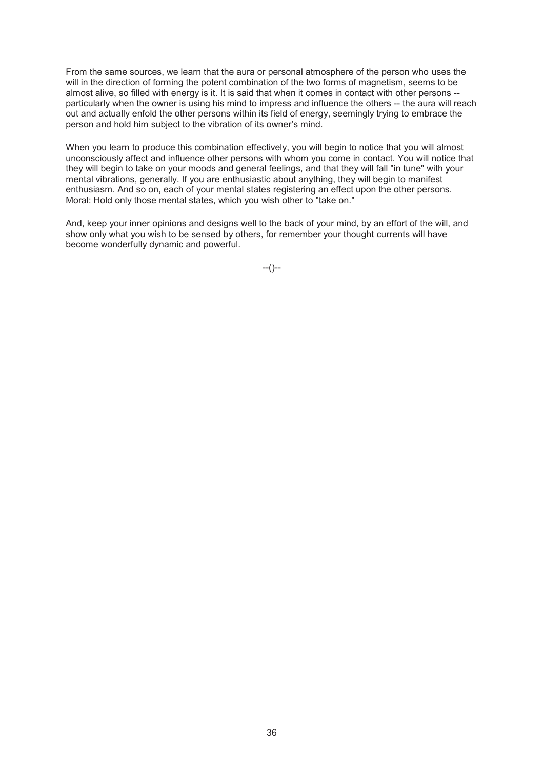From the same sources, we learn that the aura or personal atmosphere of the person who uses the will in the direction of forming the potent combination of the two forms of magnetism, seems to be almost alive, so filled with energy is it. It is said that when it comes in contact with other persons -- particularly when the owner is using his mind to impress and influence the others -- the aura will reach out and actually enfold the other persons within its field of energy, seemingly trying to embrace the person and hold him subject to the vibration of its owner's mind.

When you learn to produce this combination effectively, you will begin to notice that you will almost unconsciously affect and influence other persons with whom you come in contact. You will notice that they will begin to take on your moods and general feelings, and that they will fall "in tune" with your mental vibrations, generally. If you are enthusiastic about anything, they will begin to manifest enthusiasm. And so on, each of your mental states registering an effect upon the other persons. Moral: Hold only those mental states, which you wish other to "take on."

And, keep your inner opinions and designs well to the back of your mind, by an effort of the will, and show only what you wish to be sensed by others, for remember your thought currents will have become wonderfully dynamic and powerful.

--()--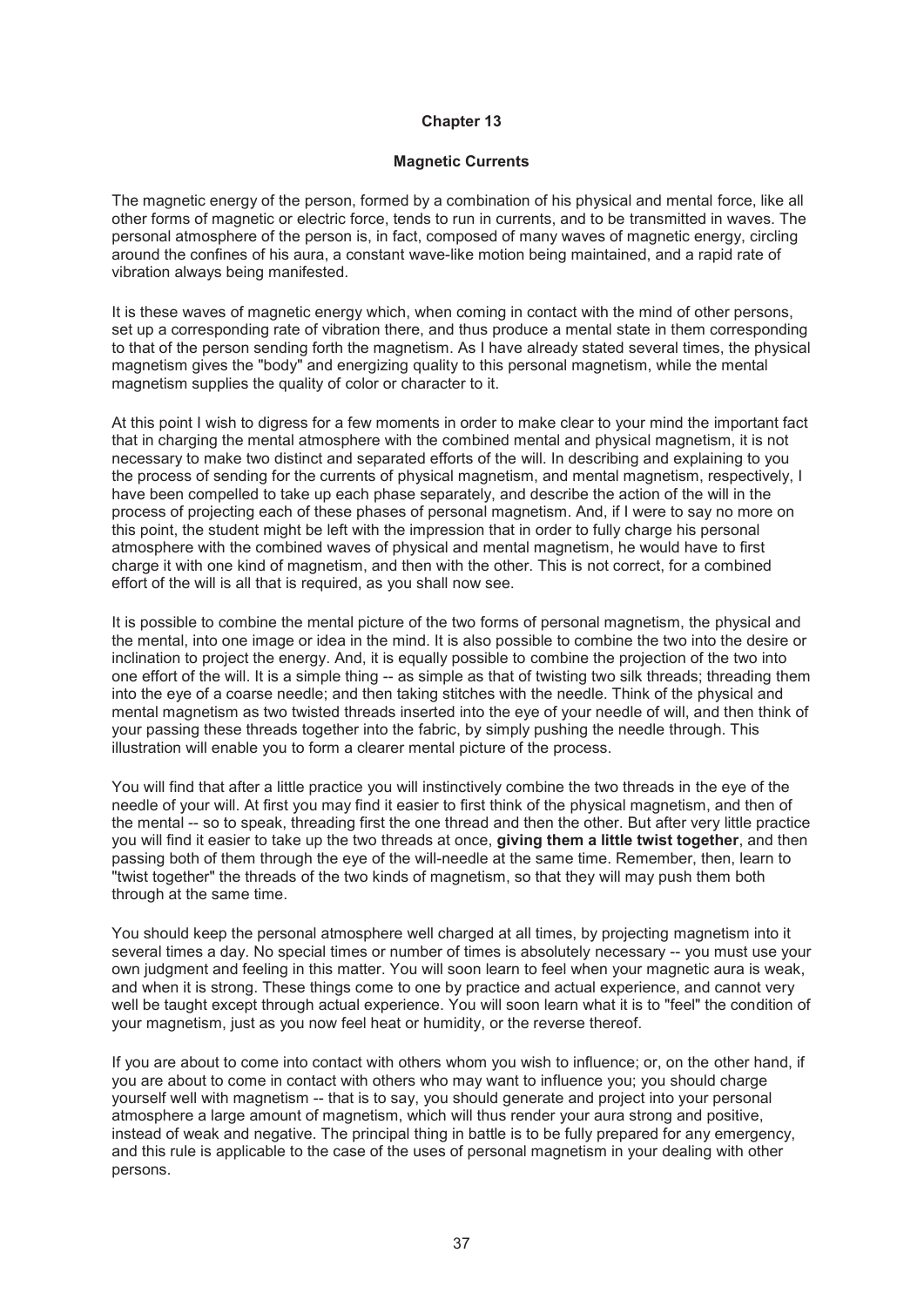## Chapter 13

### Magnetic Currents

The magnetic energy of the person, formed by a combination of his physical and mental force, like all other forms of magnetic or electric force, tends to run in currents, and to be transmitted in waves. The personal atmosphere of the person is, in fact, composed of many waves of magnetic energy, circling around the confines of his aura, a constant wave-like motion being maintained, and a rapid rate of vibration always being manifested.

It is these waves of magnetic energy which, when coming in contact with the mind of other persons, set up a corresponding rate of vibration there, and thus produce a mental state in them corresponding to that of the person sending forth the magnetism. As I have already stated several times, the physical magnetism gives the "body" and energizing quality to this personal magnetism, while the mental magnetism supplies the quality of color or character to it.

At this point I wish to digress for a few moments in order to make clear to your mind the important fact that in charging the mental atmosphere with the combined mental and physical magnetism, it is not necessary to make two distinct and separated efforts of the will. In describing and explaining to you the process of sending for the currents of physical magnetism, and mental magnetism, respectively, I have been compelled to take up each phase separately, and describe the action of the will in the process of projecting each of these phases of personal magnetism. And, if I were to say no more on this point, the student might be left with the impression that in order to fully charge his personal atmosphere with the combined waves of physical and mental magnetism, he would have to first charge it with one kind of magnetism, and then with the other. This is not correct, for a combined effort of the will is all that is required, as you shall now see.

It is possible to combine the mental picture of the two forms of personal magnetism, the physical and the mental, into one image or idea in the mind. It is also possible to combine the two into the desire or inclination to project the energy. And, it is equally possible to combine the projection of the two into one effort of the will. It is a simple thing -- as simple as that of twisting two silk threads; threading them into the eye of a coarse needle; and then taking stitches with the needle. Think of the physical and mental magnetism as two twisted threads inserted into the eye of your needle of will, and then think of your passing these threads together into the fabric, by simply pushing the needle through. This illustration will enable you to form a clearer mental picture of the process.

You will find that after a little practice you will instinctively combine the two threads in the eye of the needle of your will. At first you may find it easier to first think of the physical magnetism, and then of the mental -- so to speak, threading first the one thread and then the other. But after very little practice you will find it easier to take up the two threads at once, **giving them a little twist together**, and then passing both of them through the eye of the will-needle at the same time. Remember, then, learn to "twist together" the threads of the two kinds of magnetism, so that they will may push them both through at the same time.

You should keep the personal atmosphere well charged at all times, by projecting magnetism into it several times a day. No special times or number of times is absolutely necessary -- you must use your own judgment and feeling in this matter. You will soon learn to feel when your magnetic aura is weak, and when it is strong. These things come to one by practice and actual experience, and cannot very well be taught except through actual experience. You will soon learn what it is to "feel" the condition of your magnetism, just as you now feel heat or humidity, or the reverse thereof.

If you are about to come into contact with others whom you wish to influence; or, on the other hand, if you are about to come in contact with others who may want to influence you; you should charge yourself well with magnetism -- that is to say, you should generate and project into your personal atmosphere a large amount of magnetism, which will thus render your aura strong and positive, instead of weak and negative. The principal thing in battle is to be fully prepared for any emergency, and this rule is applicable to the case of the uses of personal magnetism in your dealing with other persons.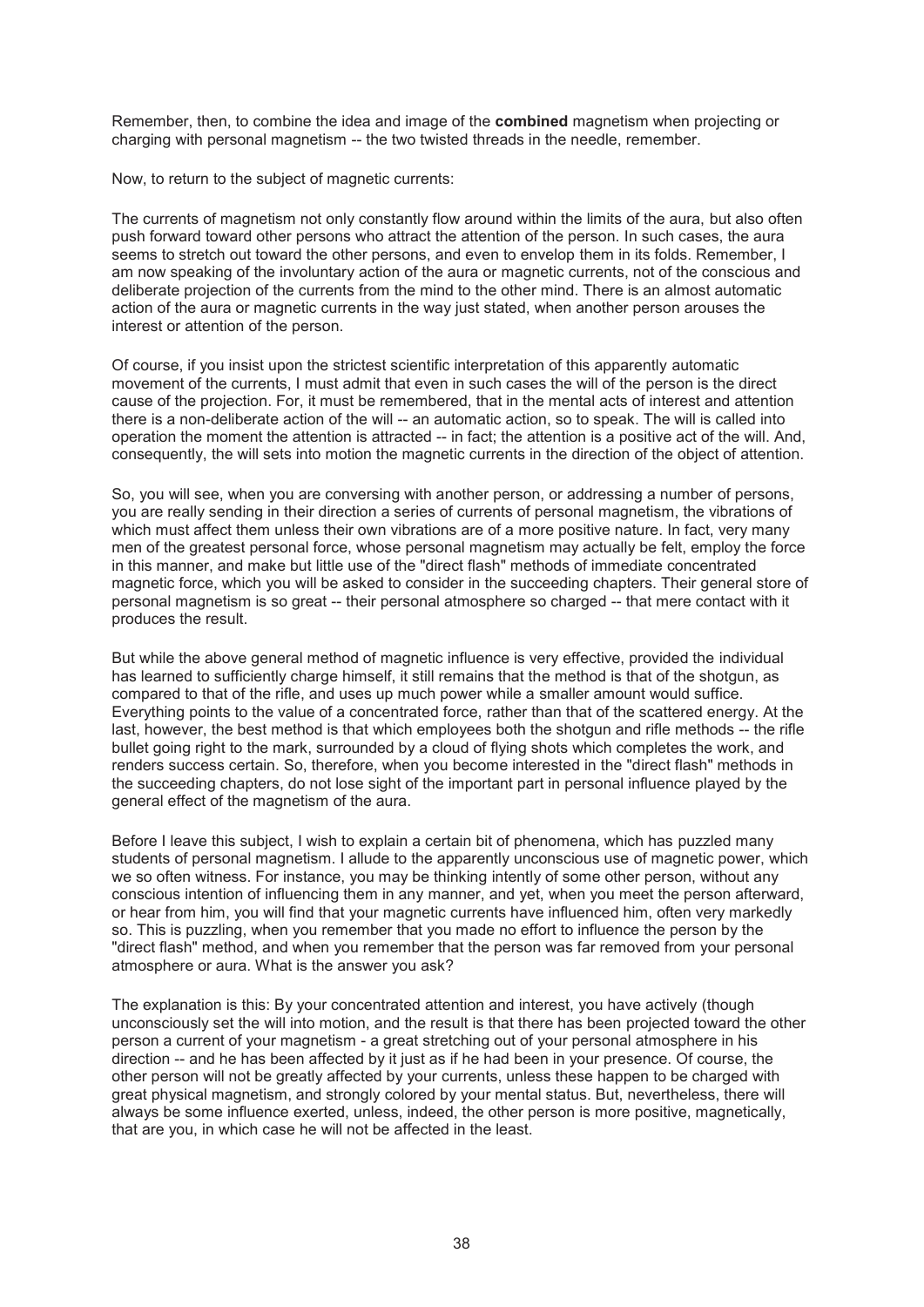Remember, then, to combine the idea and image of the **combined** magnetism when projecting or charging with personal magnetism -- the two twisted threads in the needle, remember.

Now, to return to the subject of magnetic currents:

The currents of magnetism not only constantly flow around within the limits of the aura, but also often push forward toward other persons who attract the attention of the person. In such cases, the aura seems to stretch out toward the other persons, and even to envelop them in its folds. Remember, I am now speaking of the involuntary action of the aura or magnetic currents, not of the conscious and deliberate projection of the currents from the mind to the other mind. There is an almost automatic action of the aura or magnetic currents in the way just stated, when another person arouses the interest or attention of the person.

Of course, if you insist upon the strictest scientific interpretation of this apparently automatic movement of the currents, I must admit that even in such cases the will of the person is the direct cause of the projection. For, it must be remembered, that in the mental acts of interest and attention there is a non-deliberate action of the will -- an automatic action, so to speak. The will is called into operation the moment the attention is attracted -- in fact; the attention is a positive act of the will. And, consequently, the will sets into motion the magnetic currents in the direction of the object of attention.

So, you will see, when you are conversing with another person, or addressing a number of persons, you are really sending in their direction a series of currents of personal magnetism, the vibrations of which must affect them unless their own vibrations are of a more positive nature. In fact, very many men of the greatest personal force, whose personal magnetism may actually be felt, employ the force in this manner, and make but little use of the "direct flash" methods of immediate concentrated magnetic force, which you will be asked to consider in the succeeding chapters. Their general store of personal magnetism is so great -- their personal atmosphere so charged -- that mere contact with it produces the result.

But while the above general method of magnetic influence is very effective, provided the individual has learned to sufficiently charge himself, it still remains that the method is that of the shotgun, as compared to that of the rifle, and uses up much power while a smaller amount would suffice. Everything points to the value of a concentrated force, rather than that of the scattered energy. At the last, however, the best method is that which employees both the shotgun and rifle methods -- the rifle bullet going right to the mark, surrounded by a cloud of flying shots which completes the work, and renders success certain. So, therefore, when you become interested in the "direct flash" methods in the succeeding chapters, do not lose sight of the important part in personal influence played by the general effect of the magnetism of the aura.

Before I leave this subject, I wish to explain a certain bit of phenomena, which has puzzled many students of personal magnetism. I allude to the apparently unconscious use of magnetic power, which we so often witness. For instance, you may be thinking intently of some other person, without any conscious intention of influencing them in any manner, and yet, when you meet the person afterward, or hear from him, you will find that your magnetic currents have influenced him, often very markedly so. This is puzzling, when you remember that you made no effort to influence the person by the "direct flash" method, and when you remember that the person was far removed from your personal atmosphere or aura. What is the answer you ask?

The explanation is this: By your concentrated attention and interest, you have actively (though unconsciously set the will into motion, and the result is that there has been projected toward the other person a current of your magnetism - a great stretching out of your personal atmosphere in his direction -- and he has been affected by it just as if he had been in your presence. Of course, the other person will not be greatly affected by your currents, unless these happen to be charged with great physical magnetism, and strongly colored by your mental status. But, nevertheless, there will always be some influence exerted, unless, indeed, the other person is more positive, magnetically, that are you, in which case he will not be affected in the least.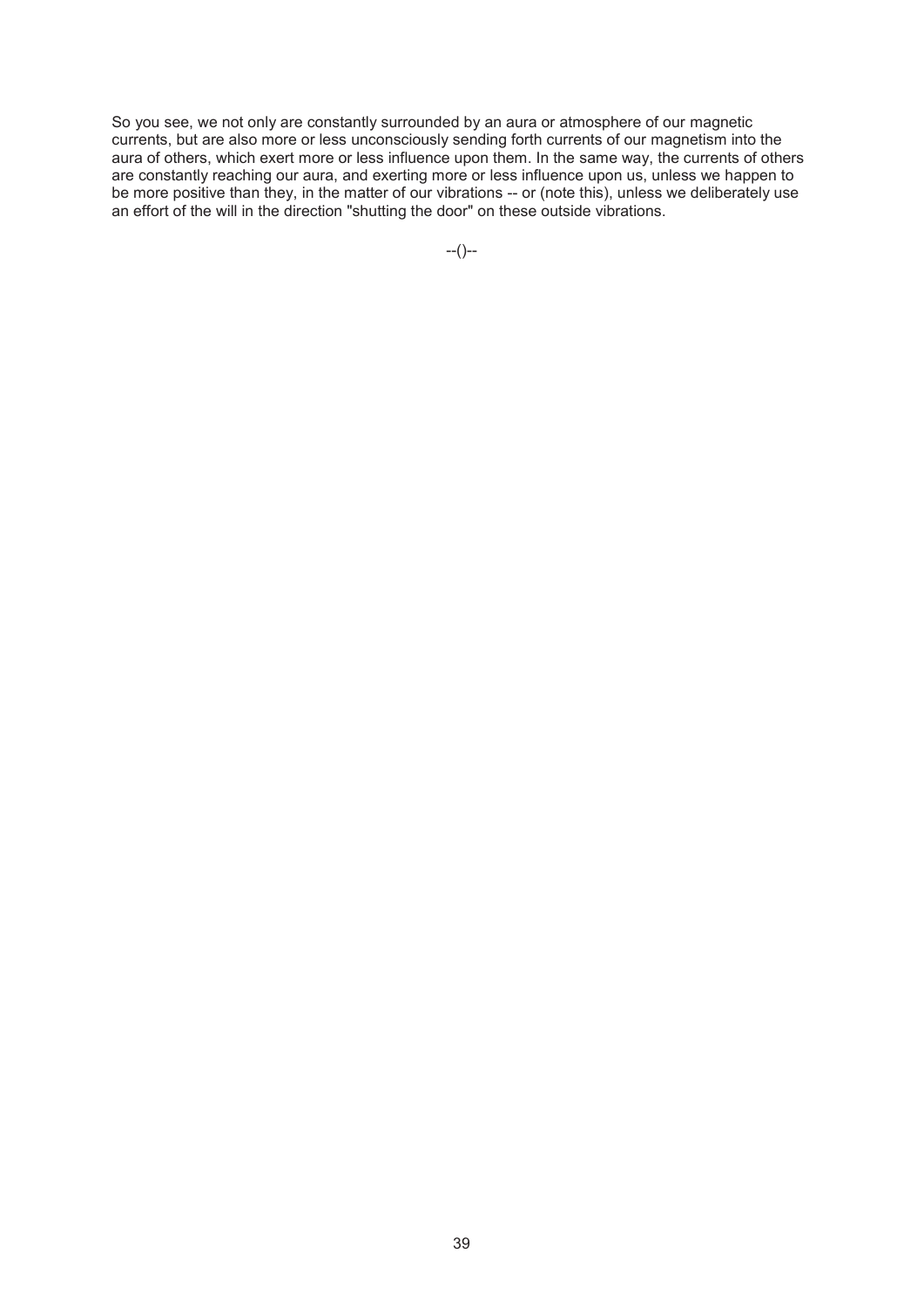So you see, we not only are constantly surrounded by an aura or atmosphere of our magnetic currents, but are also more or less unconsciously sending forth currents of our magnetism into the aura of others, which exert more or less influence upon them. In the same way, the currents of others are constantly reaching our aura, and exerting more or less influence upon us, unless we happen to be more positive than they, in the matter of our vibrations -- or (note this), unless we deliberately use an effort of the will in the direction "shutting the door" on these outside vibrations.

--()--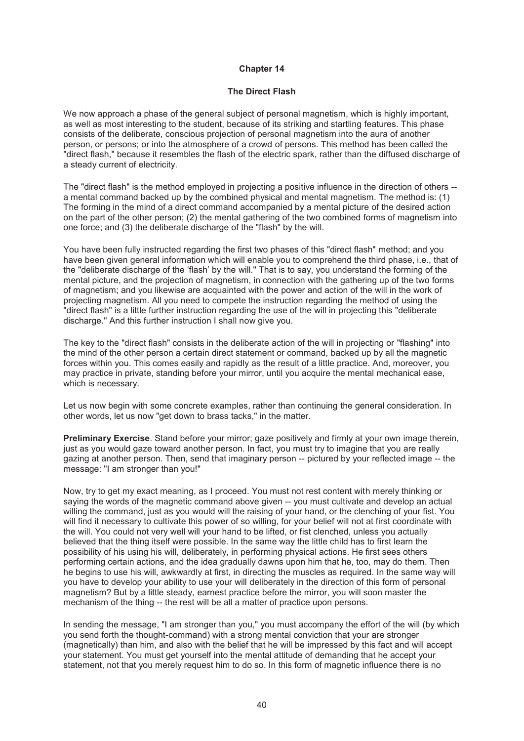# Chapter 14

## The Direct Flash

We now approach a phase of the general subject of personal magnetism, which is highly important, as well as most interesting to the student, because of its striking and startling features. This phase consists of the deliberate, conscious projection of personal magnetism into the aura of another person, or persons; or into the atmosphere of a crowd of persons. This method has been called the "direct flash," because it resembles the flash of the electric spark, rather than the diffused discharge of a steady current of electricity.

The "direct flash" is the method employed in projecting a positive influence in the direction of others -- a mental command backed up by the combined physical and mental magnetism. The method is: (1) The forming in the mind of a direct command accompanied by a mental picture of the desired action on the part of the other person; (2) the mental gathering of the two combined forms of magnetism into one force; and (3) the deliberate discharge of the "flash" by the will.

You have been fully instructed regarding the first two phases of this "direct flash" method; and you have been given general information which will enable you to comprehend the third phase, i.e., that of the "deliberate discharge of the 'flash' by the will." That is to say, you understand the forming of the mental picture, and the projection of magnetism, in connection with the gathering up of the two forms of magnetism; and you likewise are acquainted with the power and action of the will in the work of projecting magnetism. All you need to compete the instruction regarding the method of using the "direct flash" is a little further instruction regarding the use of the will in projecting this "deliberate discharge." And this further instruction I shall now give you.

The key to the "direct flash" consists in the deliberate action of the will in projecting or "flashing" into the mind of the other person a certain direct statement or command, backed up by all the magnetic forces within you. This comes easily and rapidly as the result of a little practice. And, moreover, you may practice in private, standing before your mirror, until you acquire the mental mechanical ease, which is necessary.

Let us now begin with some concrete examples, rather than continuing the general consideration. In other words, let us now "get down to brass tacks," in the matter.

**Preliminary Exercise**. Stand before your mirror; gaze positively and firmly at your own image therein, just as you would gaze toward another person. In fact, you must try to imagine that you are really gazing at another person. Then, send that imaginary person -- pictured by your reflected image -- the message: "I am stronger than you!"

Now, try to get my exact meaning, as I proceed. You must not rest content with merely thinking or saying the words of the magnetic command above given -- you must cultivate and develop an actual willing the command, just as you would will the raising of your hand, or the clenching of your fist. You will find it necessary to cultivate this power of so willing, for your belief will not at first coordinate with the will. You could not very well will your hand to be lifted, or fist clenched, unless you actually believed that the thing itself were possible. In the same way the little child has to first learn the possibility of his using his will, deliberately, in performing physical actions. He first sees others performing certain actions, and the idea gradually dawns upon him that he, too, may do them. Then he begins to use his will, awkwardly at first, in directing the muscles as required. In the same way will you have to develop your ability to use your will deliberately in the direction of this form of personal magnetism? But by a little steady, earnest practice before the mirror, you will soon master the mechanism of the thing -- the rest will be all a matter of practice upon persons.

In sending the message, "I am stronger than you," you must accompany the effort of the will (by which you send forth the thought-command) with a strong mental conviction that your are stronger (magnetically) than him, and also with the belief that he will be impressed by this fact and will accept your statement. You must get yourself into the mental attitude of demanding that he accept your statement, not that you merely request him to do so. In this form of magnetic influence there is no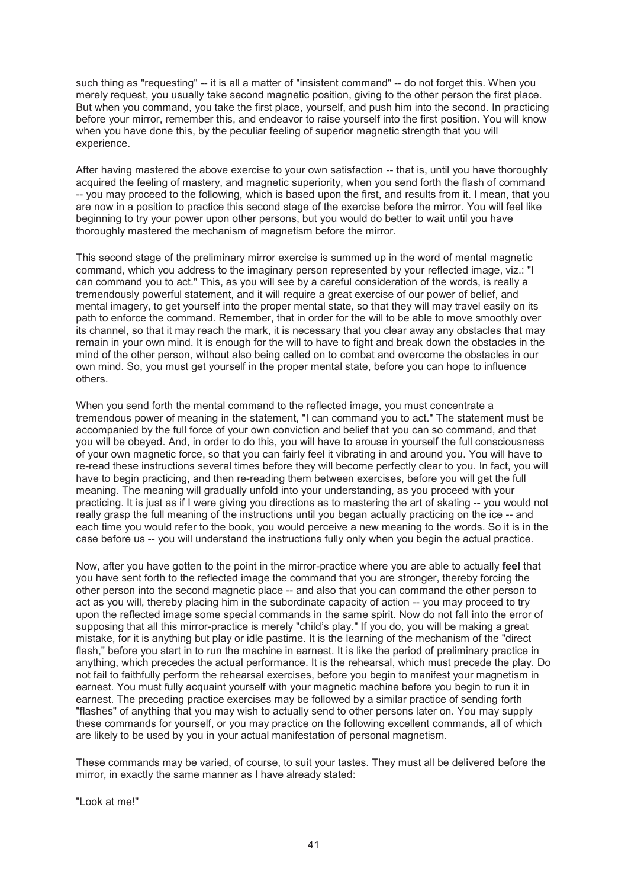such thing as "requesting" -- it is all a matter of "insistent command" -- do not forget this. When you merely request, you usually take second magnetic position, giving to the other person the first place. But when you command, you take the first place, yourself, and push him into the second. In practicing before your mirror, remember this, and endeavor to raise yourself into the first position. You will know when you have done this, by the peculiar feeling of superior magnetic strength that you will experience.

After having mastered the above exercise to your own satisfaction -- that is, until you have thoroughly acquired the feeling of mastery, and magnetic superiority, when you send forth the flash of command -- you may proceed to the following, which is based upon the first, and results from it. I mean, that you are now in a position to practice this second stage of the exercise before the mirror. You will feel like beginning to try your power upon other persons, but you would do better to wait until you have thoroughly mastered the mechanism of magnetism before the mirror.

This second stage of the preliminary mirror exercise is summed up in the word of mental magnetic command, which you address to the imaginary person represented by your reflected image, viz.: "I can command you to act." This, as you will see by a careful consideration of the words, is really a tremendously powerful statement, and it will require a great exercise of our power of belief, and mental imagery, to get yourself into the proper mental state, so that they will may travel easily on its path to enforce the command. Remember, that in order for the will to be able to move smoothly over its channel, so that it may reach the mark, it is necessary that you clear away any obstacles that may remain in your own mind. It is enough for the will to have to fight and break down the obstacles in the mind of the other person, without also being called on to combat and overcome the obstacles in our own mind. So, you must get yourself in the proper mental state, before you can hope to influence others.

When you send forth the mental command to the reflected image, you must concentrate a tremendous power of meaning in the statement, "I can command you to act." The statement must be accompanied by the full force of your own conviction and belief that you can so command, and that you will be obeyed. And, in order to do this, you will have to arouse in yourself the full consciousness of your own magnetic force, so that you can fairly feel it vibrating in and around you. You will have to re-read these instructions several times before they will become perfectly clear to you. In fact, you will have to begin practicing, and then re-reading them between exercises, before you will get the full meaning. The meaning will gradually unfold into your understanding, as you proceed with your practicing. It is just as if I were giving you directions as to mastering the art of skating -- you would not really grasp the full meaning of the instructions until you began actually practicing on the ice -- and each time you would refer to the book, you would perceive a new meaning to the words. So it is in the case before us -- you will understand the instructions fully only when you begin the actual practice.

Now, after you have gotten to the point in the mirror-practice where you are able to actually **feel** that you have sent forth to the reflected image the command that you are stronger, thereby forcing the other person into the second magnetic place -- and also that you can command the other person to act as you will, thereby placing him in the subordinate capacity of action -- you may proceed to try upon the reflected image some special commands in the same spirit. Now do not fall into the error of supposing that all this mirror-practice is merely "child's play." If you do, you will be making a great mistake, for it is anything but play or idle pastime. It is the learning of the mechanism of the "direct flash," before you start in to run the machine in earnest. It is like the period of preliminary practice in anything, which precedes the actual performance. It is the rehearsal, which must precede the play. Do not fail to faithfully perform the rehearsal exercises, before you begin to manifest your magnetism in earnest. You must fully acquaint yourself with your magnetic machine before you begin to run it in earnest. The preceding practice exercises may be followed by a similar practice of sending forth "flashes" of anything that you may wish to actually send to other persons later on. You may supply these commands for yourself, or you may practice on the following excellent commands, all of which are likely to be used by you in your actual manifestation of personal magnetism.

These commands may be varied, of course, to suit your tastes. They must all be delivered before the mirror, in exactly the same manner as I have already stated:

"Look at me!"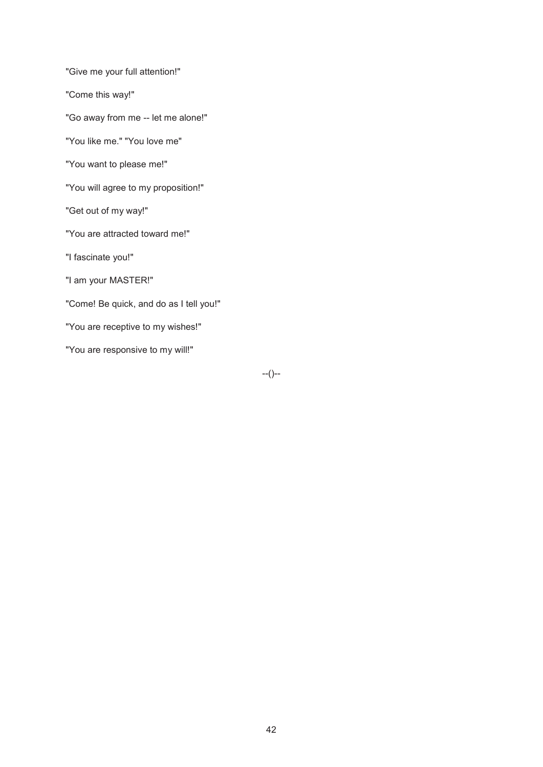"Give me your full attention!"

"Come this way!"

"Go away from me -- let me alone!"

"You like me." "You love me"

"You want to please me!"

"You will agree to my proposition!"

"Get out of my way!"

"You are attracted toward me!"

"I fascinate you!"

"I am your MASTER!"

"Come! Be quick, and do as I tell you!"

"You are receptive to my wishes!"

"You are responsive to my will!"

--()--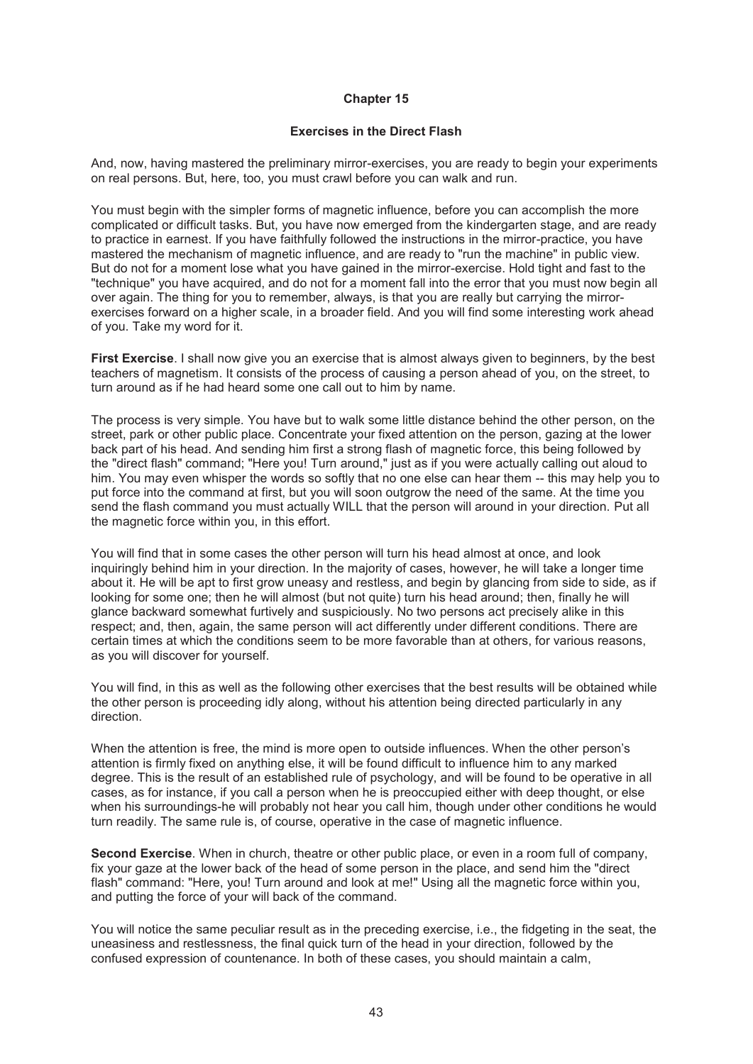# Chapter 15

## Exercises in the Direct Flash

And, now, having mastered the preliminary mirror-exercises, you are ready to begin your experiments on real persons. But, here, too, you must crawl before you can walk and run.

You must begin with the simpler forms of magnetic influence, before you can accomplish the more complicated or difficult tasks. But, you have now emerged from the kindergarten stage, and are ready to practice in earnest. If you have faithfully followed the instructions in the mirror-practice, you have mastered the mechanism of magnetic influence, and are ready to "run the machine" in public view. But do not for a moment lose what you have gained in the mirror-exercise. Hold tight and fast to the "technique" you have acquired, and do not for a moment fall into the error that you must now begin all over again. The thing for you to remember, always, is that you are really but carrying the mirror-exercises forward on a higher scale, in a broader field. And you will find some interesting work ahead of you. Take my word for it.

**First Exercise**. I shall now give you an exercise that is almost always given to beginners, by the best teachers of magnetism. It consists of the process of causing a person ahead of you, on the street, to turn around as if he had heard some one call out to him by name.

The process is very simple. You have but to walk some little distance behind the other person, on the street, park or other public place. Concentrate your fixed attention on the person, gazing at the lower back part of his head. And sending him first a strong flash of magnetic force, this being followed by the "direct flash" command; "Here you! Turn around," just as if you were actually calling out aloud to him. You may even whisper the words so softly that no one else can hear them -- this may help you to put force into the command at first, but you will soon outgrow the need of the same. At the time you send the flash command you must actually WILL that the person will around in your direction. Put all the magnetic force within you, in this effort.

You will find that in some cases the other person will turn his head almost at once, and look inquiringly behind him in your direction. In the majority of cases, however, he will take a longer time about it. He will be apt to first grow uneasy and restless, and begin by glancing from side to side, as if looking for some one; then he will almost (but not quite) turn his head around; then, finally he will glance backward somewhat furtively and suspiciously. No two persons act precisely alike in this respect; and, then, again, the same person will act differently under different conditions. There are certain times at which the conditions seem to be more favorable than at others, for various reasons, as you will discover for yourself.

You will find, in this as well as the following other exercises that the best results will be obtained while the other person is proceeding idly along, without his attention being directed particularly in any direction.

When the attention is free, the mind is more open to outside influences. When the other person's attention is firmly fixed on anything else, it will be found difficult to influence him to any marked degree. This is the result of an established rule of psychology, and will be found to be operative in all cases, as for instance, if you call a person when he is preoccupied either with deep thought, or else when his surroundings-he will probably not hear you call him, though under other conditions he would turn readily. The same rule is, of course, operative in the case of magnetic influence.

**Second Exercise**. When in church, theatre or other public place, or even in a room full of company, fix your gaze at the lower back of the head of some person in the place, and send him the "direct flash" command: "Here, you! Turn around and look at me!" Using all the magnetic force within you, and putting the force of your will back of the command.

You will notice the same peculiar result as in the preceding exercise, i.e., the fidgeting in the seat, the uneasiness and restlessness, the final quick turn of the head in your direction, followed by the confused expression of countenance. In both of these cases, you should maintain a calm,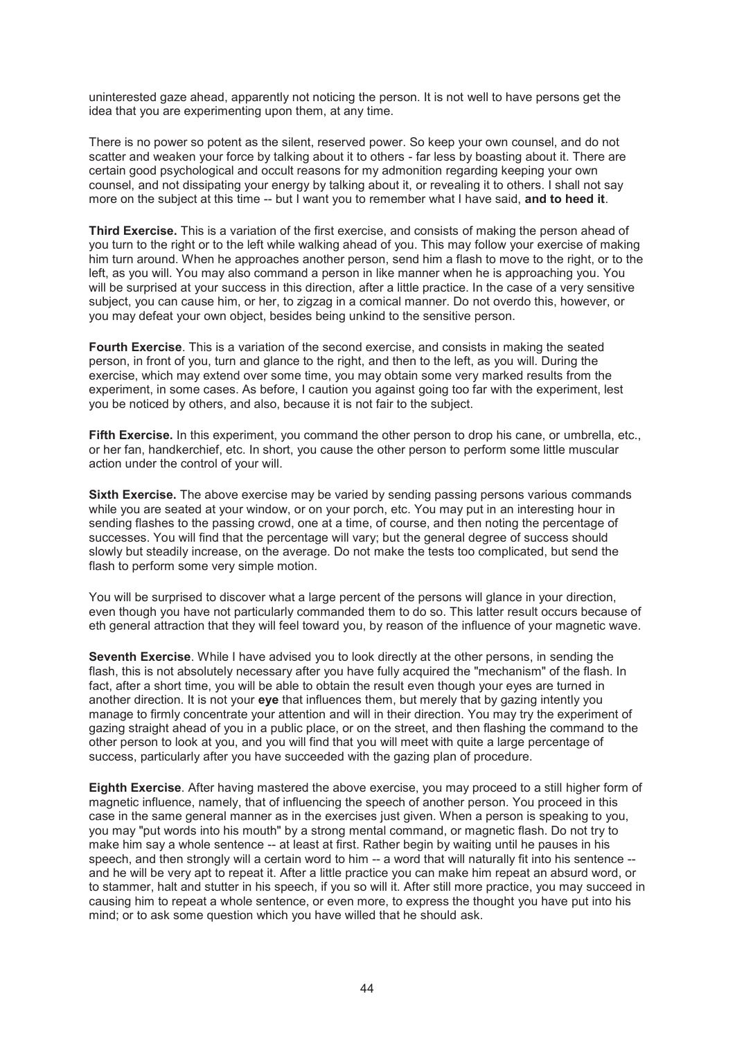uninterested gaze ahead, apparently not noticing the person. It is not well to have persons get the idea that you are experimenting upon them, at any time.

There is no power so potent as the silent, reserved power. So keep your own counsel, and do not scatter and weaken your force by talking about it to others - far less by boasting about it. There are certain good psychological and occult reasons for my admonition regarding keeping your own counsel, and not dissipating your energy by talking about it, or revealing it to others. I shall not say more on the subject at this time -- but I want you to remember what I have said, **and to heed it**.

**Third Exercise.** This is a variation of the first exercise, and consists of making the person ahead of you turn to the right or to the left while walking ahead of you. This may follow your exercise of making him turn around. When he approaches another person, send him a flash to move to the right, or to the left, as you will. You may also command a person in like manner when he is approaching you. You will be surprised at your success in this direction, after a little practice. In the case of a very sensitive subject, you can cause him, or her, to zigzag in a comical manner. Do not overdo this, however, or you may defeat your own object, besides being unkind to the sensitive person.

**Fourth Exercise**. This is a variation of the second exercise, and consists in making the seated person, in front of you, turn and glance to the right, and then to the left, as you will. During the exercise, which may extend over some time, you may obtain some very marked results from the experiment, in some cases. As before, I caution you against going too far with the experiment, lest you be noticed by others, and also, because it is not fair to the subject.

**Fifth Exercise.** In this experiment, you command the other person to drop his cane, or umbrella, etc., or her fan, handkerchief, etc. In short, you cause the other person to perform some little muscular action under the control of your will.

**Sixth Exercise.** The above exercise may be varied by sending passing persons various commands while you are seated at your window, or on your porch, etc. You may put in an interesting hour in sending flashes to the passing crowd, one at a time, of course, and then noting the percentage of successes. You will find that the percentage will vary; but the general degree of success should slowly but steadily increase, on the average. Do not make the tests too complicated, but send the flash to perform some very simple motion.

You will be surprised to discover what a large percent of the persons will glance in your direction, even though you have not particularly commanded them to do so. This latter result occurs because of eth general attraction that they will feel toward you, by reason of the influence of your magnetic wave.

**Seventh Exercise**. While I have advised you to look directly at the other persons, in sending the flash, this is not absolutely necessary after you have fully acquired the "mechanism" of the flash. In fact, after a short time, you will be able to obtain the result even though your eyes are turned in another direction. It is not your **eye** that influences them, but merely that by gazing intently you manage to firmly concentrate your attention and will in their direction. You may try the experiment of gazing straight ahead of you in a public place, or on the street, and then flashing the command to the other person to look at you, and you will find that you will meet with quite a large percentage of success, particularly after you have succeeded with the gazing plan of procedure.

**Eighth Exercise**. After having mastered the above exercise, you may proceed to a still higher form of magnetic influence, namely, that of influencing the speech of another person. You proceed in this case in the same general manner as in the exercises just given. When a person is speaking to you, you may "put words into his mouth" by a strong mental command, or magnetic flash. Do not try to make him say a whole sentence -- at least at first. Rather begin by waiting until he pauses in his speech, and then strongly will a certain word to him -- a word that will naturally fit into his sentence -- and he will be very apt to repeat it. After a little practice you can make him repeat an absurd word, or to stammer, halt and stutter in his speech, if you so will it. After still more practice, you may succeed in causing him to repeat a whole sentence, or even more, to express the thought you have put into his mind; or to ask some question which you have willed that he should ask.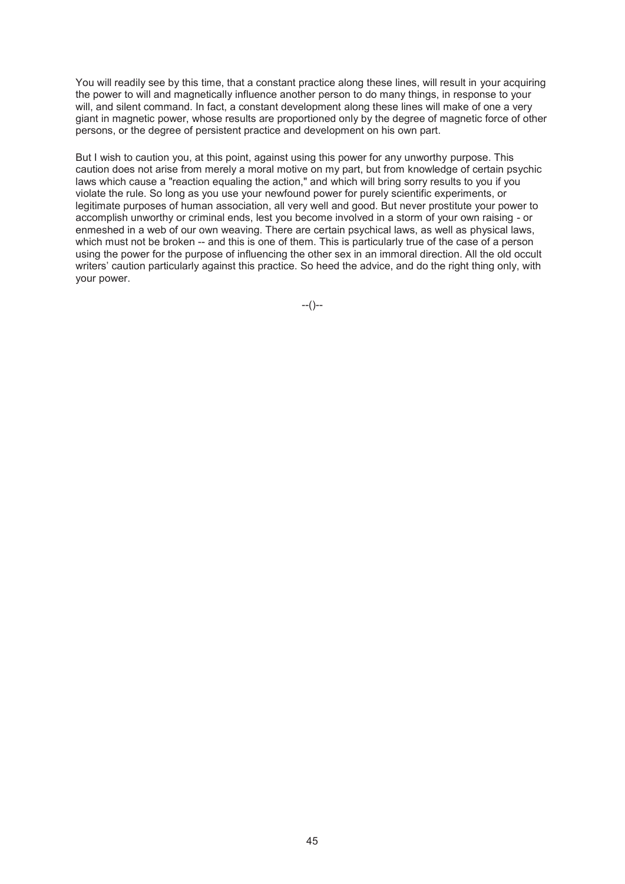You will readily see by this time, that a constant practice along these lines, will result in your acquiring the power to will and magnetically influence another person to do many things, in response to your will, and silent command. In fact, a constant development along these lines will make of one a very giant in magnetic power, whose results are proportioned only by the degree of magnetic force of other persons, or the degree of persistent practice and development on his own part.

But I wish to caution you, at this point, against using this power for any unworthy purpose. This caution does not arise from merely a moral motive on my part, but from knowledge of certain psychic laws which cause a "reaction equaling the action," and which will bring sorry results to you if you violate the rule. So long as you use your newfound power for purely scientific experiments, or legitimate purposes of human association, all very well and good. But never prostitute your power to accomplish unworthy or criminal ends, lest you become involved in a storm of your own raising - or enmeshed in a web of our own weaving. There are certain psychical laws, as well as physical laws, which must not be broken -- and this is one of them. This is particularly true of the case of a person using the power for the purpose of influencing the other sex in an immoral direction. All the old occult writers' caution particularly against this practice. So heed the advice, and do the right thing only, with your power.

--()--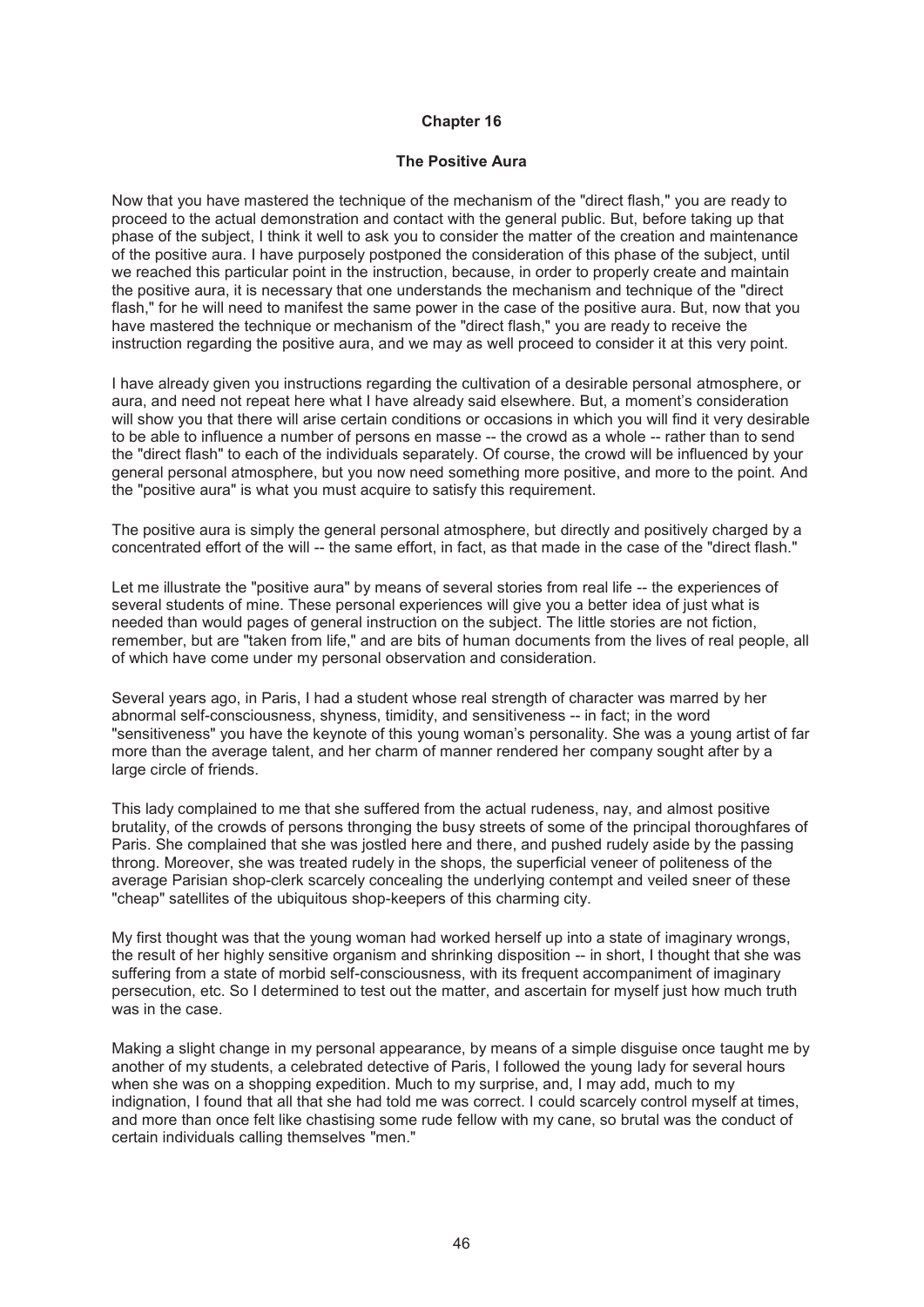# Chapter 16

## The Positive Aura

Now that you have mastered the technique of the mechanism of the "direct flash," you are ready to proceed to the actual demonstration and contact with the general public. But, before taking up that phase of the subject, I think it well to ask you to consider the matter of the creation and maintenance of the positive aura. I have purposely postponed the consideration of this phase of the subject, until we reached this particular point in the instruction, because, in order to properly create and maintain the positive aura, it is necessary that one understands the mechanism and technique of the "direct flash," for he will need to manifest the same power in the case of the positive aura. But, now that you have mastered the technique or mechanism of the "direct flash," you are ready to receive the instruction regarding the positive aura, and we may as well proceed to consider it at this very point.

I have already given you instructions regarding the cultivation of a desirable personal atmosphere, or aura, and need not repeat here what I have already said elsewhere. But, a moment's consideration will show you that there will arise certain conditions or occasions in which you will find it very desirable to be able to influence a number of persons en masse -- the crowd as a whole -- rather than to send the "direct flash" to each of the individuals separately. Of course, the crowd will be influenced by your general personal atmosphere, but you now need something more positive, and more to the point. And the "positive aura" is what you must acquire to satisfy this requirement.

The positive aura is simply the general personal atmosphere, but directly and positively charged by a concentrated effort of the will -- the same effort, in fact, as that made in the case of the "direct flash."

Let me illustrate the "positive aura" by means of several stories from real life -- the experiences of several students of mine. These personal experiences will give you a better idea of just what is needed than would pages of general instruction on the subject. The little stories are not fiction, remember, but are "taken from life," and are bits of human documents from the lives of real people, all of which have come under my personal observation and consideration.

Several years ago, in Paris, I had a student whose real strength of character was marred by her abnormal self-consciousness, shyness, timidity, and sensitiveness -- in fact; in the word "sensitiveness" you have the keynote of this young woman's personality. She was a young artist of far more than the average talent, and her charm of manner rendered her company sought after by a large circle of friends.

This lady complained to me that she suffered from the actual rudeness, nay, and almost positive brutality, of the crowds of persons thronging the busy streets of some of the principal thoroughfares of Paris. She complained that she was jostled here and there, and pushed rudely aside by the passing throng. Moreover, she was treated rudely in the shops, the superficial veneer of politeness of the average Parisian shop-clerk scarcely concealing the underlying contempt and veiled sneer of these "cheap" satellites of the ubiquitous shop-keepers of this charming city.

My first thought was that the young woman had worked herself up into a state of imaginary wrongs, the result of her highly sensitive organism and shrinking disposition -- in short, I thought that she was suffering from a state of morbid self-consciousness, with its frequent accompaniment of imaginary persecution, etc. So I determined to test out the matter, and ascertain for myself just how much truth was in the case.

Making a slight change in my personal appearance, by means of a simple disguise once taught me by another of my students, a celebrated detective of Paris, I followed the young lady for several hours when she was on a shopping expedition. Much to my surprise, and, I may add, much to my indignation, I found that all that she had told me was correct. I could scarcely control myself at times, and more than once felt like chastising some rude fellow with my cane, so brutal was the conduct of certain individuals calling themselves "men."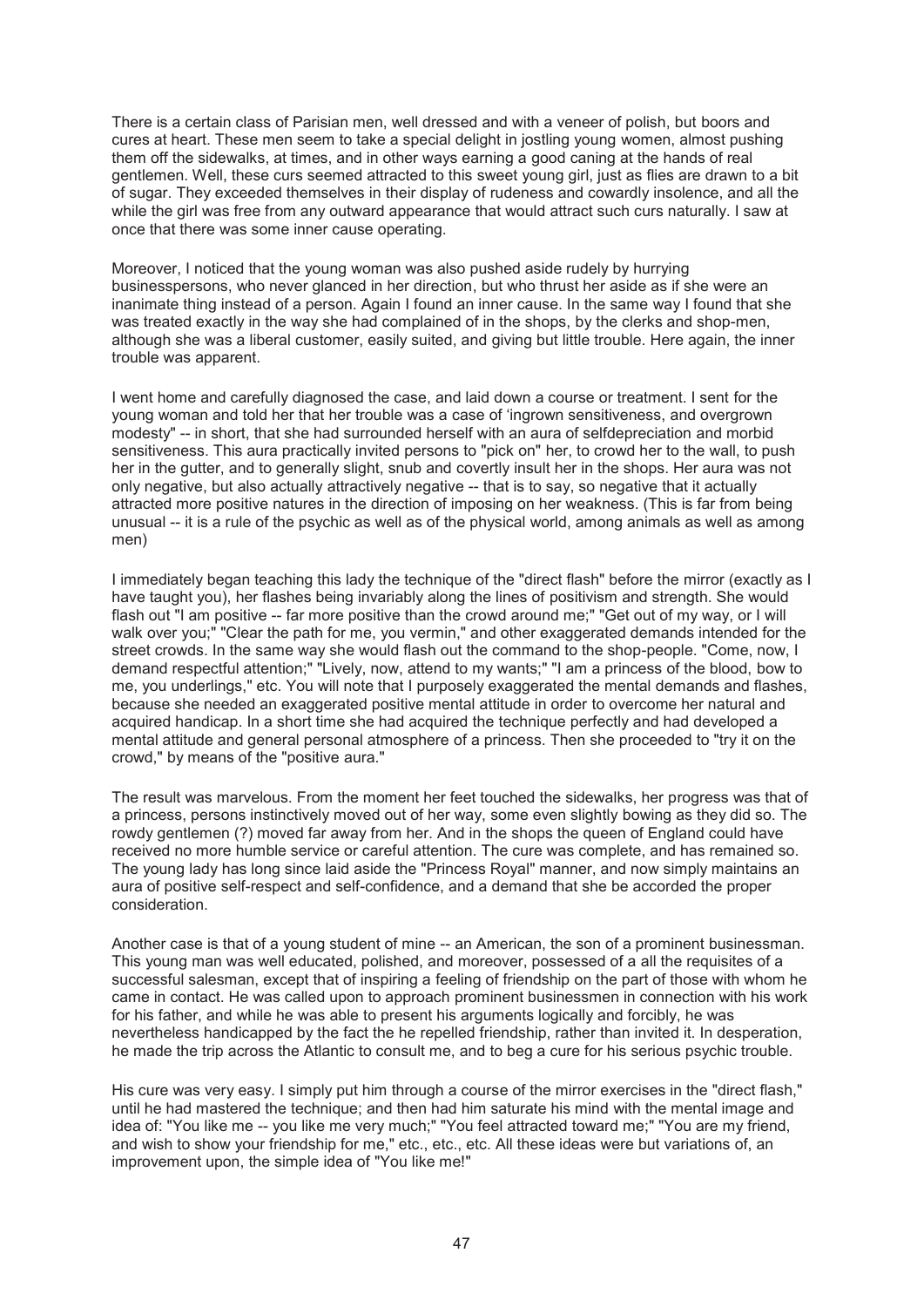There is a certain class of Parisian men, well dressed and with a veneer of polish, but boors and cures at heart. These men seem to take a special delight in jostling young women, almost pushing them off the sidewalks, at times, and in other ways earning a good caning at the hands of real gentlemen. Well, these curs seemed attracted to this sweet young girl, just as flies are drawn to a bit of sugar. They exceeded themselves in their display of rudeness and cowardly insolence, and all the while the girl was free from any outward appearance that would attract such curs naturally. I saw at once that there was some inner cause operating.

Moreover, I noticed that the young woman was also pushed aside rudely by hurrying businesspersons, who never glanced in her direction, but who thrust her aside as if she were an inanimate thing instead of a person. Again I found an inner cause. In the same way I found that she was treated exactly in the way she had complained of in the shops, by the clerks and shop-men, although she was a liberal customer, easily suited, and giving but little trouble. Here again, the inner trouble was apparent.

I went home and carefully diagnosed the case, and laid down a course or treatment. I sent for the young woman and told her that her trouble was a case of 'ingrown sensitiveness, and overgrown modesty" -- in short, that she had surrounded herself with an aura of selfdepreciation and morbid sensitiveness. This aura practically invited persons to "pick on" her, to crowd her to the wall, to push her in the gutter, and to generally slight, snub and covertly insult her in the shops. Her aura was not only negative, but also actually attractively negative -- that is to say, so negative that it actually attracted more positive natures in the direction of imposing on her weakness. (This is far from being unusual -- it is a rule of the psychic as well as of the physical world, among animals as well as among men)

I immediately began teaching this lady the technique of the "direct flash" before the mirror (exactly as I have taught you), her flashes being invariably along the lines of positivism and strength. She would flash out "I am positive -- far more positive than the crowd around me;" "Get out of my way, or I will walk over you;" "Clear the path for me, you vermin," and other exaggerated demands intended for the street crowds. In the same way she would flash out the command to the shop-people. "Come, now, I demand respectful attention;" "Lively, now, attend to my wants;" "I am a princess of the blood, bow to me, you underlings," etc. You will note that I purposely exaggerated the mental demands and flashes, because she needed an exaggerated positive mental attitude in order to overcome her natural and acquired handicap. In a short time she had acquired the technique perfectly and had developed a mental attitude and general personal atmosphere of a princess. Then she proceeded to "try it on the crowd," by means of the "positive aura."

The result was marvelous. From the moment her feet touched the sidewalks, her progress was that of a princess, persons instinctively moved out of her way, some even slightly bowing as they did so. The rowdy gentlemen (?) moved far away from her. And in the shops the queen of England could have received no more humble service or careful attention. The cure was complete, and has remained so. The young lady has long since laid aside the "Princess Royal" manner, and now simply maintains an aura of positive self-respect and self-confidence, and a demand that she be accorded the proper consideration.

Another case is that of a young student of mine -- an American, the son of a prominent businessman. This young man was well educated, polished, and moreover, possessed of a all the requisites of a successful salesman, except that of inspiring a feeling of friendship on the part of those with whom he came in contact. He was called upon to approach prominent businessmen in connection with his work for his father, and while he was able to present his arguments logically and forcibly, he was nevertheless handicapped by the fact the he repelled friendship, rather than invited it. In desperation, he made the trip across the Atlantic to consult me, and to beg a cure for his serious psychic trouble.

His cure was very easy. I simply put him through a course of the mirror exercises in the "direct flash," until he had mastered the technique; and then had him saturate his mind with the mental image and idea of: "You like me -- you like me very much;" "You feel attracted toward me;" "You are my friend, and wish to show your friendship for me," etc., etc., etc. All these ideas were but variations of, an improvement upon, the simple idea of "You like me!"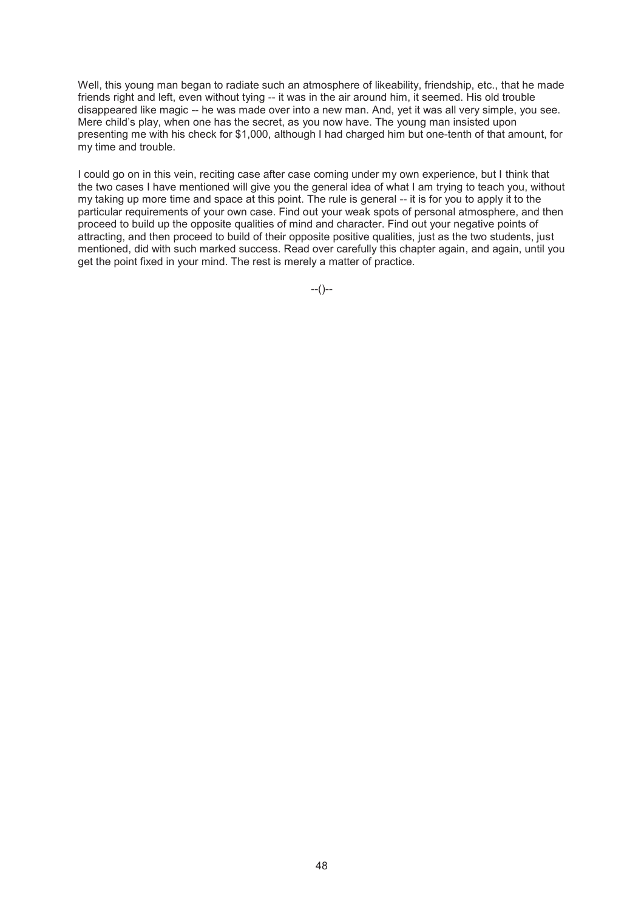Well, this young man began to radiate such an atmosphere of likeability, friendship, etc., that he made friends right and left, even without tying -- it was in the air around him, it seemed. His old trouble disappeared like magic -- he was made over into a new man. And, yet it was all very simple, you see. Mere child's play, when one has the secret, as you now have. The young man insisted upon presenting me with his check for $1,000, although I had charged him but one-tenth of that amount, for my time and trouble.

I could go on in this vein, reciting case after case coming under my own experience, but I think that the two cases I have mentioned will give you the general idea of what I am trying to teach you, without my taking up more time and space at this point. The rule is general -- it is for you to apply it to the particular requirements of your own case. Find out your weak spots of personal atmosphere, and then proceed to build up the opposite qualities of mind and character. Find out your negative points of attracting, and then proceed to build of their opposite positive qualities, just as the two students, just mentioned, did with such marked success. Read over carefully this chapter again, and again, until you get the point fixed in your mind. The rest is merely a matter of practice.

--()--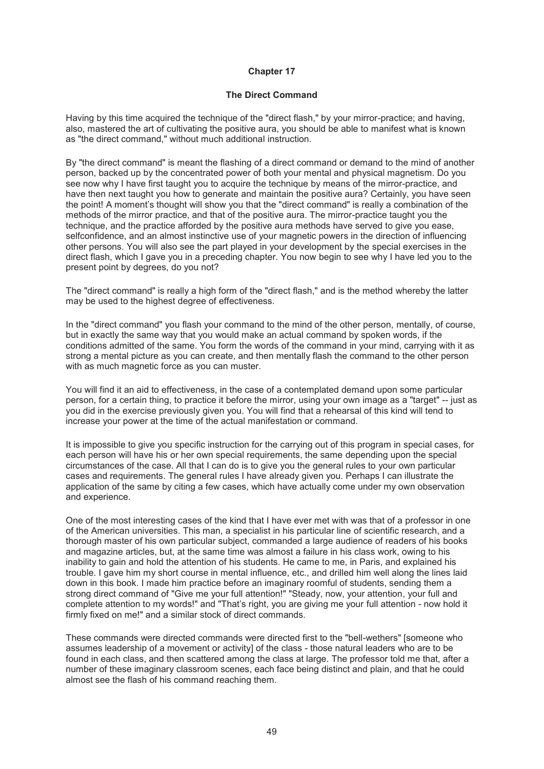**Chapter 17**

**The Direct Command**

Having by this time acquired the technique of the "direct flash," by your mirror-practice; and having, also, mastered the art of cultivating the positive aura, you should be able to manifest what is known as "the direct command," without much additional instruction.

By "the direct command" is meant the flashing of a direct command or demand to the mind of another person, backed up by the concentrated power of both your mental and physical magnetism. Do you see now why I have first taught you to acquire the technique by means of the mirror-practice, and have then next taught you how to generate and maintain the positive aura? Certainly, you have seen the point! A moment's thought will show you that the "direct command" is really a combination of the methods of the mirror practice, and that of the positive aura. The mirror-practice taught you the technique, and the practice afforded by the positive aura methods have served to give you ease, selfconfidence, and an almost instinctive use of your magnetic powers in the direction of influencing other persons. You will also see the part played in your development by the special exercises in the direct flash, which I gave you in a preceding chapter. You now begin to see why I have led you to the present point by degrees, do you not?

The "direct command" is really a high form of the "direct flash," and is the method whereby the latter may be used to the highest degree of effectiveness.

In the "direct command" you flash your command to the mind of the other person, mentally, of course, but in exactly the same way that you would make an actual command by spoken words, if the conditions admitted of the same. You form the words of the command in your mind, carrying with it as strong a mental picture as you can create, and then mentally flash the command to the other person with as much magnetic force as you can muster.

You will find it an aid to effectiveness, in the case of a contemplated demand upon some particular person, for a certain thing, to practice it before the mirror, using your own image as a "target" -- just as you did in the exercise previously given you. You will find that a rehearsal of this kind will tend to increase your power at the time of the actual manifestation or command.

It is impossible to give you specific instruction for the carrying out of this program in special cases, for each person will have his or her own special requirements, the same depending upon the special circumstances of the case. All that I can do is to give you the general rules to your own particular cases and requirements. The general rules I have already given you. Perhaps I can illustrate the application of the same by citing a few cases, which have actually come under my own observation and experience.

One of the most interesting cases of the kind that I have ever met with was that of a professor in one of the American universities. This man, a specialist in his particular line of scientific research, and a thorough master of his own particular subject, commanded a large audience of readers of his books and magazine articles, but, at the same time was almost a failure in his class work, owing to his inability to gain and hold the attention of his students. He came to me, in Paris, and explained his trouble. I gave him my short course in mental influence, etc., and drilled him well along the lines laid down in this book. I made him practice before an imaginary roomful of students, sending them a strong direct command of "Give me your full attention!" "Steady, now, your attention, your full and complete attention to my words!" and "That's right, you are giving me your full attention - now hold it firmly fixed on me!" and a similar stock of direct commands.

These commands were directed commands were directed first to the "bell-wethers" [someone who assumes leadership of a movement or activity] of the class - those natural leaders who are to be found in each class, and then scattered among the class at large. The professor told me that, after a number of these imaginary classroom scenes, each face being distinct and plain, and that he could almost see the flash of his command reaching them.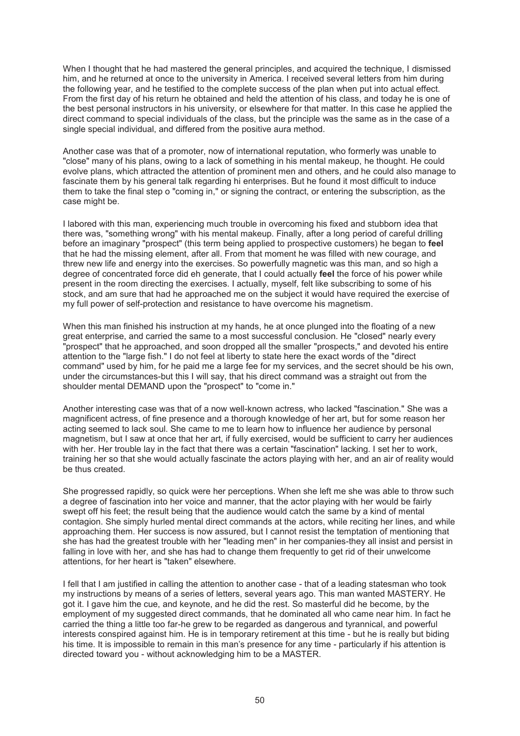When I thought that he had mastered the general principles, and acquired the technique, I dismissed him, and he returned at once to the university in America. I received several letters from him during the following year, and he testified to the complete success of the plan when put into actual effect. From the first day of his return he obtained and held the attention of his class, and today he is one of the best personal instructors in his university, or elsewhere for that matter. In this case he applied the direct command to special individuals of the class, but the principle was the same as in the case of a single special individual, and differed from the positive aura method.

Another case was that of a promoter, now of international reputation, who formerly was unable to "close" many of his plans, owing to a lack of something in his mental makeup, he thought. He could evolve plans, which attracted the attention of prominent men and others, and he could also manage to fascinate them by his general talk regarding hi enterprises. But he found it most difficult to induce them to take the final step o "coming in," or signing the contract, or entering the subscription, as the case might be.

I labored with this man, experiencing much trouble in overcoming his fixed and stubborn idea that there was, "something wrong" with his mental makeup. Finally, after a long period of careful drilling before an imaginary "prospect" (this term being applied to prospective customers) he began to **feel** that he had the missing element, after all. From that moment he was filled with new courage, and threw new life and energy into the exercises. So powerfully magnetic was this man, and so high a degree of concentrated force did eh generate, that I could actually **feel** the force of his power while present in the room directing the exercises. I actually, myself, felt like subscribing to some of his stock, and am sure that had he approached me on the subject it would have required the exercise of my full power of self-protection and resistance to have overcome his magnetism.

When this man finished his instruction at my hands, he at once plunged into the floating of a new great enterprise, and carried the same to a most successful conclusion. He "closed" nearly every "prospect" that he approached, and soon dropped all the smaller "prospects," and devoted his entire attention to the "large fish." I do not feel at liberty to state here the exact words of the "direct command" used by him, for he paid me a large fee for my services, and the secret should be his own, under the circumstances-but this I will say, that his direct command was a straight out from the shoulder mental DEMAND upon the "prospect" to "come in."

Another interesting case was that of a now well-known actress, who lacked "fascination." She was a magnificent actress, of fine presence and a thorough knowledge of her art, but for some reason her acting seemed to lack soul. She came to me to learn how to influence her audience by personal magnetism, but I saw at once that her art, if fully exercised, would be sufficient to carry her audiences with her. Her trouble lay in the fact that there was a certain "fascination" lacking. I set her to work, training her so that she would actually fascinate the actors playing with her, and an air of reality would be thus created.

She progressed rapidly, so quick were her perceptions. When she left me she was able to throw such a degree of fascination into her voice and manner, that the actor playing with her would be fairly swept off his feet; the result being that the audience would catch the same by a kind of mental contagion. She simply hurled mental direct commands at the actors, while reciting her lines, and while approaching them. Her success is now assured, but I cannot resist the temptation of mentioning that she has had the greatest trouble with her "leading men" in her companies-they all insist and persist in falling in love with her, and she has had to change them frequently to get rid of their unwelcome attentions, for her heart is "taken" elsewhere.

I fell that I am justified in calling the attention to another case - that of a leading statesman who took my instructions by means of a series of letters, several years ago. This man wanted MASTERY. He got it. I gave him the cue, and keynote, and he did the rest. So masterful did he become, by the employment of my suggested direct commands, that he dominated all who came near him. In fact he carried the thing a little too far-he grew to be regarded as dangerous and tyrannical, and powerful interests conspired against him. He is in temporary retirement at this time - but he is really but biding his time. It is impossible to remain in this man's presence for any time - particularly if his attention is directed toward you - without acknowledging him to be a MASTER.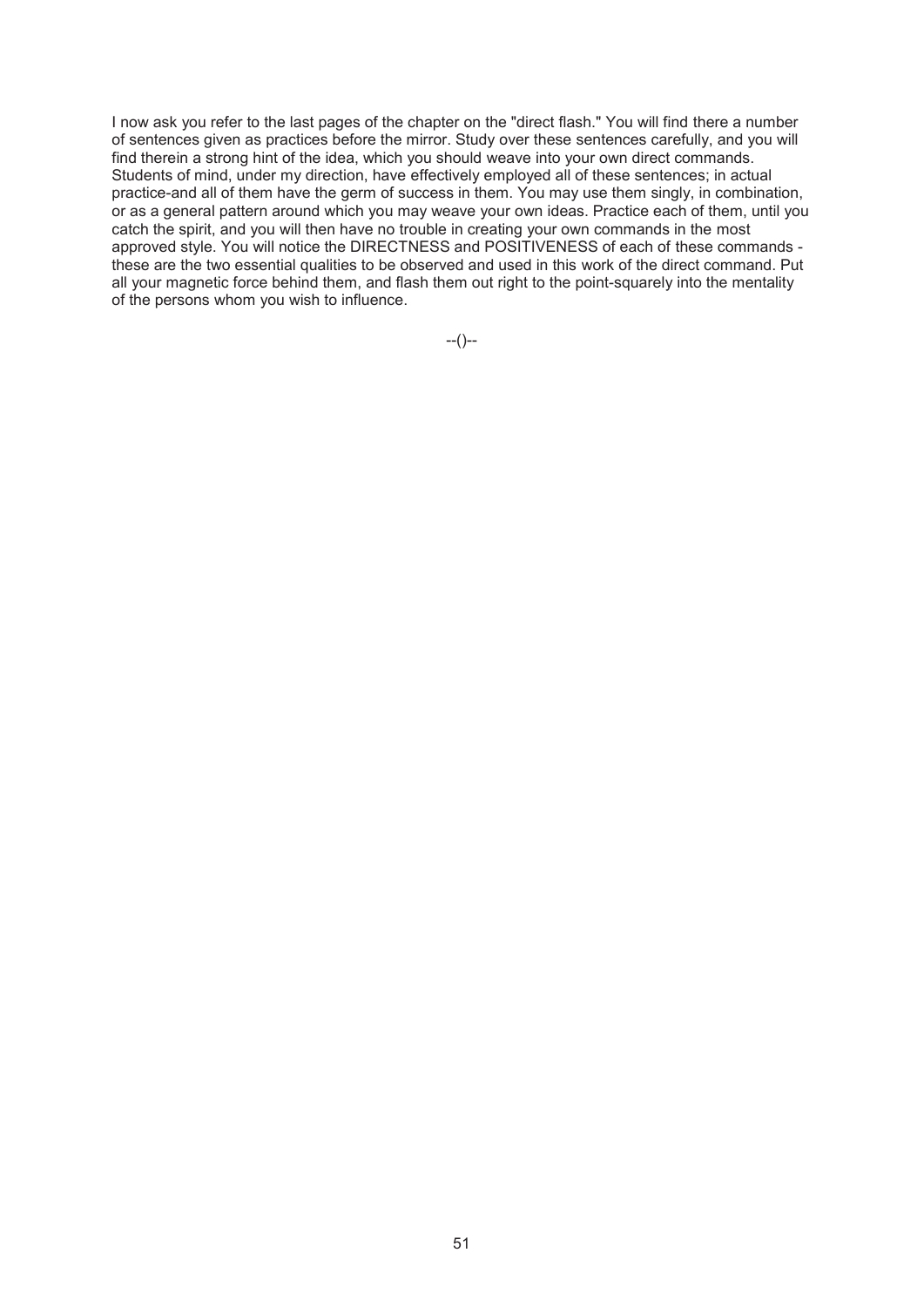I now ask you refer to the last pages of the chapter on the "direct flash." You will find there a number of sentences given as practices before the mirror. Study over these sentences carefully, and you will find therein a strong hint of the idea, which you should weave into your own direct commands. Students of mind, under my direction, have effectively employed all of these sentences; in actual practice-and all of them have the germ of success in them. You may use them singly, in combination, or as a general pattern around which you may weave your own ideas. Practice each of them, until you catch the spirit, and you will then have no trouble in creating your own commands in the most approved style. You will notice the DIRECTNESS and POSITIVENESS of each of these commands - these are the two essential qualities to be observed and used in this work of the direct command. Put all your magnetic force behind them, and flash them out right to the point-squarely into the mentality of the persons whom you wish to influence.

--()--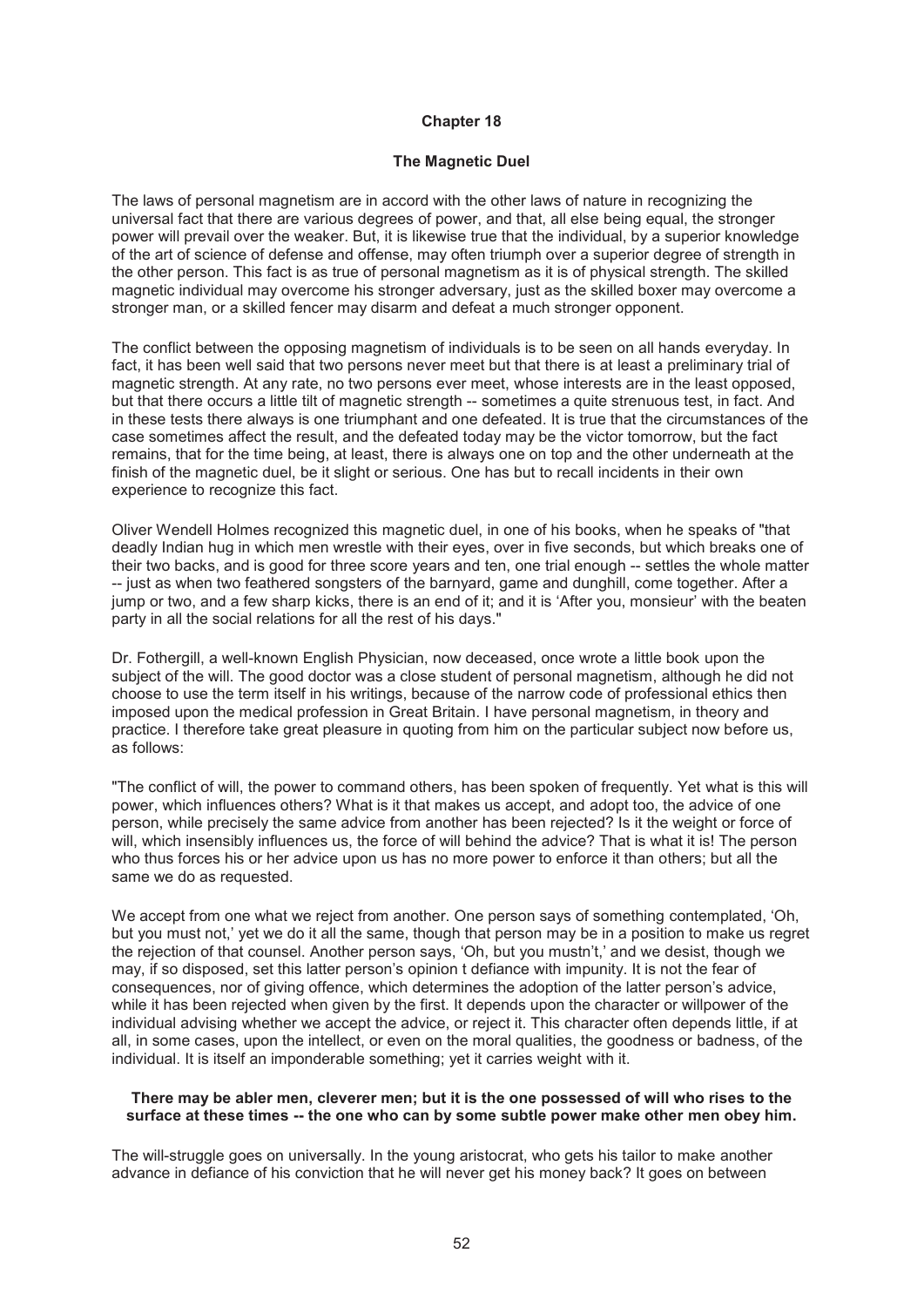## Chapter 18

### The Magnetic Duel

The laws of personal magnetism are in accord with the other laws of nature in recognizing the universal fact that there are various degrees of power, and that, all else being equal, the stronger power will prevail over the weaker. But, it is likewise true that the individual, by a superior knowledge of the art of science of defense and offense, may often triumph over a superior degree of strength in the other person. This fact is as true of personal magnetism as it is of physical strength. The skilled magnetic individual may overcome his stronger adversary, just as the skilled boxer may overcome a stronger man, or a skilled fencer may disarm and defeat a much stronger opponent.

The conflict between the opposing magnetism of individuals is to be seen on all hands everyday. In fact, it has been well said that two persons never meet but that there is at least a preliminary trial of magnetic strength. At any rate, no two persons ever meet, whose interests are in the least opposed, but that there occurs a little tilt of magnetic strength -- sometimes a quite strenuous test, in fact. And in these tests there always is one triumphant and one defeated. It is true that the circumstances of the case sometimes affect the result, and the defeated today may be the victor tomorrow, but the fact remains, that for the time being, at least, there is always one on top and the other underneath at the finish of the magnetic duel, be it slight or serious. One has but to recall incidents in their own experience to recognize this fact.

Oliver Wendell Holmes recognized this magnetic duel, in one of his books, when he speaks of "that deadly Indian hug in which men wrestle with their eyes, over in five seconds, but which breaks one of their two backs, and is good for three score years and ten, one trial enough -- settles the whole matter -- just as when two feathered songsters of the barnyard, game and dunghill, come together. After a jump or two, and a few sharp kicks, there is an end of it; and it is 'After you, monsieur' with the beaten party in all the social relations for all the rest of his days."

Dr. Fothergill, a well-known English Physician, now deceased, once wrote a little book upon the subject of the will. The good doctor was a close student of personal magnetism, although he did not choose to use the term itself in his writings, because of the narrow code of professional ethics then imposed upon the medical profession in Great Britain. I have personal magnetism, in theory and practice. I therefore take great pleasure in quoting from him on the particular subject now before us, as follows:

"The conflict of will, the power to command others, has been spoken of frequently. Yet what is this will power, which influences others? What is it that makes us accept, and adopt too, the advice of one person, while precisely the same advice from another has been rejected? Is it the weight or force of will, which insensibly influences us, the force of will behind the advice? That is what it is! The person who thus forces his or her advice upon us has no more power to enforce it than others; but all the same we do as requested.

We accept from one what we reject from another. One person says of something contemplated, 'Oh, but you must not,' yet we do it all the same, though that person may be in a position to make us regret the rejection of that counsel. Another person says, 'Oh, but you mustn't,' and we desist, though we may, if so disposed, set this latter person's opinion t defiance with impunity. It is not the fear of consequences, nor of giving offence, which determines the adoption of the latter person's advice, while it has been rejected when given by the first. It depends upon the character or willpower of the individual advising whether we accept the advice, or reject it. This character often depends little, if at all, in some cases, upon the intellect, or even on the moral qualities, the goodness or badness, of the individual. It is itself an imponderable something; yet it carries weight with it.

**There may be abler men, cleverer men; but it is the one possessed of will who rises to the surface at these times -- the one who can by some subtle power make other men obey him.**

The will-struggle goes on universally. In the young aristocrat, who gets his tailor to make another advance in defiance of his conviction that he will never get his money back? It goes on between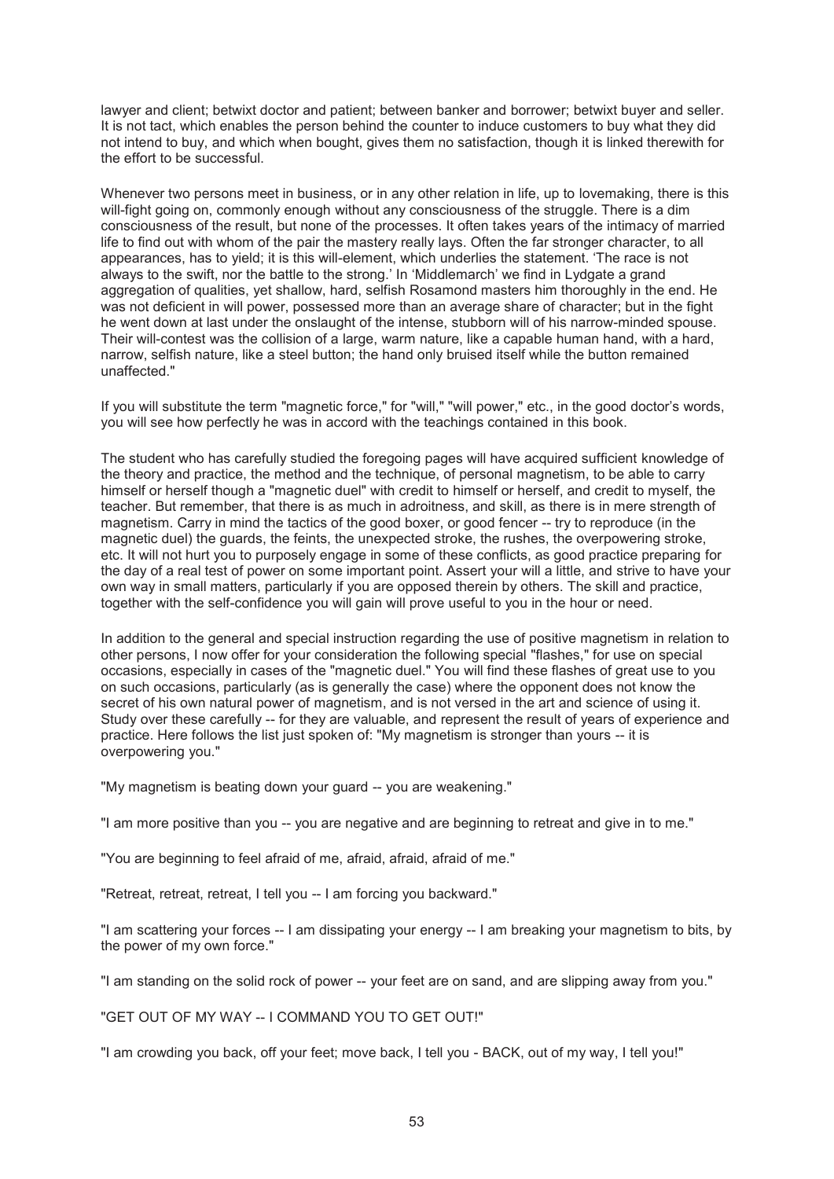lawyer and client; betwixt doctor and patient; between banker and borrower; betwixt buyer and seller. It is not tact, which enables the person behind the counter to induce customers to buy what they did not intend to buy, and which when bought, gives them no satisfaction, though it is linked therewith for the effort to be successful.

Whenever two persons meet in business, or in any other relation in life, up to lovemaking, there is this will-fight going on, commonly enough without any consciousness of the struggle. There is a dim consciousness of the result, but none of the processes. It often takes years of the intimacy of married life to find out with whom of the pair the mastery really lays. Often the far stronger character, to all appearances, has to yield; it is this will-element, which underlies the statement. 'The race is not always to the swift, nor the battle to the strong.' In 'Middlemarch' we find in Lydgate a grand aggregation of qualities, yet shallow, hard, selfish Rosamond masters him thoroughly in the end. He was not deficient in will power, possessed more than an average share of character; but in the fight he went down at last under the onslaught of the intense, stubborn will of his narrow-minded spouse. Their will-contest was the collision of a large, warm nature, like a capable human hand, with a hard, narrow, selfish nature, like a steel button; the hand only bruised itself while the button remained unaffected."

If you will substitute the term "magnetic force," for "will," "will power," etc., in the good doctor's words, you will see how perfectly he was in accord with the teachings contained in this book.

The student who has carefully studied the foregoing pages will have acquired sufficient knowledge of the theory and practice, the method and the technique, of personal magnetism, to be able to carry himself or herself though a "magnetic duel" with credit to himself or herself, and credit to myself, the teacher. But remember, that there is as much in adroitness, and skill, as there is in mere strength of magnetism. Carry in mind the tactics of the good boxer, or good fencer -- try to reproduce (in the magnetic duel) the guards, the feints, the unexpected stroke, the rushes, the overpowering stroke, etc. It will not hurt you to purposely engage in some of these conflicts, as good practice preparing for the day of a real test of power on some important point. Assert your will a little, and strive to have your own way in small matters, particularly if you are opposed therein by others. The skill and practice, together with the self-confidence you will gain will prove useful to you in the hour or need.

In addition to the general and special instruction regarding the use of positive magnetism in relation to other persons, I now offer for your consideration the following special "flashes," for use on special occasions, especially in cases of the "magnetic duel." You will find these flashes of great use to you on such occasions, particularly (as is generally the case) where the opponent does not know the secret of his own natural power of magnetism, and is not versed in the art and science of using it. Study over these carefully -- for they are valuable, and represent the result of years of experience and practice. Here follows the list just spoken of: "My magnetism is stronger than yours -- it is overpowering you."

"My magnetism is beating down your guard -- you are weakening."

"I am more positive than you -- you are negative and are beginning to retreat and give in to me."

"You are beginning to feel afraid of me, afraid, afraid, afraid of me."

"Retreat, retreat, retreat, I tell you -- I am forcing you backward."

"I am scattering your forces -- I am dissipating your energy -- I am breaking your magnetism to bits, by the power of my own force."

"I am standing on the solid rock of power -- your feet are on sand, and are slipping away from you."

"GET OUT OF MY WAY -- I COMMAND YOU TO GET OUT!"

"I am crowding you back, off your feet; move back, I tell you - BACK, out of my way, I tell you!"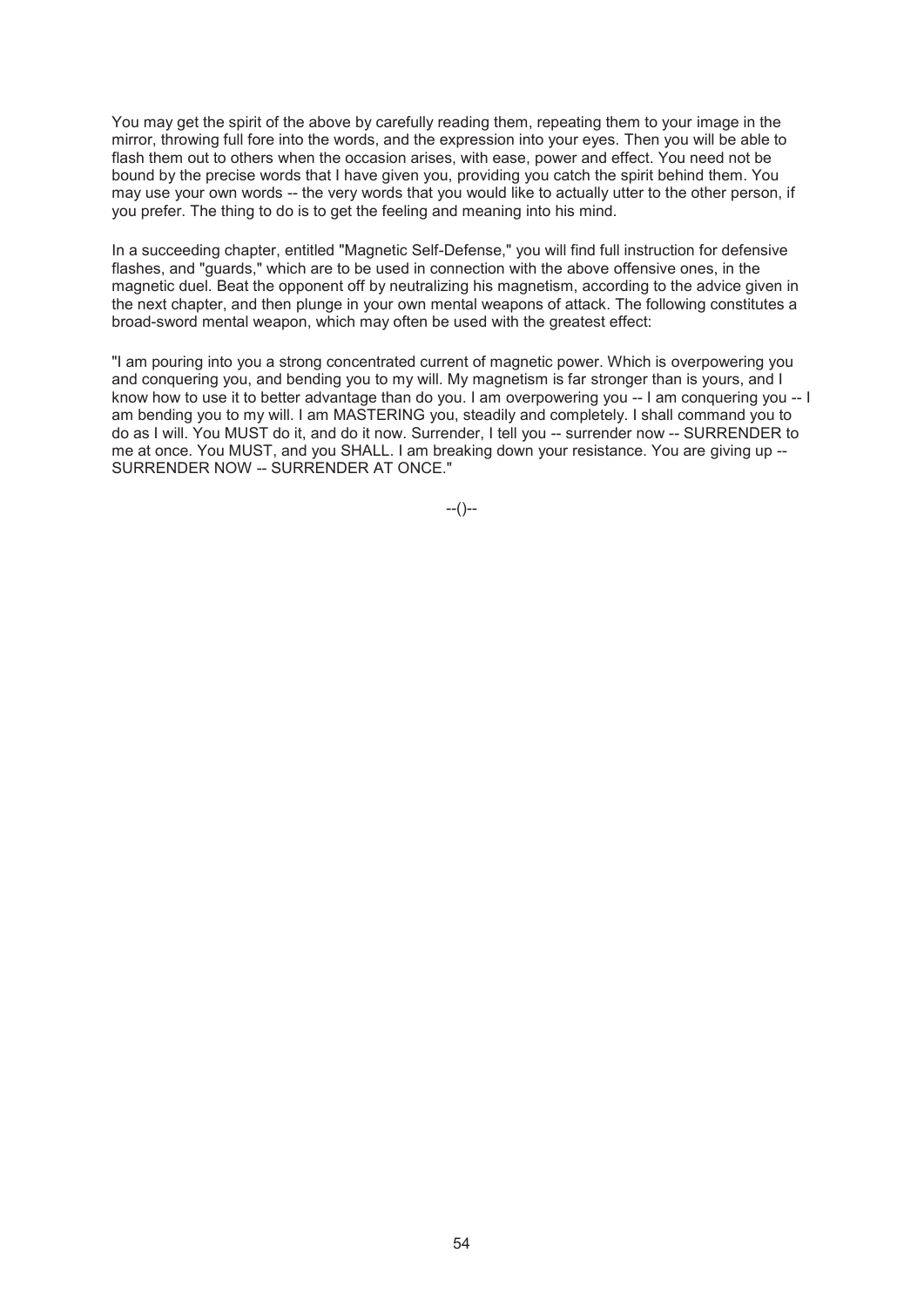You may get the spirit of the above by carefully reading them, repeating them to your image in the mirror, throwing full fore into the words, and the expression into your eyes. Then you will be able to flash them out to others when the occasion arises, with ease, power and effect. You need not be bound by the precise words that I have given you, providing you catch the spirit behind them. You may use your own words -- the very words that you would like to actually utter to the other person, if you prefer. The thing to do is to get the feeling and meaning into his mind.

In a succeeding chapter, entitled "Magnetic Self-Defense," you will find full instruction for defensive flashes, and "guards," which are to be used in connection with the above offensive ones, in the magnetic duel. Beat the opponent off by neutralizing his magnetism, according to the advice given in the next chapter, and then plunge in your own mental weapons of attack. The following constitutes a broad-sword mental weapon, which may often be used with the greatest effect:

"I am pouring into you a strong concentrated current of magnetic power. Which is overpowering you and conquering you, and bending you to my will. My magnetism is far stronger than is yours, and I know how to use it to better advantage than do you. I am overpowering you -- I am conquering you -- I am bending you to my will. I am MASTERING you, steadily and completely. I shall command you to do as I will. You MUST do it, and do it now. Surrender, I tell you -- surrender now -- SURRENDER to me at once. You MUST, and you SHALL. I am breaking down your resistance. You are giving up -- SURRENDER NOW -- SURRENDER AT ONCE."

--()--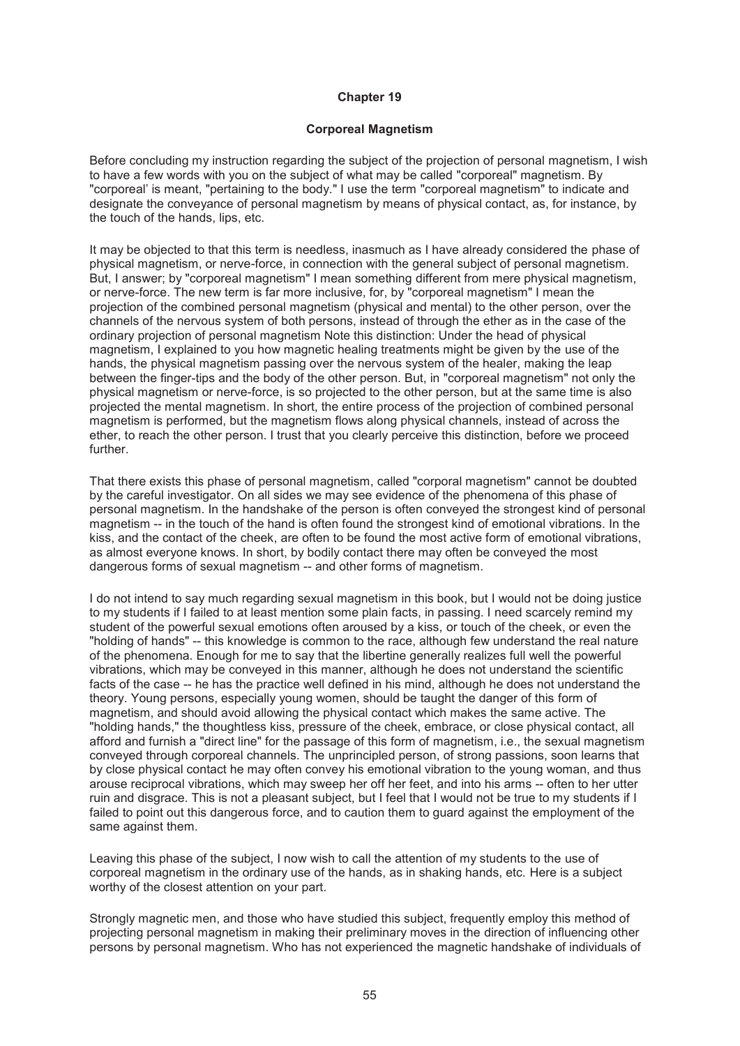## Chapter 19

### Corporeal Magnetism

Before concluding my instruction regarding the subject of the projection of personal magnetism, I wish to have a few words with you on the subject of what may be called "corporeal" magnetism. By "corporeal' is meant, "pertaining to the body." I use the term "corporeal magnetism" to indicate and designate the conveyance of personal magnetism by means of physical contact, as, for instance, by the touch of the hands, lips, etc.

It may be objected to that this term is needless, inasmuch as I have already considered the phase of physical magnetism, or nerve-force, in connection with the general subject of personal magnetism. But, I answer; by "corporeal magnetism" I mean something different from mere physical magnetism, or nerve-force. The new term is far more inclusive, for, by "corporeal magnetism" I mean the projection of the combined personal magnetism (physical and mental) to the other person, over the channels of the nervous system of both persons, instead of through the ether as in the case of the ordinary projection of personal magnetism Note this distinction: Under the head of physical magnetism, I explained to you how magnetic healing treatments might be given by the use of the hands, the physical magnetism passing over the nervous system of the healer, making the leap between the finger-tips and the body of the other person. But, in "corporeal magnetism" not only the physical magnetism or nerve-force, is so projected to the other person, but at the same time is also projected the mental magnetism. In short, the entire process of the projection of combined personal magnetism is performed, but the magnetism flows along physical channels, instead of across the ether, to reach the other person. I trust that you clearly perceive this distinction, before we proceed further.

That there exists this phase of personal magnetism, called "corporal magnetism" cannot be doubted by the careful investigator. On all sides we may see evidence of the phenomena of this phase of personal magnetism. In the handshake of the person is often conveyed the strongest kind of personal magnetism -- in the touch of the hand is often found the strongest kind of emotional vibrations. In the kiss, and the contact of the cheek, are often to be found the most active form of emotional vibrations, as almost everyone knows. In short, by bodily contact there may often be conveyed the most dangerous forms of sexual magnetism -- and other forms of magnetism.

I do not intend to say much regarding sexual magnetism in this book, but I would not be doing justice to my students if I failed to at least mention some plain facts, in passing. I need scarcely remind my student of the powerful sexual emotions often aroused by a kiss, or touch of the cheek, or even the "holding of hands" -- this knowledge is common to the race, although few understand the real nature of the phenomena. Enough for me to say that the libertine generally realizes full well the powerful vibrations, which may be conveyed in this manner, although he does not understand the scientific facts of the case -- he has the practice well defined in his mind, although he does not understand the theory. Young persons, especially young women, should be taught the danger of this form of magnetism, and should avoid allowing the physical contact which makes the same active. The "holding hands," the thoughtless kiss, pressure of the cheek, embrace, or close physical contact, all afford and furnish a "direct line" for the passage of this form of magnetism, i.e., the sexual magnetism conveyed through corporeal channels. The unprincipled person, of strong passions, soon learns that by close physical contact he may often convey his emotional vibration to the young woman, and thus arouse reciprocal vibrations, which may sweep her off her feet, and into his arms -- often to her utter ruin and disgrace. This is not a pleasant subject, but I feel that I would not be true to my students if I failed to point out this dangerous force, and to caution them to guard against the employment of the same against them.

Leaving this phase of the subject, I now wish to call the attention of my students to the use of corporeal magnetism in the ordinary use of the hands, as in shaking hands, etc. Here is a subject worthy of the closest attention on your part.

Strongly magnetic men, and those who have studied this subject, frequently employ this method of projecting personal magnetism in making their preliminary moves in the direction of influencing other persons by personal magnetism. Who has not experienced the magnetic handshake of individuals of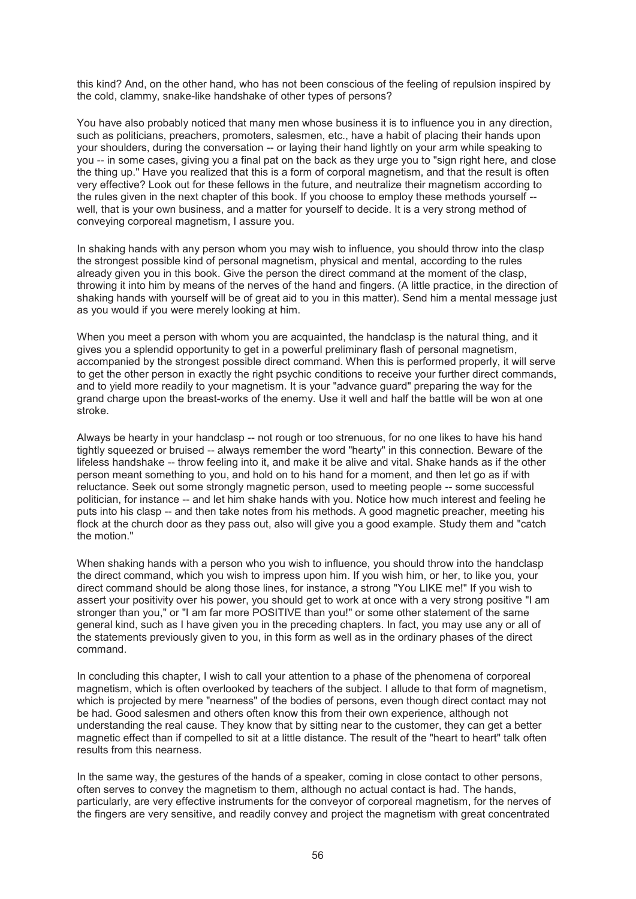this kind? And, on the other hand, who has not been conscious of the feeling of repulsion inspired by the cold, clammy, snake-like handshake of other types of persons?

You have also probably noticed that many men whose business it is to influence you in any direction, such as politicians, preachers, promoters, salesmen, etc., have a habit of placing their hands upon your shoulders, during the conversation -- or laying their hand lightly on your arm while speaking to you -- in some cases, giving you a final pat on the back as they urge you to "sign right here, and close the thing up." Have you realized that this is a form of corporal magnetism, and that the result is often very effective? Look out for these fellows in the future, and neutralize their magnetism according to the rules given in the next chapter of this book. If you choose to employ these methods yourself -- well, that is your own business, and a matter for yourself to decide. It is a very strong method of conveying corporeal magnetism, I assure you.

In shaking hands with any person whom you may wish to influence, you should throw into the clasp the strongest possible kind of personal magnetism, physical and mental, according to the rules already given you in this book. Give the person the direct command at the moment of the clasp, throwing it into him by means of the nerves of the hand and fingers. (A little practice, in the direction of shaking hands with yourself will be of great aid to you in this matter). Send him a mental message just as you would if you were merely looking at him.

When you meet a person with whom you are acquainted, the handclasp is the natural thing, and it gives you a splendid opportunity to get in a powerful preliminary flash of personal magnetism, accompanied by the strongest possible direct command. When this is performed properly, it will serve to get the other person in exactly the right psychic conditions to receive your further direct commands, and to yield more readily to your magnetism. It is your "advance guard" preparing the way for the grand charge upon the breast-works of the enemy. Use it well and half the battle will be won at one stroke.

Always be hearty in your handclasp -- not rough or too strenuous, for no one likes to have his hand tightly squeezed or bruised -- always remember the word "hearty" in this connection. Beware of the lifeless handshake -- throw feeling into it, and make it be alive and vital. Shake hands as if the other person meant something to you, and hold on to his hand for a moment, and then let go as if with reluctance. Seek out some strongly magnetic person, used to meeting people -- some successful politician, for instance -- and let him shake hands with you. Notice how much interest and feeling he puts into his clasp -- and then take notes from his methods. A good magnetic preacher, meeting his flock at the church door as they pass out, also will give you a good example. Study them and "catch the motion."

When shaking hands with a person who you wish to influence, you should throw into the handclasp the direct command, which you wish to impress upon him. If you wish him, or her, to like you, your direct command should be along those lines, for instance, a strong "You LIKE me!" If you wish to assert your positivity over his power, you should get to work at once with a very strong positive "I am stronger than you," or "I am far more POSITIVE than you!" or some other statement of the same general kind, such as I have given you in the preceding chapters. In fact, you may use any or all of the statements previously given to you, in this form as well as in the ordinary phases of the direct command.

In concluding this chapter, I wish to call your attention to a phase of the phenomena of corporeal magnetism, which is often overlooked by teachers of the subject. I allude to that form of magnetism, which is projected by mere "nearness" of the bodies of persons, even though direct contact may not be had. Good salesmen and others often know this from their own experience, although not understanding the real cause. They know that by sitting near to the customer, they can get a better magnetic effect than if compelled to sit at a little distance. The result of the "heart to heart" talk often results from this nearness.

In the same way, the gestures of the hands of a speaker, coming in close contact to other persons, often serves to convey the magnetism to them, although no actual contact is had. The hands, particularly, are very effective instruments for the conveyor of corporeal magnetism, for the nerves of the fingers are very sensitive, and readily convey and project the magnetism with great concentrated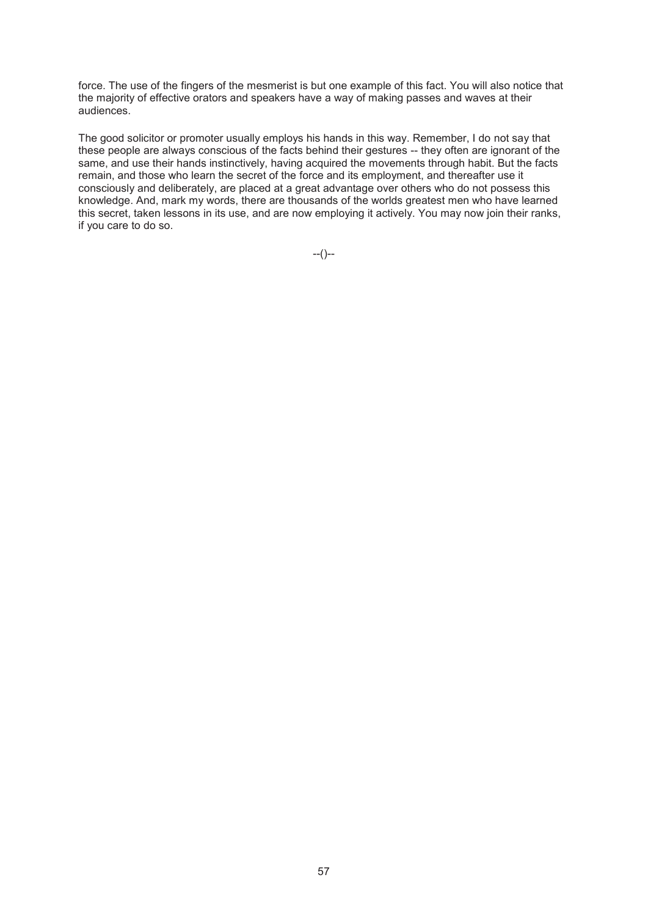force. The use of the fingers of the mesmerist is but one example of this fact. You will also notice that the majority of effective orators and speakers have a way of making passes and waves at their audiences.

The good solicitor or promoter usually employs his hands in this way. Remember, I do not say that these people are always conscious of the facts behind their gestures -- they often are ignorant of the same, and use their hands instinctively, having acquired the movements through habit. But the facts remain, and those who learn the secret of the force and its employment, and thereafter use it consciously and deliberately, are placed at a great advantage over others who do not possess this knowledge. And, mark my words, there are thousands of the worlds greatest men who have learned this secret, taken lessons in its use, and are now employing it actively. You may now join their ranks, if you care to do so.

--()--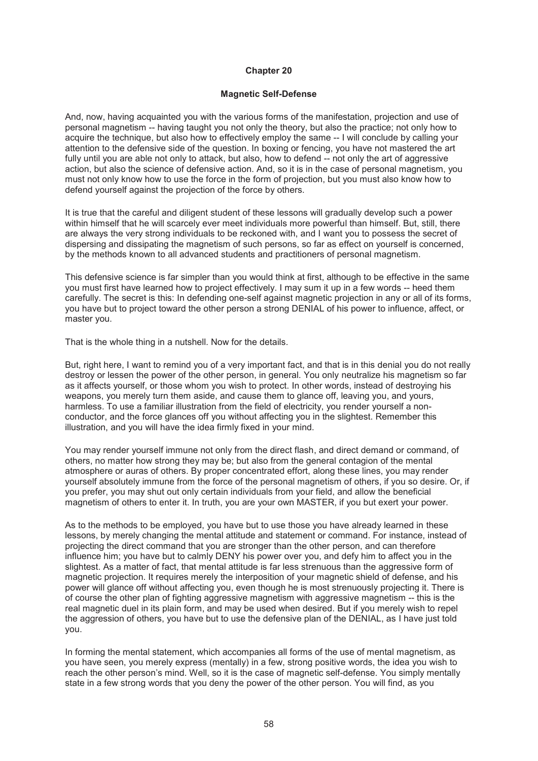## Chapter 20

### Magnetic Self-Defense

And, now, having acquainted you with the various forms of the manifestation, projection and use of personal magnetism -- having taught you not only the theory, but also the practice; not only how to acquire the technique, but also how to effectively employ the same -- I will conclude by calling your attention to the defensive side of the question. In boxing or fencing, you have not mastered the art fully until you are able not only to attack, but also, how to defend -- not only the art of aggressive action, but also the science of defensive action. And, so it is in the case of personal magnetism, you must not only know how to use the force in the form of projection, but you must also know how to defend yourself against the projection of the force by others.

It is true that the careful and diligent student of these lessons will gradually develop such a power within himself that he will scarcely ever meet individuals more powerful than himself. But, still, there are always the very strong individuals to be reckoned with, and I want you to possess the secret of dispersing and dissipating the magnetism of such persons, so far as effect on yourself is concerned, by the methods known to all advanced students and practitioners of personal magnetism.

This defensive science is far simpler than you would think at first, although to be effective in the same you must first have learned how to project effectively. I may sum it up in a few words -- heed them carefully. The secret is this: In defending one-self against magnetic projection in any or all of its forms, you have but to project toward the other person a strong DENIAL of his power to influence, affect, or master you.

That is the whole thing in a nutshell. Now for the details.

But, right here, I want to remind you of a very important fact, and that is in this denial you do not really destroy or lessen the power of the other person, in general. You only neutralize his magnetism so far as it affects yourself, or those whom you wish to protect. In other words, instead of destroying his weapons, you merely turn them aside, and cause them to glance off, leaving you, and yours, harmless. To use a familiar illustration from the field of electricity, you render yourself a non-conductor, and the force glances off you without affecting you in the slightest. Remember this illustration, and you will have the idea firmly fixed in your mind.

You may render yourself immune not only from the direct flash, and direct demand or command, of others, no matter how strong they may be; but also from the general contagion of the mental atmosphere or auras of others. By proper concentrated effort, along these lines, you may render yourself absolutely immune from the force of the personal magnetism of others, if you so desire. Or, if you prefer, you may shut out only certain individuals from your field, and allow the beneficial magnetism of others to enter it. In truth, you are your own MASTER, if you but exert your power.

As to the methods to be employed, you have but to use those you have already learned in these lessons, by merely changing the mental attitude and statement or command. For instance, instead of projecting the direct command that you are stronger than the other person, and can therefore influence him; you have but to calmly DENY his power over you, and defy him to affect you in the slightest. As a matter of fact, that mental attitude is far less strenuous than the aggressive form of magnetic projection. It requires merely the interposition of your magnetic shield of defense, and his power will glance off without affecting you, even though he is most strenuously projecting it. There is of course the other plan of fighting aggressive magnetism with aggressive magnetism -- this is the real magnetic duel in its plain form, and may be used when desired. But if you merely wish to repel the aggression of others, you have but to use the defensive plan of the DENIAL, as I have just told you.

In forming the mental statement, which accompanies all forms of the use of mental magnetism, as you have seen, you merely express (mentally) in a few, strong positive words, the idea you wish to reach the other person's mind. Well, so it is the case of magnetic self-defense. You simply mentally state in a few strong words that you deny the power of the other person. You will find, as you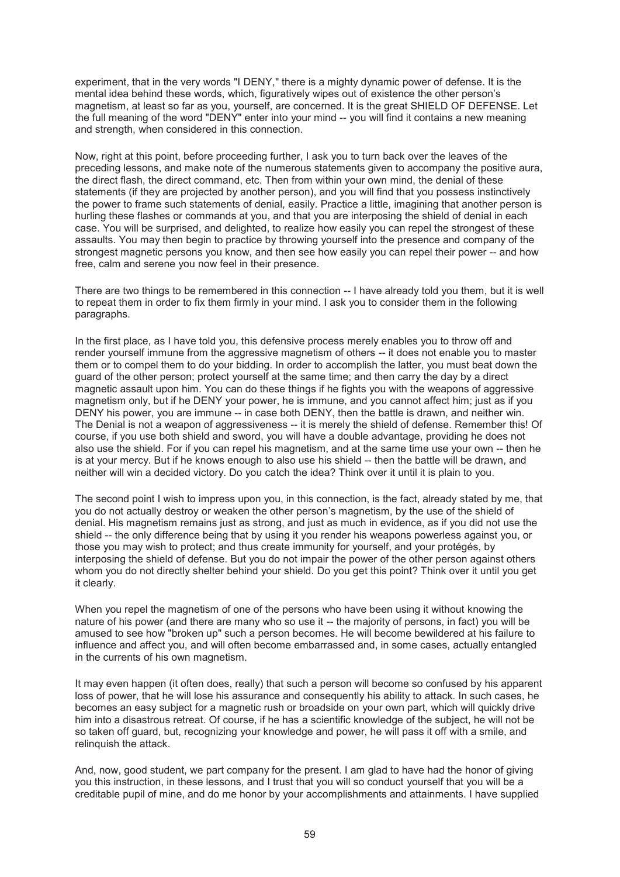experiment, that in the very words "I DENY," there is a mighty dynamic power of defense. It is the mental idea behind these words, which, figuratively wipes out of existence the other person's magnetism, at least so far as you, yourself, are concerned. It is the great SHIELD OF DEFENSE. Let the full meaning of the word "DENY" enter into your mind -- you will find it contains a new meaning and strength, when considered in this connection.

Now, right at this point, before proceeding further, I ask you to turn back over the leaves of the preceding lessons, and make note of the numerous statements given to accompany the positive aura, the direct flash, the direct command, etc. Then from within your own mind, the denial of these statements (if they are projected by another person), and you will find that you possess instinctively the power to frame such statements of denial, easily. Practice a little, imagining that another person is hurling these flashes or commands at you, and that you are interposing the shield of denial in each case. You will be surprised, and delighted, to realize how easily you can repel the strongest of these assaults. You may then begin to practice by throwing yourself into the presence and company of the strongest magnetic persons you know, and then see how easily you can repel their power -- and how free, calm and serene you now feel in their presence.

There are two things to be remembered in this connection -- I have already told you them, but it is well to repeat them in order to fix them firmly in your mind. I ask you to consider them in the following paragraphs.

In the first place, as I have told you, this defensive process merely enables you to throw off and render yourself immune from the aggressive magnetism of others -- it does not enable you to master them or to compel them to do your bidding. In order to accomplish the latter, you must beat down the guard of the other person; protect yourself at the same time; and then carry the day by a direct magnetic assault upon him. You can do these things if he fights you with the weapons of aggressive magnetism only, but if he DENY your power, he is immune, and you cannot affect him; just as if you DENY his power, you are immune -- in case both DENY, then the battle is drawn, and neither win. The Denial is not a weapon of aggressiveness -- it is merely the shield of defense. Remember this! Of course, if you use both shield and sword, you will have a double advantage, providing he does not also use the shield. For if you can repel his magnetism, and at the same time use your own -- then he is at your mercy. But if he knows enough to also use his shield -- then the battle will be drawn, and neither will win a decided victory. Do you catch the idea? Think over it until it is plain to you.

The second point I wish to impress upon you, in this connection, is the fact, already stated by me, that you do not actually destroy or weaken the other person's magnetism, by the use of the shield of denial. His magnetism remains just as strong, and just as much in evidence, as if you did not use the shield -- the only difference being that by using it you render his weapons powerless against you, or those you may wish to protect; and thus create immunity for yourself, and your protégés, by interposing the shield of defense. But you do not impair the power of the other person against others whom you do not directly shelter behind your shield. Do you get this point? Think over it until you get it clearly.

When you repel the magnetism of one of the persons who have been using it without knowing the nature of his power (and there are many who so use it -- the majority of persons, in fact) you will be amused to see how "broken up" such a person becomes. He will become bewildered at his failure to influence and affect you, and will often become embarrassed and, in some cases, actually entangled in the currents of his own magnetism.

It may even happen (it often does, really) that such a person will become so confused by his apparent loss of power, that he will lose his assurance and consequently his ability to attack. In such cases, he becomes an easy subject for a magnetic rush or broadside on your own part, which will quickly drive him into a disastrous retreat. Of course, if he has a scientific knowledge of the subject, he will not be so taken off guard, but, recognizing your knowledge and power, he will pass it off with a smile, and relinquish the attack.

And, now, good student, we part company for the present. I am glad to have had the honor of giving you this instruction, in these lessons, and I trust that you will so conduct yourself that you will be a creditable pupil of mine, and do me honor by your accomplishments and attainments. I have supplied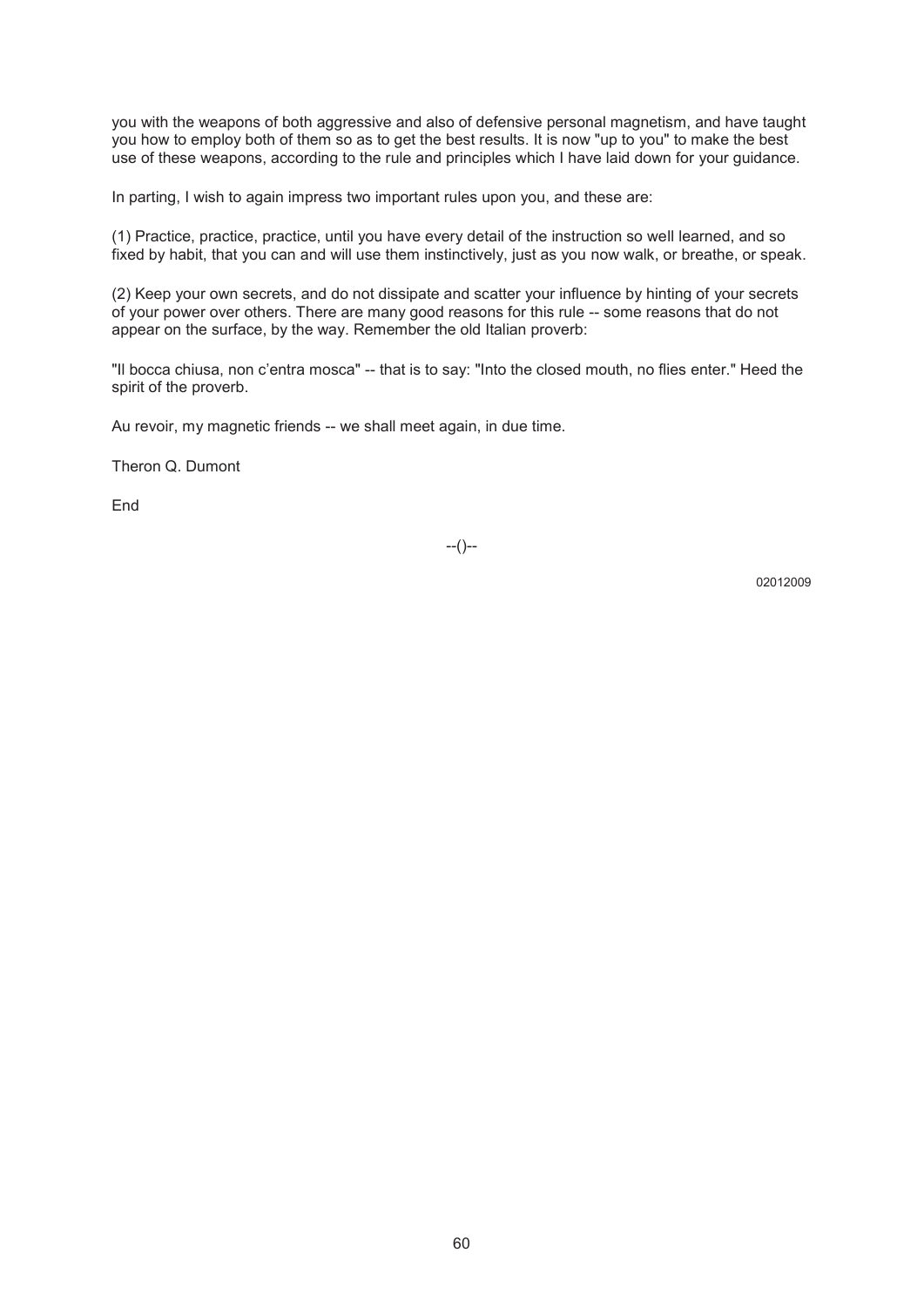you with the weapons of both aggressive and also of defensive personal magnetism, and have taught you how to employ both of them so as to get the best results. It is now "up to you" to make the best use of these weapons, according to the rule and principles which I have laid down for your guidance.

In parting, I wish to again impress two important rules upon you, and these are:

(1) Practice, practice, practice, until you have every detail of the instruction so well learned, and so fixed by habit, that you can and will use them instinctively, just as you now walk, or breathe, or speak.

(2) Keep your own secrets, and do not dissipate and scatter your influence by hinting of your secrets of your power over others. There are many good reasons for this rule -- some reasons that do not appear on the surface, by the way. Remember the old Italian proverb:

"Il bocca chiusa, non c'entra mosca" -- that is to say: "Into the closed mouth, no flies enter." Heed the spirit of the proverb.

Au revoir, my magnetic friends -- we shall meet again, in due time.

Theron Q. Dumont

End

--()--

02012009